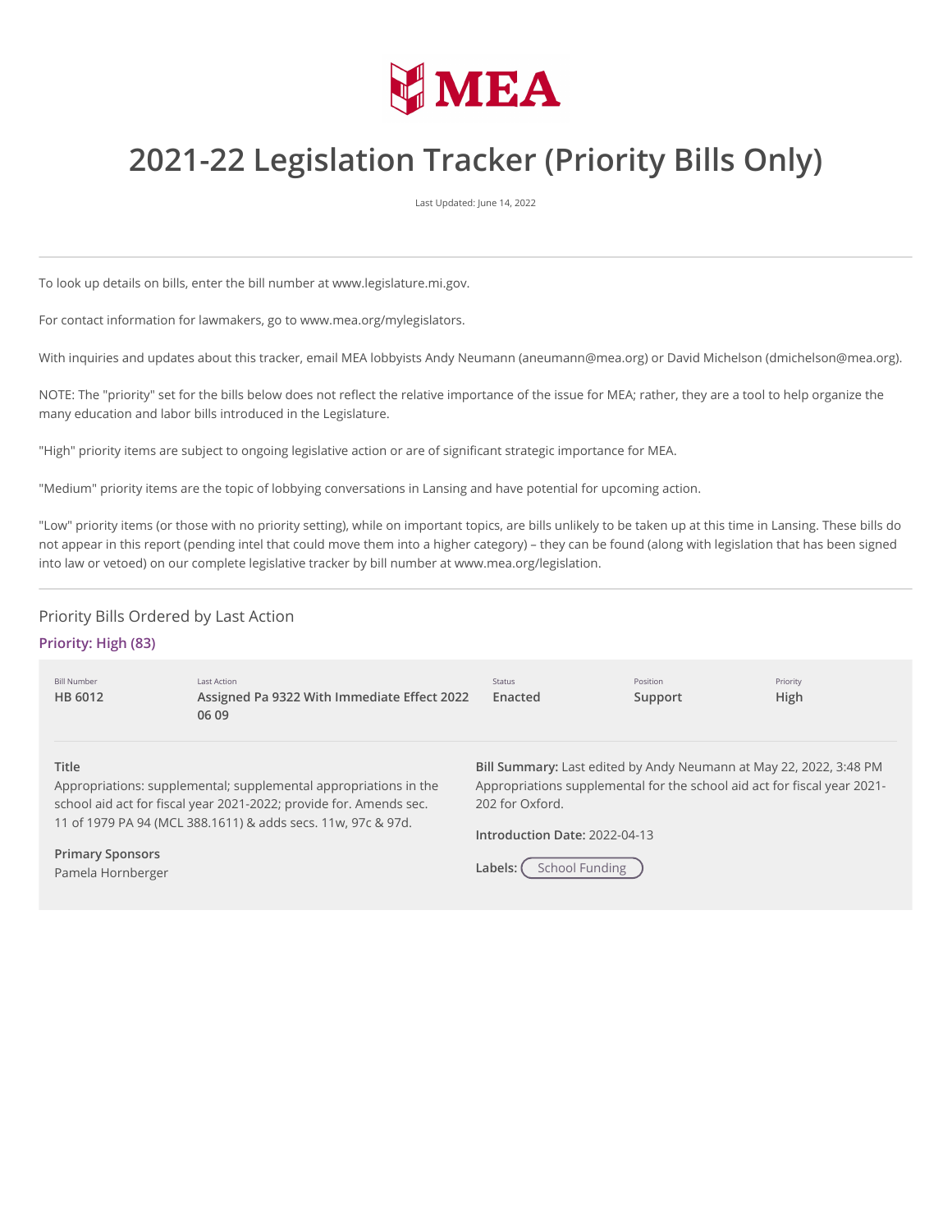MEA

# 2021-22 Legislation Tracker (Priority Bills Only)

Last Updated: June 14, 2022

---

To look up details on bills, enter the bill number at www.legislature.mi.gov.

For contact information for lawmakers, go to www.mea.org/mylegislators.

With inquiries and updates about this tracker, email MEA lobbyists Andy Neumann (aneumann@mea.org) or David Michelson (dmichelson@mea.org).

NOTE: The "priority" set for the bills below does not reflect the relative importance of the issue for MEA; rather, they are a tool to help organize the many education and labor bills introduced in the Legislature.

"High" priority items are subject to ongoing legislative action or are of significant strategic importance for MEA.

"Medium" priority items are the topic of lobbying conversations in Lansing and have potential for upcoming action.

"Low" priority items (or those with no priority setting), while on important topics, are bills unlikely to be taken up at this time in Lansing. These bills do not appear in this report (pending intel that could move them into a higher category) – they can be found (along with legislation that has been signed into law or vetoed) on our complete legislative tracker by bill number at www.mea.org/legislation.

---

## Priority Bills Ordered by Last Action

### Priority: High (83)

| Bill Number | Last Action | Status | Position | Priority |
| --- | --- | --- | --- | --- |
| HB 6012 | Assigned Pa 9322 With Immediate Effect 2022 06 09 | Enacted | Support | High |

**Title**
Appropriations: supplemental; supplemental appropriations in the school aid act for fiscal year 2021-2022; provide for. Amends sec. 11 of 1979 PA 94 (MCL 388.1611) & adds secs. 11w, 97c & 97d.

**Primary Sponsors**
Pamela Hornberger

**Bill Summary:** Last edited by Andy Neumann at May 22, 2022, 3:48 PM
Appropriations supplemental for the school aid act for fiscal year 2021-202 for Oxford.

**Introduction Date:** 2022-04-13

**Labels:** School Funding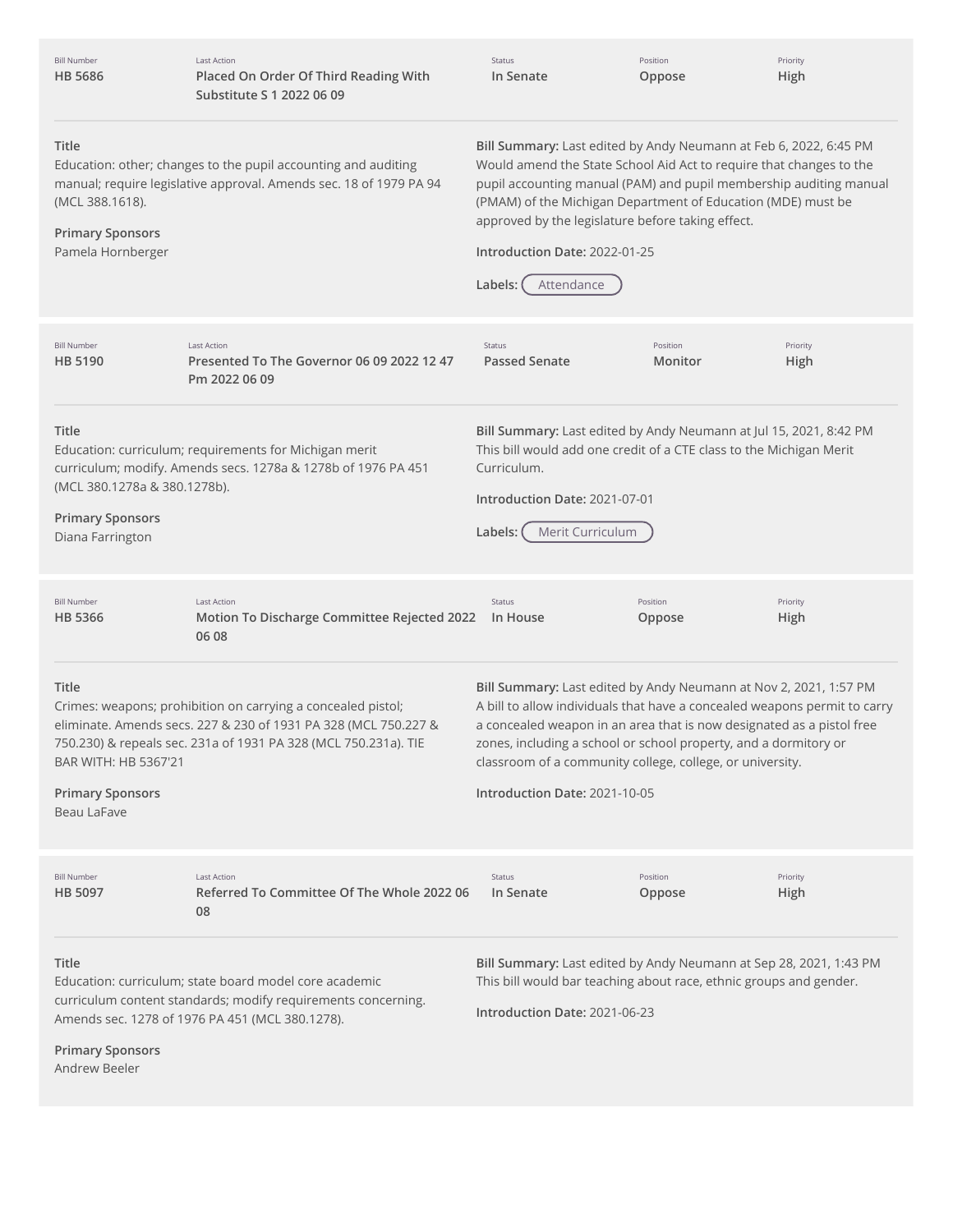| Bill Number | Last Action | Status | Position | Priority |
| --- | --- | --- | --- | --- |
| **HB 5686** | **Placed On Order Of Third Reading With Substitute S 1 2022 06 09** | **In Senate** | **Oppose** | **High** |

**Title**
Education: other; changes to the pupil accounting and auditing manual; require legislative approval. Amends sec. 18 of 1979 PA 94 (MCL 388.1618).

**Primary Sponsors**
Pamela Hornberger

**Bill Summary:** Last edited by Andy Neumann at Feb 6, 2022, 6:45 PM
Would amend the State School Aid Act to require that changes to the pupil accounting manual (PAM) and pupil membership auditing manual (PMAM) of the Michigan Department of Education (MDE) must be approved by the legislature before taking effect.

**Introduction Date:** 2022-01-25

**Labels:** Attendance

---

| Bill Number | Last Action | Status | Position | Priority |
| --- | --- | --- | --- | --- |
| **HB 5190** | **Presented To The Governor 06 09 2022 12 47 Pm 2022 06 09** | **Passed Senate** | **Monitor** | **High** |

**Title**
Education: curriculum; requirements for Michigan merit curriculum; modify. Amends secs. 1278a & 1278b of 1976 PA 451 (MCL 380.1278a & 380.1278b).

**Primary Sponsors**
Diana Farrington

**Bill Summary:** Last edited by Andy Neumann at Jul 15, 2021, 8:42 PM
This bill would add one credit of a CTE class to the Michigan Merit Curriculum.

**Introduction Date:** 2021-07-01

**Labels:** Merit Curriculum

---

| Bill Number | Last Action | Status | Position | Priority |
| --- | --- | --- | --- | --- |
| **HB 5366** | **Motion To Discharge Committee Rejected 2022 06 08** | **In House** | **Oppose** | **High** |

**Title**
Crimes: weapons; prohibition on carrying a concealed pistol; eliminate. Amends secs. 227 & 230 of 1931 PA 328 (MCL 750.227 & 750.230) & repeals sec. 231a of 1931 PA 328 (MCL 750.231a). TIE BAR WITH: HB 5367'21

**Primary Sponsors**
Beau LaFave

**Bill Summary:** Last edited by Andy Neumann at Nov 2, 2021, 1:57 PM
A bill to allow individuals that have a concealed weapons permit to carry a concealed weapon in an area that is now designated as a pistol free zones, including a school or school property, and a dormitory or classroom of a community college, college, or university.

**Introduction Date:** 2021-10-05

---

| Bill Number | Last Action | Status | Position | Priority |
| --- | --- | --- | --- | --- |
| **HB 5097** | **Referred To Committee Of The Whole 2022 06 08** | **In Senate** | **Oppose** | **High** |

**Title**
Education: curriculum; state board model core academic curriculum content standards; modify requirements concerning. Amends sec. 1278 of 1976 PA 451 (MCL 380.1278).

**Primary Sponsors**
Andrew Beeler

**Bill Summary:** Last edited by Andy Neumann at Sep 28, 2021, 1:43 PM
This bill would bar teaching about race, ethnic groups and gender.

**Introduction Date:** 2021-06-23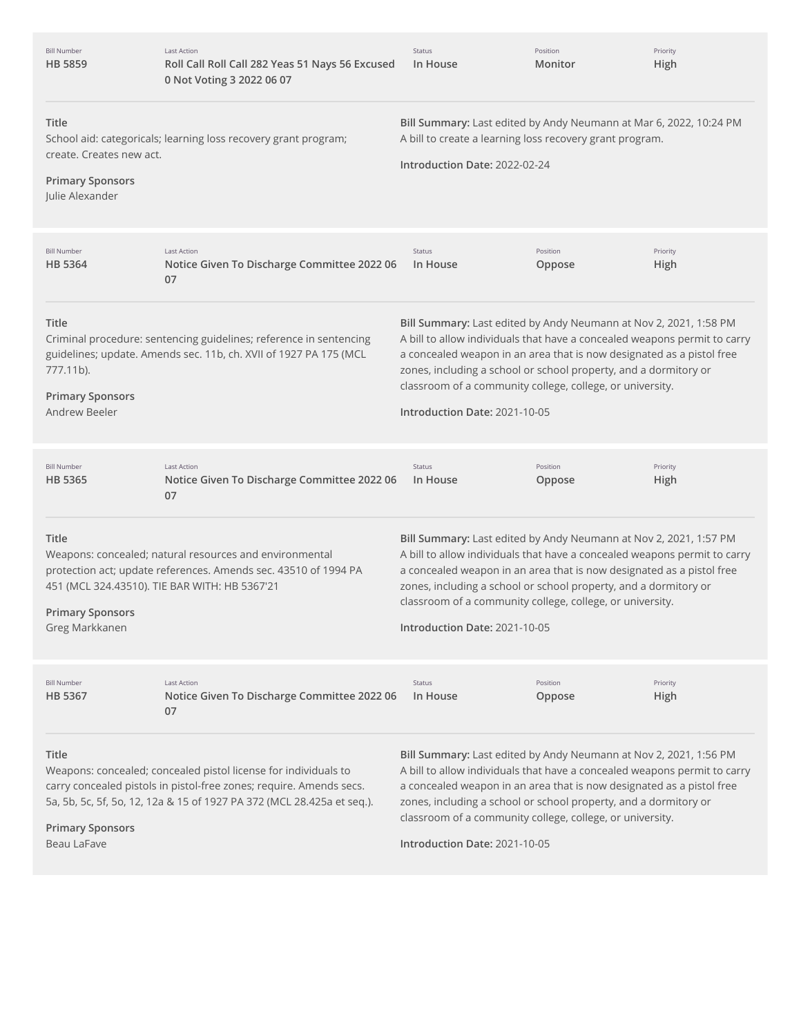| Bill Number | Last Action | Status | Position | Priority |
| --- | --- | --- | --- | --- |
| **HB 5859** | **Roll Call Roll Call 282 Yeas 51 Nays 56 Excused 0 Not Voting 3 2022 06 07** | **In House** | **Monitor** | **High** |

**Title**
School aid: categoricals; learning loss recovery grant program; create. Creates new act.

**Primary Sponsors**
Julie Alexander

**Bill Summary:** Last edited by Andy Neumann at Mar 6, 2022, 10:24 PM
A bill to create a learning loss recovery grant program.

**Introduction Date:** 2022-02-24

---

| Bill Number | Last Action | Status | Position | Priority |
| --- | --- | --- | --- | --- |
| **HB 5364** | **Notice Given To Discharge Committee 2022 06 07** | **In House** | **Oppose** | **High** |

**Title**
Criminal procedure: sentencing guidelines; reference in sentencing guidelines; update. Amends sec. 11b, ch. XVII of 1927 PA 175 (MCL 777.11b).

**Primary Sponsors**
Andrew Beeler

**Bill Summary:** Last edited by Andy Neumann at Nov 2, 2021, 1:58 PM
A bill to allow individuals that have a concealed weapons permit to carry a concealed weapon in an area that is now designated as a pistol free zones, including a school or school property, and a dormitory or classroom of a community college, college, or university.

**Introduction Date:** 2021-10-05

---

| Bill Number | Last Action | Status | Position | Priority |
| --- | --- | --- | --- | --- |
| **HB 5365** | **Notice Given To Discharge Committee 2022 06 07** | **In House** | **Oppose** | **High** |

**Title**
Weapons: concealed; natural resources and environmental protection act; update references. Amends sec. 43510 of 1994 PA 451 (MCL 324.43510). TIE BAR WITH: HB 5367'21

**Primary Sponsors**
Greg Markkanen

**Bill Summary:** Last edited by Andy Neumann at Nov 2, 2021, 1:57 PM
A bill to allow individuals that have a concealed weapons permit to carry a concealed weapon in an area that is now designated as a pistol free zones, including a school or school property, and a dormitory or classroom of a community college, college, or university.

**Introduction Date:** 2021-10-05

---

| Bill Number | Last Action | Status | Position | Priority |
| --- | --- | --- | --- | --- |
| **HB 5367** | **Notice Given To Discharge Committee 2022 06 07** | **In House** | **Oppose** | **High** |

**Title**
Weapons: concealed; concealed pistol license for individuals to carry concealed pistols in pistol-free zones; require. Amends secs. 5a, 5b, 5c, 5f, 5o, 12, 12a & 15 of 1927 PA 372 (MCL 28.425a et seq.).

**Primary Sponsors**
Beau LaFave

**Bill Summary:** Last edited by Andy Neumann at Nov 2, 2021, 1:56 PM
A bill to allow individuals that have a concealed weapons permit to carry a concealed weapon in an area that is now designated as a pistol free zones, including a school or school property, and a dormitory or classroom of a community college, college, or university.

**Introduction Date:** 2021-10-05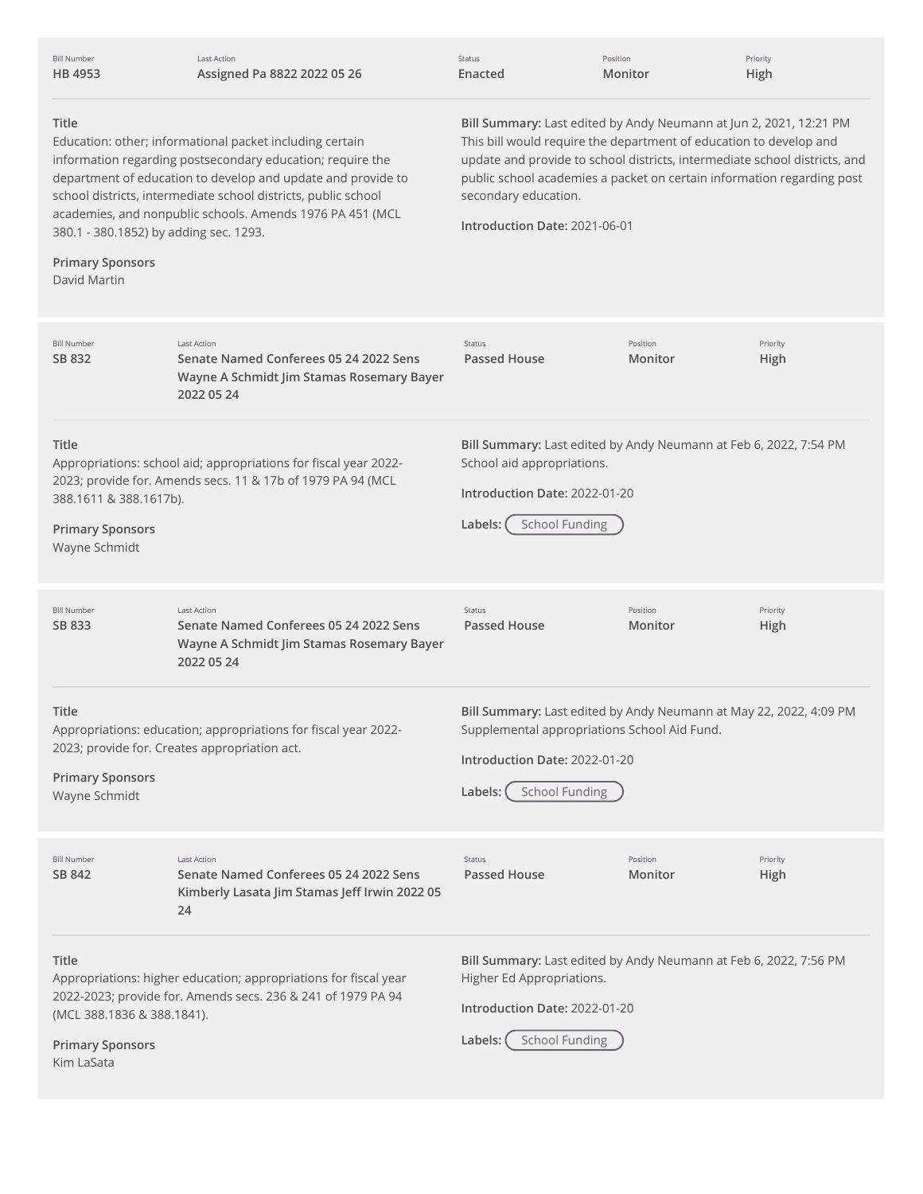| Bill Number | Last Action | Status | Position | Priority |
| --- | --- | --- | --- | --- |
| HB 4953 | Assigned Pa 8822 2022 05 26 | Enacted | Monitor | High |

**Title**
Education: other; informational packet including certain information regarding postsecondary education; require the department of education to develop and update and provide to school districts, intermediate school districts, public school academies, and nonpublic schools. Amends 1976 PA 451 (MCL 380.1 - 380.1852) by adding sec. 1293.

**Primary Sponsors**
David Martin

**Bill Summary:** Last edited by Andy Neumann at Jun 2, 2021, 12:21 PM
This bill would require the department of education to develop and update and provide to school districts, intermediate school districts, and public school academies a packet on certain information regarding post secondary education.

**Introduction Date:** 2021-06-01

---

| Bill Number | Last Action | Status | Position | Priority |
| --- | --- | --- | --- | --- |
| SB 832 | Senate Named Conferees 05 24 2022 Sens Wayne A Schmidt Jim Stamas Rosemary Bayer 2022 05 24 | Passed House | Monitor | High |

**Title**
Appropriations: school aid; appropriations for fiscal year 2022-2023; provide for. Amends secs. 11 & 17b of 1979 PA 94 (MCL 388.1611 & 388.1617b).

**Primary Sponsors**
Wayne Schmidt

**Bill Summary:** Last edited by Andy Neumann at Feb 6, 2022, 7:54 PM
School aid appropriations.

**Introduction Date:** 2022-01-20

**Labels:** School Funding

---

| Bill Number | Last Action | Status | Position | Priority |
| --- | --- | --- | --- | --- |
| SB 833 | Senate Named Conferees 05 24 2022 Sens Wayne A Schmidt Jim Stamas Rosemary Bayer 2022 05 24 | Passed House | Monitor | High |

**Title**
Appropriations: education; appropriations for fiscal year 2022-2023; provide for. Creates appropriation act.

**Primary Sponsors**
Wayne Schmidt

**Bill Summary:** Last edited by Andy Neumann at May 22, 2022, 4:09 PM
Supplemental appropriations School Aid Fund.

**Introduction Date:** 2022-01-20

**Labels:** School Funding

---

| Bill Number | Last Action | Status | Position | Priority |
| --- | --- | --- | --- | --- |
| SB 842 | Senate Named Conferees 05 24 2022 Sens Kimberly Lasata Jim Stamas Jeff Irwin 2022 05 24 | Passed House | Monitor | High |

**Title**
Appropriations: higher education; appropriations for fiscal year 2022-2023; provide for. Amends secs. 236 & 241 of 1979 PA 94 (MCL 388.1836 & 388.1841).

**Primary Sponsors**
Kim LaSata

**Bill Summary:** Last edited by Andy Neumann at Feb 6, 2022, 7:56 PM
Higher Ed Appropriations.

**Introduction Date:** 2022-01-20

**Labels:** School Funding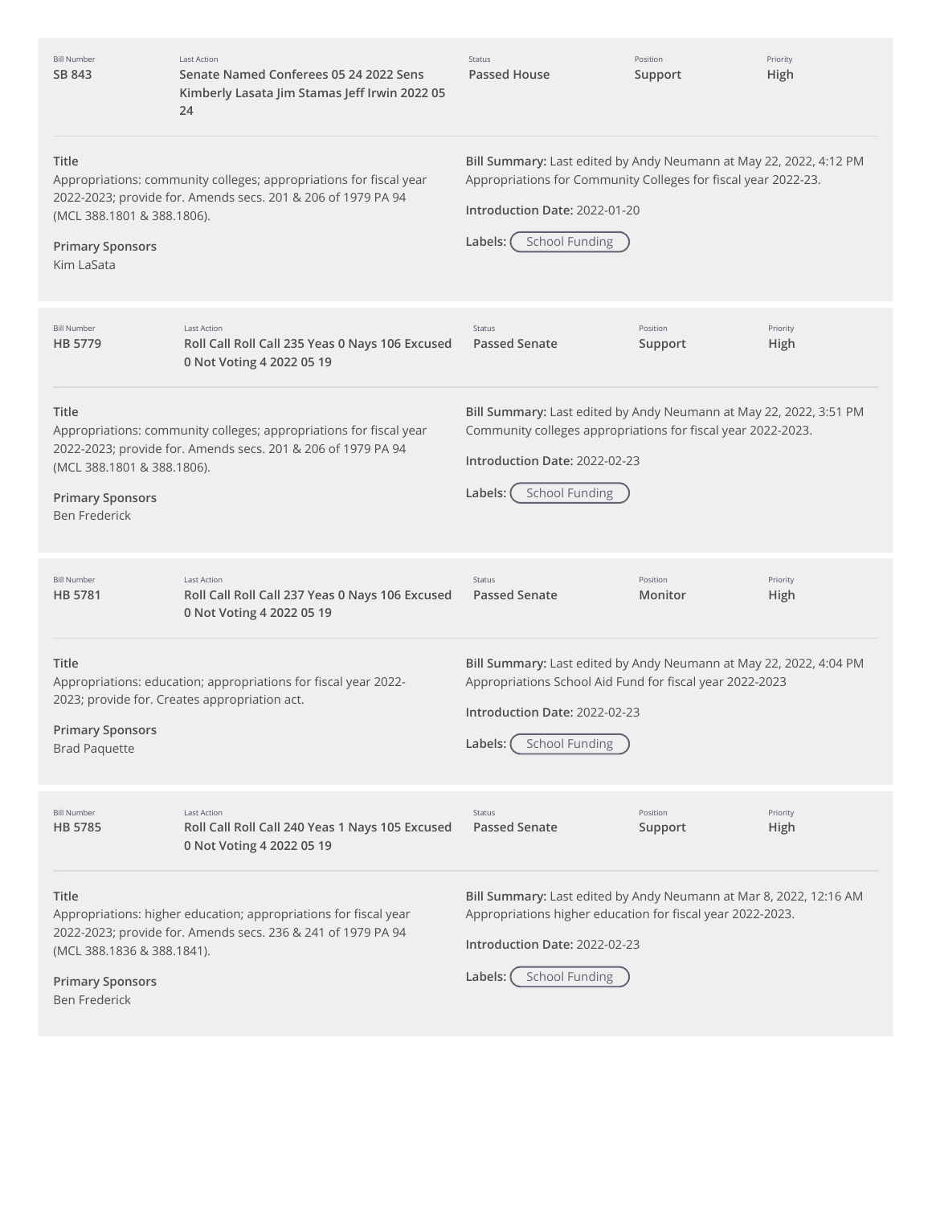| Bill Number | Last Action | Status | Position | Priority |
| --- | --- | --- | --- | --- |
| **SB 843** | **Senate Named Conferees 05 24 2022 Sens Kimberly Lasata Jim Stamas Jeff Irwin 2022 05 24** | **Passed House** | **Support** | **High** |

**Title**
Appropriations: community colleges; appropriations for fiscal year 2022-2023; provide for. Amends secs. 201 & 206 of 1979 PA 94 (MCL 388.1801 & 388.1806).

**Primary Sponsors**
Kim LaSata

**Bill Summary:** Last edited by Andy Neumann at May 22, 2022, 4:12 PM
Appropriations for Community Colleges for fiscal year 2022-23.

**Introduction Date:** 2022-01-20

**Labels:** School Funding

---

| Bill Number | Last Action | Status | Position | Priority |
| --- | --- | --- | --- | --- |
| **HB 5779** | **Roll Call Roll Call 235 Yeas 0 Nays 106 Excused 0 Not Voting 4 2022 05 19** | **Passed Senate** | **Support** | **High** |

**Title**
Appropriations: community colleges; appropriations for fiscal year 2022-2023; provide for. Amends secs. 201 & 206 of 1979 PA 94 (MCL 388.1801 & 388.1806).

**Primary Sponsors**
Ben Frederick

**Bill Summary:** Last edited by Andy Neumann at May 22, 2022, 3:51 PM
Community colleges appropriations for fiscal year 2022-2023.

**Introduction Date:** 2022-02-23

**Labels:** School Funding

---

| Bill Number | Last Action | Status | Position | Priority |
| --- | --- | --- | --- | --- |
| **HB 5781** | **Roll Call Roll Call 237 Yeas 0 Nays 106 Excused 0 Not Voting 4 2022 05 19** | **Passed Senate** | **Monitor** | **High** |

**Title**
Appropriations: education; appropriations for fiscal year 2022-2023; provide for. Creates appropriation act.

**Primary Sponsors**
Brad Paquette

**Bill Summary:** Last edited by Andy Neumann at May 22, 2022, 4:04 PM
Appropriations School Aid Fund for fiscal year 2022-2023

**Introduction Date:** 2022-02-23

**Labels:** School Funding

---

| Bill Number | Last Action | Status | Position | Priority |
| --- | --- | --- | --- | --- |
| **HB 5785** | **Roll Call Roll Call 240 Yeas 1 Nays 105 Excused 0 Not Voting 4 2022 05 19** | **Passed Senate** | **Support** | **High** |

**Title**
Appropriations: higher education; appropriations for fiscal year 2022-2023; provide for. Amends secs. 236 & 241 of 1979 PA 94 (MCL 388.1836 & 388.1841).

**Primary Sponsors**
Ben Frederick

**Bill Summary:** Last edited by Andy Neumann at Mar 8, 2022, 12:16 AM
Appropriations higher education for fiscal year 2022-2023.

**Introduction Date:** 2022-02-23

**Labels:** School Funding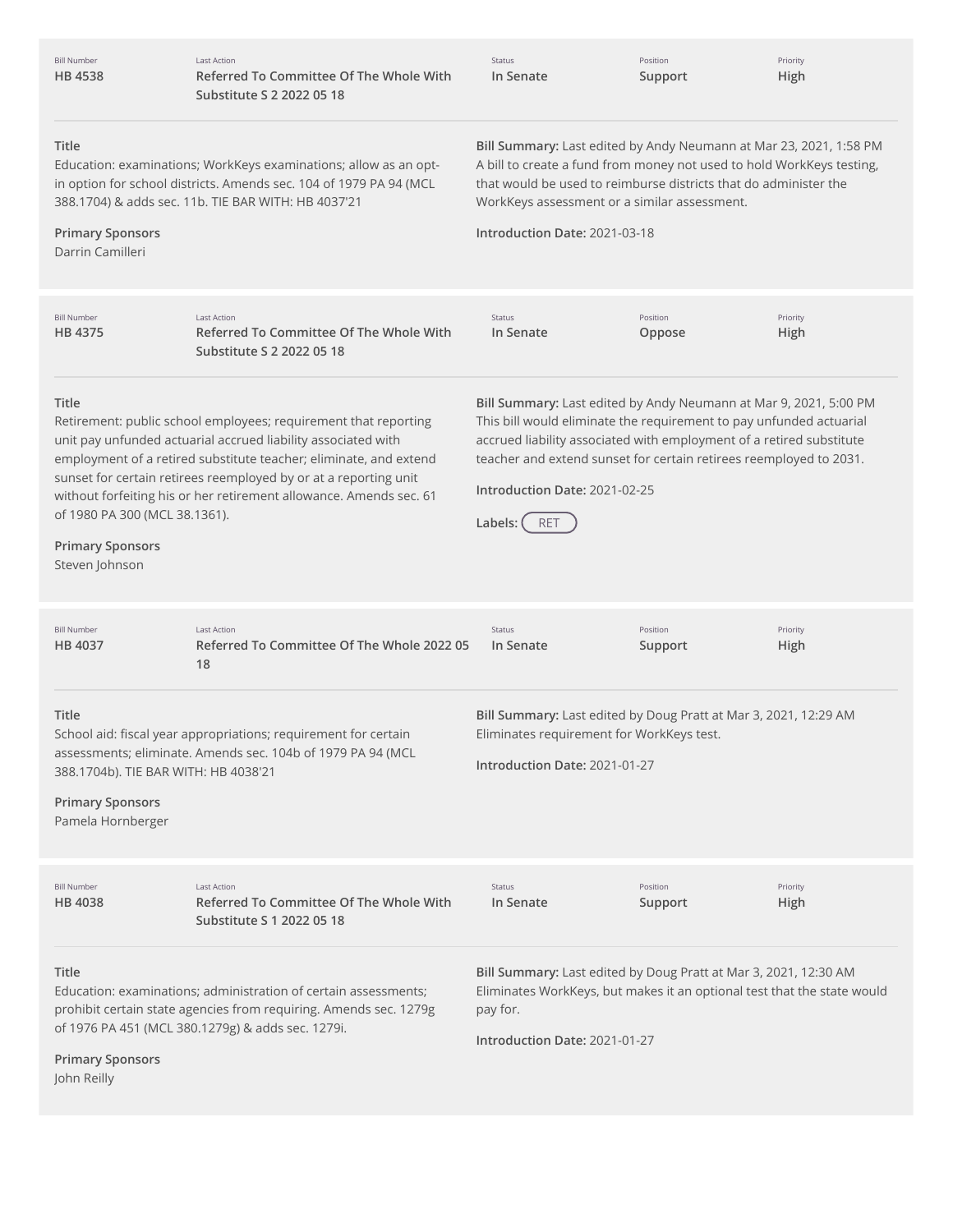| Bill Number | Last Action | Status | Position | Priority |
| --- | --- | --- | --- | --- |
| HB 4538 | Referred To Committee Of The Whole With Substitute S 2 2022 05 18 | In Senate | Support | High |

**Title**
Education: examinations; WorkKeys examinations; allow as an opt-in option for school districts. Amends sec. 104 of 1979 PA 94 (MCL 388.1704) & adds sec. 11b. TIE BAR WITH: HB 4037'21

**Primary Sponsors**
Darrin Camilleri

**Bill Summary:** Last edited by Andy Neumann at Mar 23, 2021, 1:58 PM
A bill to create a fund from money not used to hold WorkKeys testing, that would be used to reimburse districts that do administer the WorkKeys assessment or a similar assessment.

**Introduction Date:** 2021-03-18

---

| Bill Number | Last Action | Status | Position | Priority |
| --- | --- | --- | --- | --- |
| HB 4375 | Referred To Committee Of The Whole With Substitute S 2 2022 05 18 | In Senate | Oppose | High |

**Title**
Retirement: public school employees; requirement that reporting unit pay unfunded actuarial accrued liability associated with employment of a retired substitute teacher; eliminate, and extend sunset for certain retirees reemployed by or at a reporting unit without forfeiting his or her retirement allowance. Amends sec. 61 of 1980 PA 300 (MCL 38.1361).

**Primary Sponsors**
Steven Johnson

**Bill Summary:** Last edited by Andy Neumann at Mar 9, 2021, 5:00 PM
This bill would eliminate the requirement to pay unfunded actuarial accrued liability associated with employment of a retired substitute teacher and extend sunset for certain retirees reemployed to 2031.

**Introduction Date:** 2021-02-25

**Labels:** RET

---

| Bill Number | Last Action | Status | Position | Priority |
| --- | --- | --- | --- | --- |
| HB 4037 | Referred To Committee Of The Whole 2022 05 18 | In Senate | Support | High |

**Title**
School aid: fiscal year appropriations; requirement for certain assessments; eliminate. Amends sec. 104b of 1979 PA 94 (MCL 388.1704b). TIE BAR WITH: HB 4038'21

**Primary Sponsors**
Pamela Hornberger

**Bill Summary:** Last edited by Doug Pratt at Mar 3, 2021, 12:29 AM
Eliminates requirement for WorkKeys test.

**Introduction Date:** 2021-01-27

---

| Bill Number | Last Action | Status | Position | Priority |
| --- | --- | --- | --- | --- |
| HB 4038 | Referred To Committee Of The Whole With Substitute S 1 2022 05 18 | In Senate | Support | High |

**Title**
Education: examinations; administration of certain assessments; prohibit certain state agencies from requiring. Amends sec. 1279g of 1976 PA 451 (MCL 380.1279g) & adds sec. 1279i.

**Primary Sponsors**
John Reilly

**Bill Summary:** Last edited by Doug Pratt at Mar 3, 2021, 12:30 AM
Eliminates WorkKeys, but makes it an optional test that the state would pay for.

**Introduction Date:** 2021-01-27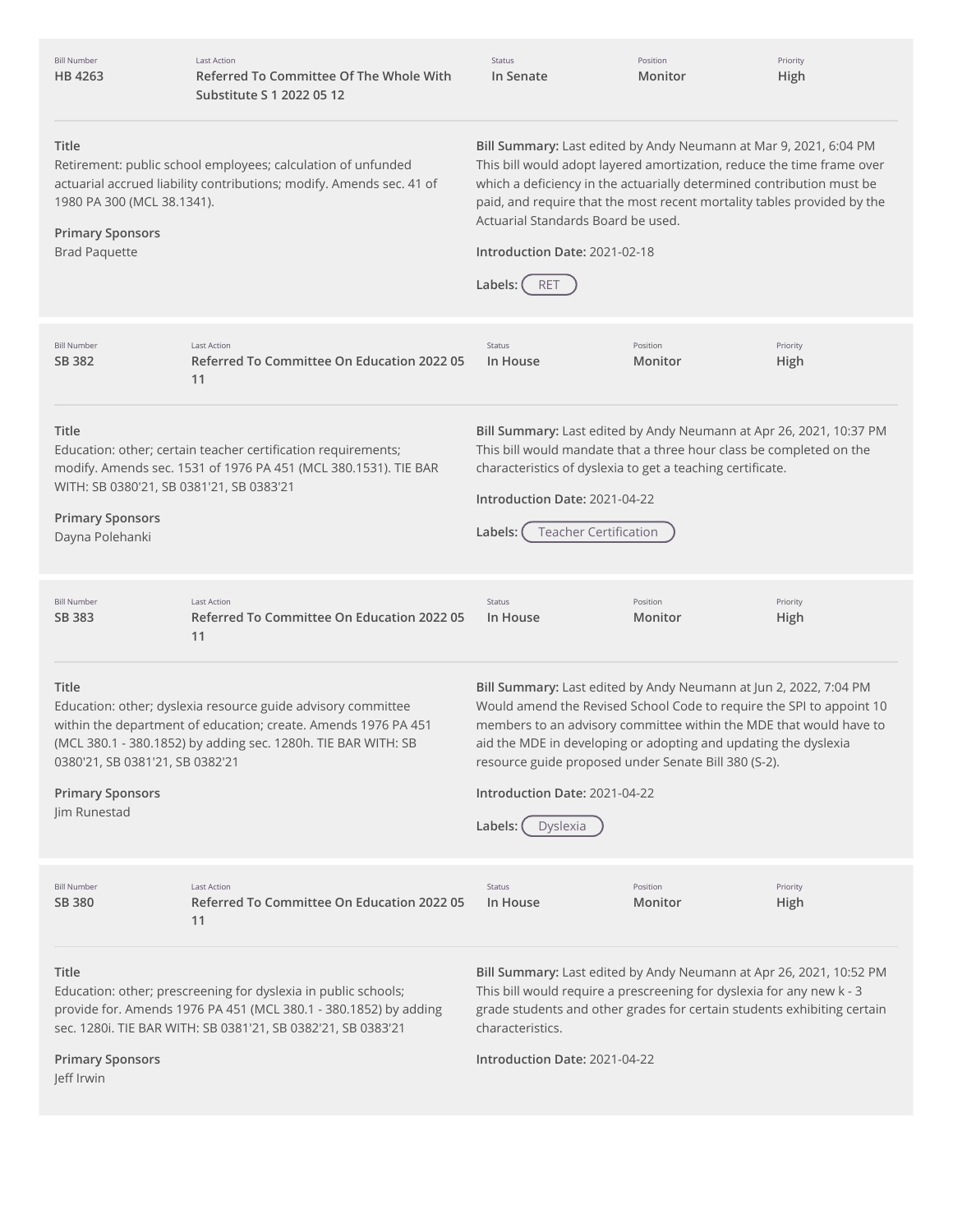| Bill Number | Last Action | Status | Position | Priority |
|---|---|---|---|---|
| HB 4263 | Referred To Committee Of The Whole With Substitute S 1 2022 05 12 | In Senate | Monitor | High |

**Title**
Retirement: public school employees; calculation of unfunded actuarial accrued liability contributions; modify. Amends sec. 41 of 1980 PA 300 (MCL 38.1341).

**Primary Sponsors**
Brad Paquette

**Bill Summary:** Last edited by Andy Neumann at Mar 9, 2021, 6:04 PM
This bill would adopt layered amortization, reduce the time frame over which a deficiency in the actuarially determined contribution must be paid, and require that the most recent mortality tables provided by the Actuarial Standards Board be used.

**Introduction Date:** 2021-02-18

**Labels:** RET

---

| Bill Number | Last Action | Status | Position | Priority |
|---|---|---|---|---|
| SB 382 | Referred To Committee On Education 2022 05 11 | In House | Monitor | High |

**Title**
Education: other; certain teacher certification requirements; modify. Amends sec. 1531 of 1976 PA 451 (MCL 380.1531). TIE BAR WITH: SB 0380'21, SB 0381'21, SB 0383'21

**Primary Sponsors**
Dayna Polehanki

**Bill Summary:** Last edited by Andy Neumann at Apr 26, 2021, 10:37 PM
This bill would mandate that a three hour class be completed on the characteristics of dyslexia to get a teaching certificate.

**Introduction Date:** 2021-04-22

**Labels:** Teacher Certification

---

| Bill Number | Last Action | Status | Position | Priority |
|---|---|---|---|---|
| SB 383 | Referred To Committee On Education 2022 05 11 | In House | Monitor | High |

**Title**
Education: other; dyslexia resource guide advisory committee within the department of education; create. Amends 1976 PA 451 (MCL 380.1 - 380.1852) by adding sec. 1280h. TIE BAR WITH: SB 0380'21, SB 0381'21, SB 0382'21

**Primary Sponsors**
Jim Runestad

**Bill Summary:** Last edited by Andy Neumann at Jun 2, 2022, 7:04 PM
Would amend the Revised School Code to require the SPI to appoint 10 members to an advisory committee within the MDE that would have to aid the MDE in developing or adopting and updating the dyslexia resource guide proposed under Senate Bill 380 (S-2).

**Introduction Date:** 2021-04-22

**Labels:** Dyslexia

---

| Bill Number | Last Action | Status | Position | Priority |
|---|---|---|---|---|
| SB 380 | Referred To Committee On Education 2022 05 11 | In House | Monitor | High |

**Title**
Education: other; prescreening for dyslexia in public schools; provide for. Amends 1976 PA 451 (MCL 380.1 - 380.1852) by adding sec. 1280i. TIE BAR WITH: SB 0381'21, SB 0382'21, SB 0383'21

**Primary Sponsors**
Jeff Irwin

**Bill Summary:** Last edited by Andy Neumann at Apr 26, 2021, 10:52 PM
This bill would require a prescreening for dyslexia for any new k - 3 grade students and other grades for certain students exhibiting certain characteristics.

**Introduction Date:** 2021-04-22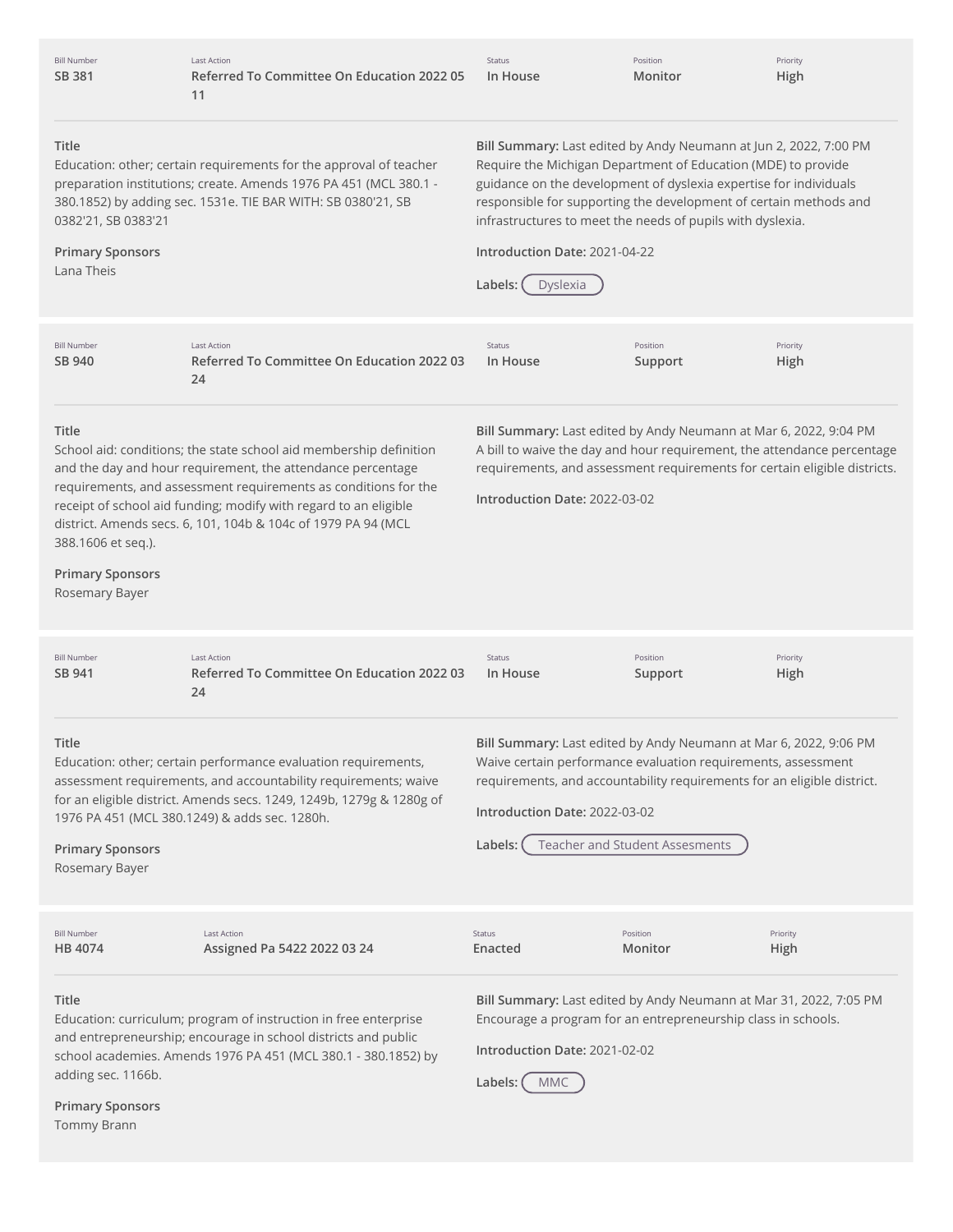| Bill Number | Last Action | Status | Position | Priority |
| --- | --- | --- | --- | --- |
| SB 381 | Referred To Committee On Education 2022 05 11 | In House | Monitor | High |

**Title**
Education: other; certain requirements for the approval of teacher preparation institutions; create. Amends 1976 PA 451 (MCL 380.1 - 380.1852) by adding sec. 1531e. TIE BAR WITH: SB 0380'21, SB 0382'21, SB 0383'21

**Primary Sponsors**
Lana Theis

**Bill Summary:** Last edited by Andy Neumann at Jun 2, 2022, 7:00 PM
Require the Michigan Department of Education (MDE) to provide guidance on the development of dyslexia expertise for individuals responsible for supporting the development of certain methods and infrastructures to meet the needs of pupils with dyslexia.

**Introduction Date:** 2021-04-22

**Labels:** Dyslexia

---

| Bill Number | Last Action | Status | Position | Priority |
| --- | --- | --- | --- | --- |
| SB 940 | Referred To Committee On Education 2022 03 24 | In House | Support | High |

**Title**
School aid: conditions; the state school aid membership definition and the day and hour requirement, the attendance percentage requirements, and assessment requirements as conditions for the receipt of school aid funding; modify with regard to an eligible district. Amends secs. 6, 101, 104b & 104c of 1979 PA 94 (MCL 388.1606 et seq.).

**Primary Sponsors**
Rosemary Bayer

**Bill Summary:** Last edited by Andy Neumann at Mar 6, 2022, 9:04 PM
A bill to waive the day and hour requirement, the attendance percentage requirements, and assessment requirements for certain eligible districts.

**Introduction Date:** 2022-03-02

---

| Bill Number | Last Action | Status | Position | Priority |
| --- | --- | --- | --- | --- |
| SB 941 | Referred To Committee On Education 2022 03 24 | In House | Support | High |

**Title**
Education: other; certain performance evaluation requirements, assessment requirements, and accountability requirements; waive for an eligible district. Amends secs. 1249, 1249b, 1279g & 1280g of 1976 PA 451 (MCL 380.1249) & adds sec. 1280h.

**Primary Sponsors**
Rosemary Bayer

**Bill Summary:** Last edited by Andy Neumann at Mar 6, 2022, 9:06 PM
Waive certain performance evaluation requirements, assessment requirements, and accountability requirements for an eligible district.

**Introduction Date:** 2022-03-02

**Labels:** Teacher and Student Assesments

---

| Bill Number | Last Action | Status | Position | Priority |
| --- | --- | --- | --- | --- |
| HB 4074 | Assigned Pa 5422 2022 03 24 | Enacted | Monitor | High |

**Title**
Education: curriculum; program of instruction in free enterprise and entrepreneurship; encourage in school districts and public school academies. Amends 1976 PA 451 (MCL 380.1 - 380.1852) by adding sec. 1166b.

**Primary Sponsors**
Tommy Brann

**Bill Summary:** Last edited by Andy Neumann at Mar 31, 2022, 7:05 PM
Encourage a program for an entrepreneurship class in schools.

**Introduction Date:** 2021-02-02

**Labels:** MMC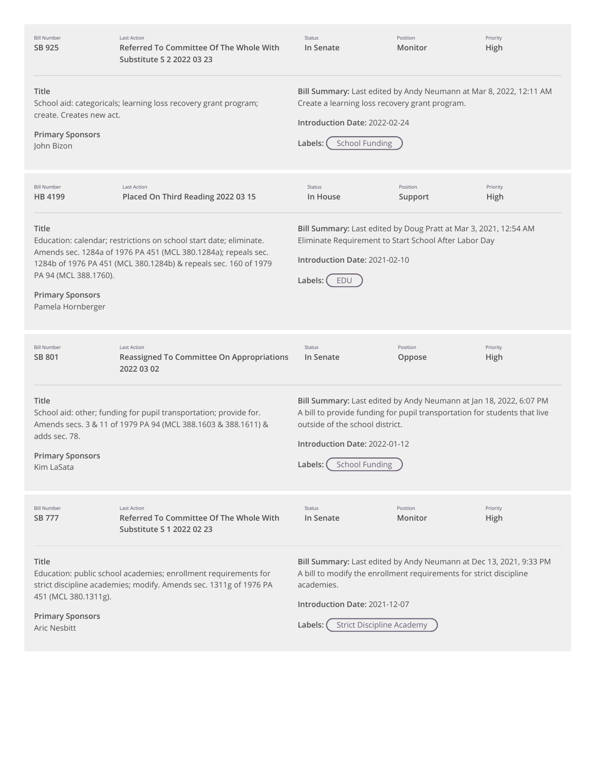| Bill Number | Last Action | Status | Position | Priority |
| --- | --- | --- | --- | --- |
| SB 925 | Referred To Committee Of The Whole With Substitute S 2 2022 03 23 | In Senate | Monitor | High |

**Title**
School aid: categoricals; learning loss recovery grant program; create. Creates new act.

**Primary Sponsors**
John Bizon

**Bill Summary:** Last edited by Andy Neumann at Mar 8, 2022, 12:11 AM
Create a learning loss recovery grant program.

**Introduction Date:** 2022-02-24

**Labels:** School Funding

---

| Bill Number | Last Action | Status | Position | Priority |
| --- | --- | --- | --- | --- |
| HB 4199 | Placed On Third Reading 2022 03 15 | In House | Support | High |

**Title**
Education: calendar; restrictions on school start date; eliminate. Amends sec. 1284a of 1976 PA 451 (MCL 380.1284a); repeals sec. 1284b of 1976 PA 451 (MCL 380.1284b) & repeals sec. 160 of 1979 PA 94 (MCL 388.1760).

**Primary Sponsors**
Pamela Hornberger

**Bill Summary:** Last edited by Doug Pratt at Mar 3, 2021, 12:54 AM
Eliminate Requirement to Start School After Labor Day

**Introduction Date:** 2021-02-10

**Labels:** EDU

---

| Bill Number | Last Action | Status | Position | Priority |
| --- | --- | --- | --- | --- |
| SB 801 | Reassigned To Committee On Appropriations 2022 03 02 | In Senate | Oppose | High |

**Title**
School aid: other; funding for pupil transportation; provide for. Amends secs. 3 & 11 of 1979 PA 94 (MCL 388.1603 & 388.1611) & adds sec. 78.

**Primary Sponsors**
Kim LaSata

**Bill Summary:** Last edited by Andy Neumann at Jan 18, 2022, 6:07 PM
A bill to provide funding for pupil transportation for students that live outside of the school district.

**Introduction Date:** 2022-01-12

**Labels:** School Funding

---

| Bill Number | Last Action | Status | Position | Priority |
| --- | --- | --- | --- | --- |
| SB 777 | Referred To Committee Of The Whole With Substitute S 1 2022 02 23 | In Senate | Monitor | High |

**Title**
Education: public school academies; enrollment requirements for strict discipline academies; modify. Amends sec. 1311g of 1976 PA 451 (MCL 380.1311g).

**Primary Sponsors**
Aric Nesbitt

**Bill Summary:** Last edited by Andy Neumann at Dec 13, 2021, 9:33 PM
A bill to modify the enrollment requirements for strict discipline academies.

**Introduction Date:** 2021-12-07

**Labels:** Strict Discipline Academy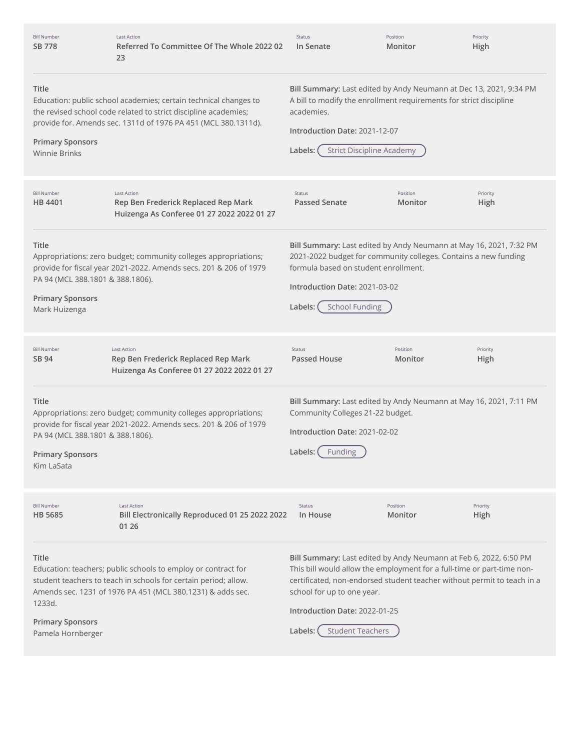| Bill Number | Last Action | Status | Position | Priority |
| --- | --- | --- | --- | --- |
| SB 778 | Referred To Committee Of The Whole 2022 02 23 | In Senate | Monitor | High |

**Title**
Education: public school academies; certain technical changes to the revised school code related to strict discipline academies; provide for. Amends sec. 1311d of 1976 PA 451 (MCL 380.1311d).

**Primary Sponsors**
Winnie Brinks

**Bill Summary:** Last edited by Andy Neumann at Dec 13, 2021, 9:34 PM
A bill to modify the enrollment requirements for strict discipline academies.

**Introduction Date:** 2021-12-07

**Labels:** Strict Discipline Academy

---

| Bill Number | Last Action | Status | Position | Priority |
| --- | --- | --- | --- | --- |
| HB 4401 | Rep Ben Frederick Replaced Rep Mark Huizenga As Conferee 01 27 2022 2022 01 27 | Passed Senate | Monitor | High |

**Title**
Appropriations: zero budget; community colleges appropriations; provide for fiscal year 2021-2022. Amends secs. 201 & 206 of 1979 PA 94 (MCL 388.1801 & 388.1806).

**Primary Sponsors**
Mark Huizenga

**Bill Summary:** Last edited by Andy Neumann at May 16, 2021, 7:32 PM
2021-2022 budget for community colleges. Contains a new funding formula based on student enrollment.

**Introduction Date:** 2021-03-02

**Labels:** School Funding

---

| Bill Number | Last Action | Status | Position | Priority |
| --- | --- | --- | --- | --- |
| SB 94 | Rep Ben Frederick Replaced Rep Mark Huizenga As Conferee 01 27 2022 2022 01 27 | Passed House | Monitor | High |

**Title**
Appropriations: zero budget; community colleges appropriations; provide for fiscal year 2021-2022. Amends secs. 201 & 206 of 1979 PA 94 (MCL 388.1801 & 388.1806).

**Primary Sponsors**
Kim LaSata

**Bill Summary:** Last edited by Andy Neumann at May 16, 2021, 7:11 PM
Community Colleges 21-22 budget.

**Introduction Date:** 2021-02-02

**Labels:** Funding

---

| Bill Number | Last Action | Status | Position | Priority |
| --- | --- | --- | --- | --- |
| HB 5685 | Bill Electronically Reproduced 01 25 2022 2022 01 26 | In House | Monitor | High |

**Title**
Education: teachers; public schools to employ or contract for student teachers to teach in schools for certain period; allow. Amends sec. 1231 of 1976 PA 451 (MCL 380.1231) & adds sec. 1233d.

**Primary Sponsors**
Pamela Hornberger

**Bill Summary:** Last edited by Andy Neumann at Feb 6, 2022, 6:50 PM
This bill would allow the employment for a full-time or part-time non-certificated, non-endorsed student teacher without permit to teach in a school for up to one year.

**Introduction Date:** 2022-01-25

**Labels:** Student Teachers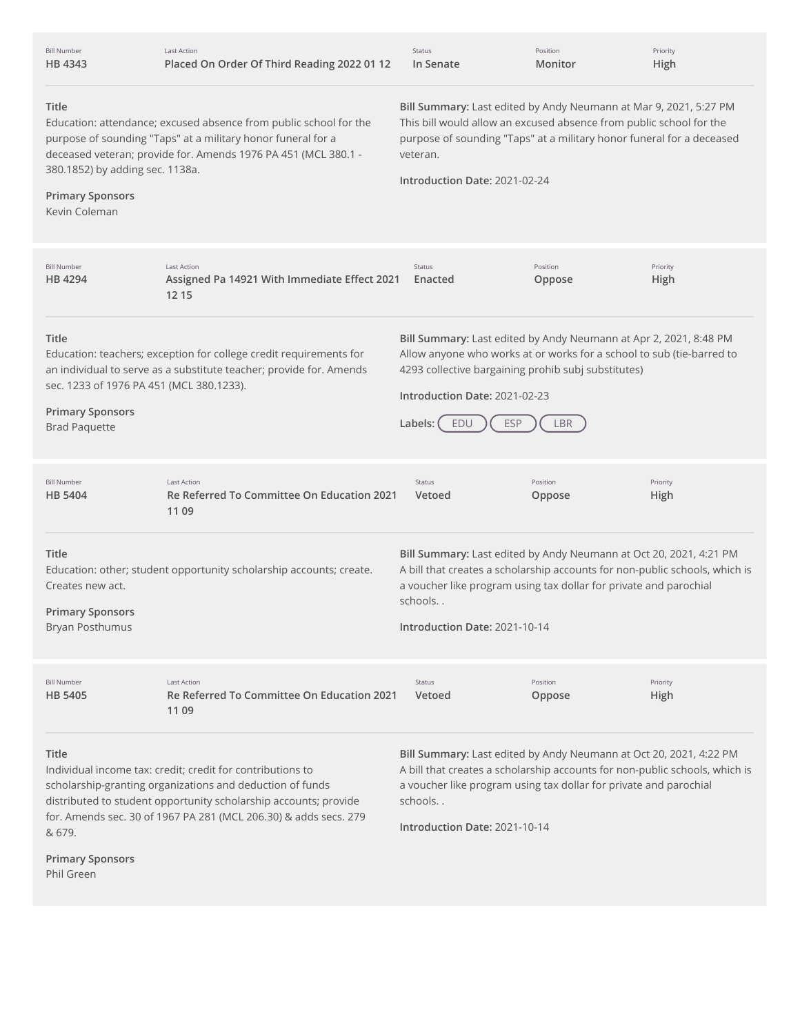| Bill Number | Last Action | Status | Position | Priority |
| --- | --- | --- | --- | --- |
| HB 4343 | Placed On Order Of Third Reading 2022 01 12 | In Senate | Monitor | High |

**Title**

Education: attendance; excused absence from public school for the purpose of sounding "Taps" at a military honor funeral for a deceased veteran; provide for. Amends 1976 PA 451 (MCL 380.1 - 380.1852) by adding sec. 1138a.

**Primary Sponsors**

Kevin Coleman

**Bill Summary:** Last edited by Andy Neumann at Mar 9, 2021, 5:27 PM
This bill would allow an excused absence from public school for the purpose of sounding "Taps" at a military honor funeral for a deceased veteran.

**Introduction Date:** 2021-02-24

---

| Bill Number | Last Action | Status | Position | Priority |
| --- | --- | --- | --- | --- |
| HB 4294 | Assigned Pa 14921 With Immediate Effect 2021 12 15 | Enacted | Oppose | High |

**Title**

Education: teachers; exception for college credit requirements for an individual to serve as a substitute teacher; provide for. Amends sec. 1233 of 1976 PA 451 (MCL 380.1233).

**Primary Sponsors**

Brad Paquette

**Bill Summary:** Last edited by Andy Neumann at Apr 2, 2021, 8:48 PM
Allow anyone who works at or works for a school to sub (tie-barred to 4293 collective bargaining prohib subj substitutes)

**Introduction Date:** 2021-02-23

**Labels:** EDU ESP LBR

---

| Bill Number | Last Action | Status | Position | Priority |
| --- | --- | --- | --- | --- |
| HB 5404 | Re Referred To Committee On Education 2021 11 09 | Vetoed | Oppose | High |

**Title**

Education: other; student opportunity scholarship accounts; create. Creates new act.

**Primary Sponsors**

Bryan Posthumus

**Bill Summary:** Last edited by Andy Neumann at Oct 20, 2021, 4:21 PM
A bill that creates a scholarship accounts for non-public schools, which is a voucher like program using tax dollar for private and parochial schools. .

**Introduction Date:** 2021-10-14

---

| Bill Number | Last Action | Status | Position | Priority |
| --- | --- | --- | --- | --- |
| HB 5405 | Re Referred To Committee On Education 2021 11 09 | Vetoed | Oppose | High |

**Title**

Individual income tax: credit; credit for contributions to scholarship-granting organizations and deduction of funds distributed to student opportunity scholarship accounts; provide for. Amends sec. 30 of 1967 PA 281 (MCL 206.30) & adds secs. 279 & 679.

**Primary Sponsors**

Phil Green

**Bill Summary:** Last edited by Andy Neumann at Oct 20, 2021, 4:22 PM
A bill that creates a scholarship accounts for non-public schools, which is a voucher like program using tax dollar for private and parochial schools. .

**Introduction Date:** 2021-10-14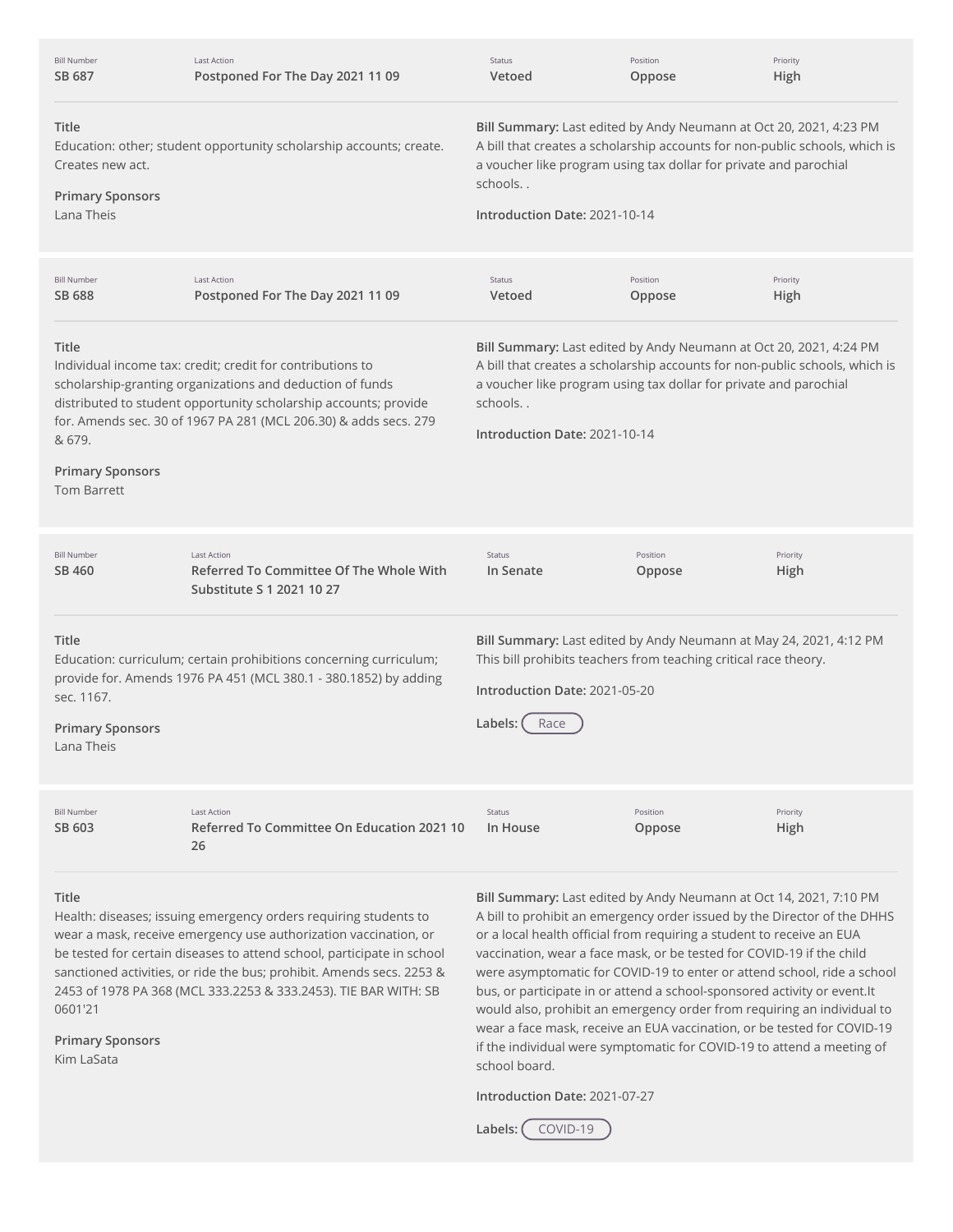| Bill Number | Last Action | Status | Position | Priority |
| --- | --- | --- | --- | --- |
| SB 687 | Postponed For The Day 2021 11 09 | Vetoed | Oppose | High |

**Title**
Education: other; student opportunity scholarship accounts; create. Creates new act.

**Primary Sponsors**
Lana Theis

**Bill Summary:** Last edited by Andy Neumann at Oct 20, 2021, 4:23 PM
A bill that creates a scholarship accounts for non-public schools, which is a voucher like program using tax dollar for private and parochial schools. .

**Introduction Date:** 2021-10-14

---

| Bill Number | Last Action | Status | Position | Priority |
| --- | --- | --- | --- | --- |
| SB 688 | Postponed For The Day 2021 11 09 | Vetoed | Oppose | High |

**Title**
Individual income tax: credit; credit for contributions to scholarship-granting organizations and deduction of funds distributed to student opportunity scholarship accounts; provide for. Amends sec. 30 of 1967 PA 281 (MCL 206.30) & adds secs. 279 & 679.

**Primary Sponsors**
Tom Barrett

**Bill Summary:** Last edited by Andy Neumann at Oct 20, 2021, 4:24 PM
A bill that creates a scholarship accounts for non-public schools, which is a voucher like program using tax dollar for private and parochial schools. .

**Introduction Date:** 2021-10-14

---

| Bill Number | Last Action | Status | Position | Priority |
| --- | --- | --- | --- | --- |
| SB 460 | Referred To Committee Of The Whole With Substitute S 1 2021 10 27 | In Senate | Oppose | High |

**Title**
Education: curriculum; certain prohibitions concerning curriculum; provide for. Amends 1976 PA 451 (MCL 380.1 - 380.1852) by adding sec. 1167.

**Primary Sponsors**
Lana Theis

**Bill Summary:** Last edited by Andy Neumann at May 24, 2021, 4:12 PM
This bill prohibits teachers from teaching critical race theory.

**Introduction Date:** 2021-05-20

**Labels:** Race

---

| Bill Number | Last Action | Status | Position | Priority |
| --- | --- | --- | --- | --- |
| SB 603 | Referred To Committee On Education 2021 10 26 | In House | Oppose | High |

**Title**
Health: diseases; issuing emergency orders requiring students to wear a mask, receive emergency use authorization vaccination, or be tested for certain diseases to attend school, participate in school sanctioned activities, or ride the bus; prohibit. Amends secs. 2253 & 2453 of 1978 PA 368 (MCL 333.2253 & 333.2453). TIE BAR WITH: SB 0601'21

**Primary Sponsors**
Kim LaSata

**Bill Summary:** Last edited by Andy Neumann at Oct 14, 2021, 7:10 PM
A bill to prohibit an emergency order issued by the Director of the DHHS or a local health official from requiring a student to receive an EUA vaccination, wear a face mask, or be tested for COVID-19 if the child were asymptomatic for COVID-19 to enter or attend school, ride a school bus, or participate in or attend a school-sponsored activity or event.It would also, prohibit an emergency order from requiring an individual to wear a face mask, receive an EUA vaccination, or be tested for COVID-19 if the individual were symptomatic for COVID-19 to attend a meeting of school board.

**Introduction Date:** 2021-07-27

**Labels:** COVID-19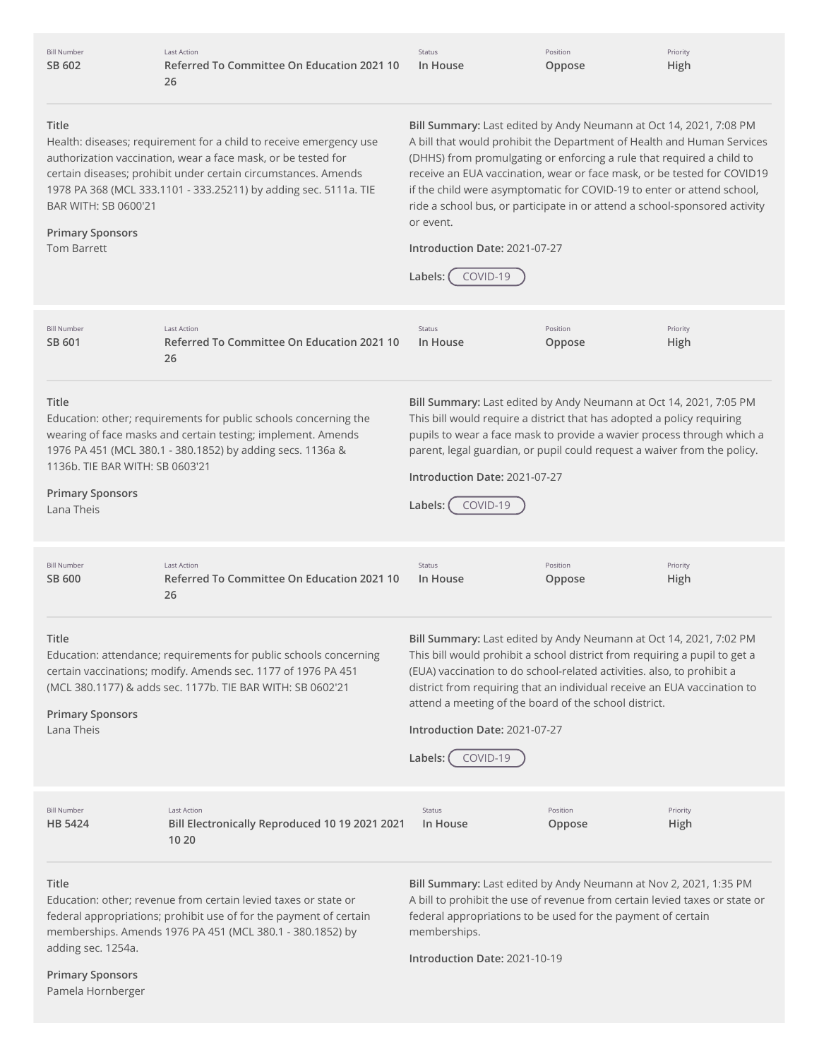| Bill Number | Last Action | Status | Position | Priority |
| --- | --- | --- | --- | --- |
| SB 602 | Referred To Committee On Education 2021 10 26 | In House | Oppose | High |

**Title**
Health: diseases; requirement for a child to receive emergency use authorization vaccination, wear a face mask, or be tested for certain diseases; prohibit under certain circumstances. Amends 1978 PA 368 (MCL 333.1101 - 333.25211) by adding sec. 5111a. TIE BAR WITH: SB 0600'21

**Primary Sponsors**
Tom Barrett

**Bill Summary:** Last edited by Andy Neumann at Oct 14, 2021, 7:08 PM
A bill that would prohibit the Department of Health and Human Services (DHHS) from promulgating or enforcing a rule that required a child to receive an EUA vaccination, wear or face mask, or be tested for COVID19 if the child were asymptomatic for COVID-19 to enter or attend school, ride a school bus, or participate in or attend a school-sponsored activity or event.

**Introduction Date:** 2021-07-27

**Labels:** COVID-19

---

| Bill Number | Last Action | Status | Position | Priority |
| --- | --- | --- | --- | --- |
| SB 601 | Referred To Committee On Education 2021 10 26 | In House | Oppose | High |

**Title**
Education: other; requirements for public schools concerning the wearing of face masks and certain testing; implement. Amends 1976 PA 451 (MCL 380.1 - 380.1852) by adding secs. 1136a & 1136b. TIE BAR WITH: SB 0603'21

**Primary Sponsors**
Lana Theis

**Bill Summary:** Last edited by Andy Neumann at Oct 14, 2021, 7:05 PM
This bill would require a district that has adopted a policy requiring pupils to wear a face mask to provide a wavier process through which a parent, legal guardian, or pupil could request a waiver from the policy.

**Introduction Date:** 2021-07-27

**Labels:** COVID-19

---

| Bill Number | Last Action | Status | Position | Priority |
| --- | --- | --- | --- | --- |
| SB 600 | Referred To Committee On Education 2021 10 26 | In House | Oppose | High |

**Title**
Education: attendance; requirements for public schools concerning certain vaccinations; modify. Amends sec. 1177 of 1976 PA 451 (MCL 380.1177) & adds sec. 1177b. TIE BAR WITH: SB 0602'21

**Primary Sponsors**
Lana Theis

**Bill Summary:** Last edited by Andy Neumann at Oct 14, 2021, 7:02 PM
This bill would prohibit a school district from requiring a pupil to get a (EUA) vaccination to do school-related activities. also, to prohibit a district from requiring that an individual receive an EUA vaccination to attend a meeting of the board of the school district.

**Introduction Date:** 2021-07-27

**Labels:** COVID-19

---

| Bill Number | Last Action | Status | Position | Priority |
| --- | --- | --- | --- | --- |
| HB 5424 | Bill Electronically Reproduced 10 19 2021 2021 10 20 | In House | Oppose | High |

**Title**
Education: other; revenue from certain levied taxes or state or federal appropriations; prohibit use of for the payment of certain memberships. Amends 1976 PA 451 (MCL 380.1 - 380.1852) by adding sec. 1254a.

**Primary Sponsors**
Pamela Hornberger

**Bill Summary:** Last edited by Andy Neumann at Nov 2, 2021, 1:35 PM
A bill to prohibit the use of revenue from certain levied taxes or state or federal appropriations to be used for the payment of certain memberships.

**Introduction Date:** 2021-10-19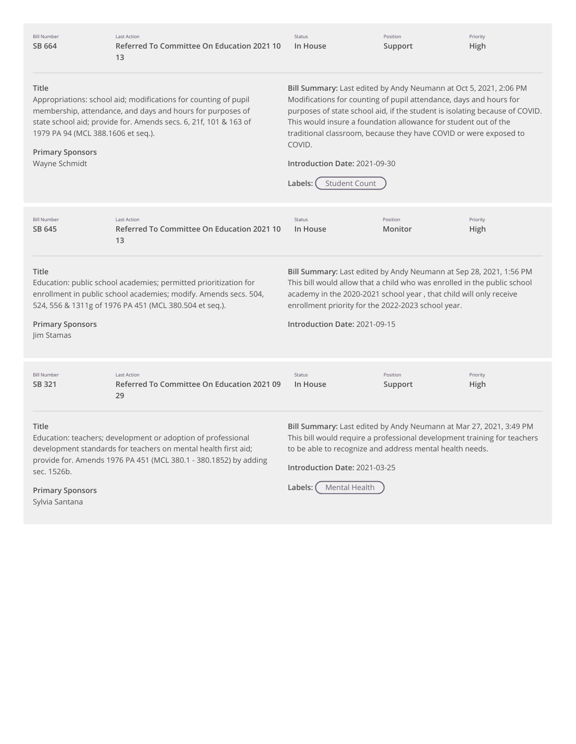| Bill Number | Last Action | Status | Position | Priority |
| --- | --- | --- | --- | --- |
| SB 664 | Referred To Committee On Education 2021 10 13 | In House | Support | High |

**Title**
Appropriations: school aid; modifications for counting of pupil membership, attendance, and days and hours for purposes of state school aid; provide for. Amends secs. 6, 21f, 101 & 163 of 1979 PA 94 (MCL 388.1606 et seq.).

**Primary Sponsors**
Wayne Schmidt

**Bill Summary:** Last edited by Andy Neumann at Oct 5, 2021, 2:06 PM
Modifications for counting of pupil attendance, days and hours for purposes of state school aid, if the student is isolating because of COVID. This would insure a foundation allowance for student out of the traditional classroom, because they have COVID or were exposed to COVID.

**Introduction Date:** 2021-09-30

**Labels:** Student Count

| Bill Number | Last Action | Status | Position | Priority |
| --- | --- | --- | --- | --- |
| SB 645 | Referred To Committee On Education 2021 10 13 | In House | Monitor | High |

**Title**
Education: public school academies; permitted prioritization for enrollment in public school academies; modify. Amends secs. 504, 524, 556 & 1311g of 1976 PA 451 (MCL 380.504 et seq.).

**Primary Sponsors**
Jim Stamas

**Bill Summary:** Last edited by Andy Neumann at Sep 28, 2021, 1:56 PM
This bill would allow that a child who was enrolled in the public school academy in the 2020-2021 school year , that child will only receive enrollment priority for the 2022-2023 school year.

**Introduction Date:** 2021-09-15

| Bill Number | Last Action | Status | Position | Priority |
| --- | --- | --- | --- | --- |
| SB 321 | Referred To Committee On Education 2021 09 29 | In House | Support | High |

**Title**
Education: teachers; development or adoption of professional development standards for teachers on mental health first aid; provide for. Amends 1976 PA 451 (MCL 380.1 - 380.1852) by adding sec. 1526b.

**Primary Sponsors**
Sylvia Santana

**Bill Summary:** Last edited by Andy Neumann at Mar 27, 2021, 3:49 PM
This bill would require a professional development training for teachers to be able to recognize and address mental health needs.

**Introduction Date:** 2021-03-25

**Labels:** Mental Health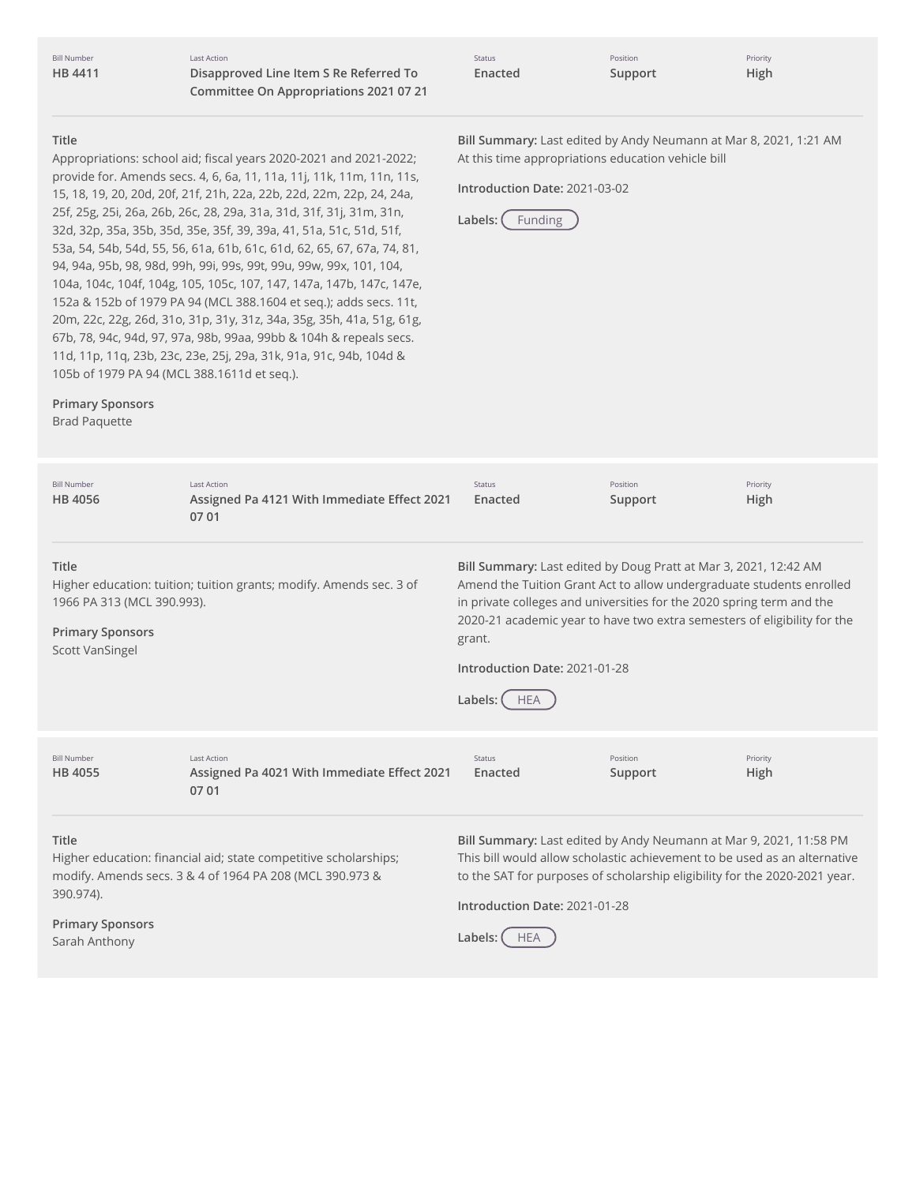| Bill Number | Last Action | Status | Position | Priority |
|---|---|---|---|---|
| HB 4411 | Disapproved Line Item S Re Referred To Committee On Appropriations 2021 07 21 | Enacted | Support | High |

**Title**

Appropriations: school aid; fiscal years 2020-2021 and 2021-2022; provide for. Amends secs. 4, 6, 6a, 11, 11a, 11j, 11k, 11m, 11n, 11s, 15, 18, 19, 20, 20d, 20f, 21f, 21h, 22a, 22b, 22d, 22m, 22p, 24, 24a, 25f, 25g, 25i, 26a, 26b, 26c, 28, 29a, 31a, 31d, 31f, 31j, 31m, 31n, 32d, 32p, 35a, 35b, 35d, 35e, 35f, 39, 39a, 41, 51a, 51c, 51d, 51f, 53a, 54, 54b, 54d, 55, 56, 61a, 61b, 61c, 61d, 62, 65, 67, 67a, 74, 81, 94, 94a, 95b, 98, 98d, 99h, 99i, 99s, 99t, 99u, 99w, 99x, 101, 104, 104a, 104c, 104f, 104g, 105, 105c, 107, 147, 147a, 147b, 147c, 147e, 152a & 152b of 1979 PA 94 (MCL 388.1604 et seq.); adds secs. 11t, 20m, 22c, 22g, 26d, 31o, 31p, 31y, 31z, 34a, 35g, 35h, 41a, 51g, 61g, 67b, 78, 94c, 94d, 97, 97a, 98b, 99aa, 99bb & 104h & repeals secs. 11d, 11p, 11q, 23b, 23c, 23e, 25j, 29a, 31k, 91a, 91c, 94b, 104d & 105b of 1979 PA 94 (MCL 388.1611d et seq.).

**Primary Sponsors**

Brad Paquette

**Bill Summary:** Last edited by Andy Neumann at Mar 8, 2021, 1:21 AM
At this time appropriations education vehicle bill

**Introduction Date:** 2021-03-02

**Labels:** Funding

---

| Bill Number | Last Action | Status | Position | Priority |
|---|---|---|---|---|
| HB 4056 | Assigned Pa 4121 With Immediate Effect 2021 07 01 | Enacted | Support | High |

**Title**

Higher education: tuition; tuition grants; modify. Amends sec. 3 of 1966 PA 313 (MCL 390.993).

**Primary Sponsors**

Scott VanSingel

**Bill Summary:** Last edited by Doug Pratt at Mar 3, 2021, 12:42 AM
Amend the Tuition Grant Act to allow undergraduate students enrolled in private colleges and universities for the 2020 spring term and the 2020-21 academic year to have two extra semesters of eligibility for the grant.

**Introduction Date:** 2021-01-28

**Labels:** HEA

---

| Bill Number | Last Action | Status | Position | Priority |
|---|---|---|---|---|
| HB 4055 | Assigned Pa 4021 With Immediate Effect 2021 07 01 | Enacted | Support | High |

**Title**

Higher education: financial aid; state competitive scholarships; modify. Amends secs. 3 & 4 of 1964 PA 208 (MCL 390.973 & 390.974).

**Primary Sponsors**

Sarah Anthony

**Bill Summary:** Last edited by Andy Neumann at Mar 9, 2021, 11:58 PM
This bill would allow scholastic achievement to be used as an alternative to the SAT for purposes of scholarship eligibility for the 2020-2021 year.

**Introduction Date:** 2021-01-28

**Labels:** HEA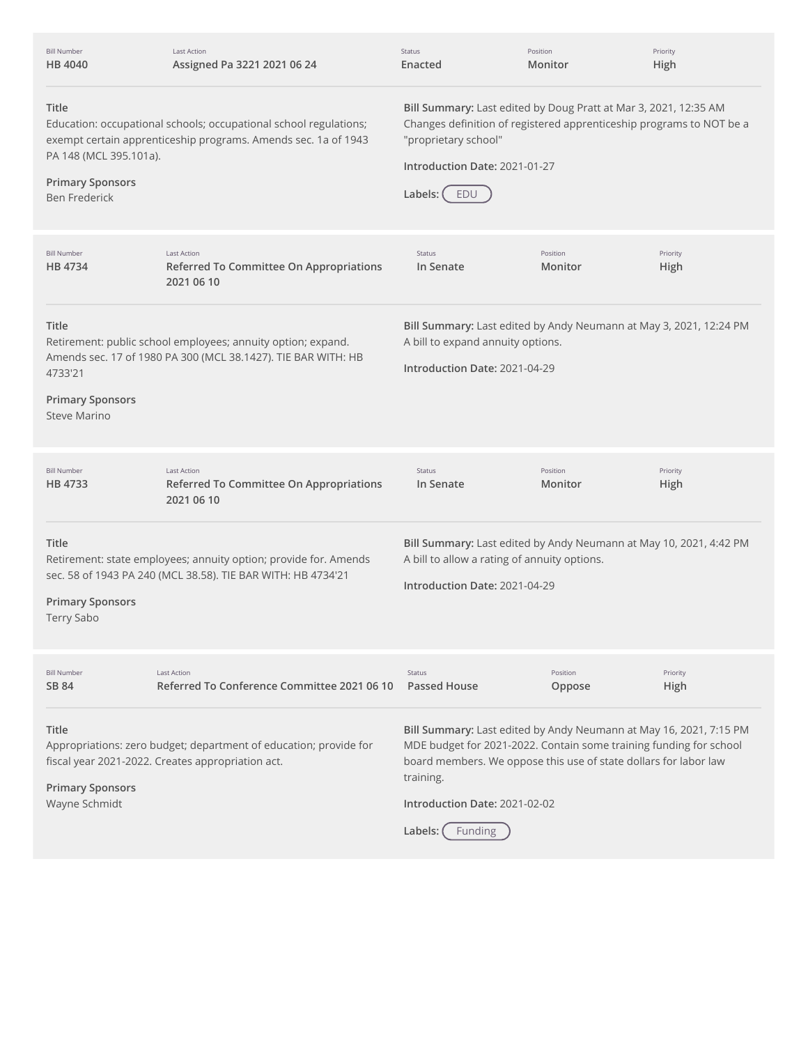| Bill Number | Last Action | Status | Position | Priority |
| --- | --- | --- | --- | --- |
| HB 4040 | Assigned Pa 3221 2021 06 24 | Enacted | Monitor | High |

**Title**
Education: occupational schools; occupational school regulations; exempt certain apprenticeship programs. Amends sec. 1a of 1943 PA 148 (MCL 395.101a).

**Primary Sponsors**
Ben Frederick

**Bill Summary:** Last edited by Doug Pratt at Mar 3, 2021, 12:35 AM
Changes definition of registered apprenticeship programs to NOT be a "proprietary school"

**Introduction Date:** 2021-01-27

**Labels:** EDU

---

| Bill Number | Last Action | Status | Position | Priority |
| --- | --- | --- | --- | --- |
| HB 4734 | Referred To Committee On Appropriations 2021 06 10 | In Senate | Monitor | High |

**Title**
Retirement: public school employees; annuity option; expand. Amends sec. 17 of 1980 PA 300 (MCL 38.1427). TIE BAR WITH: HB 4733'21

**Primary Sponsors**
Steve Marino

**Bill Summary:** Last edited by Andy Neumann at May 3, 2021, 12:24 PM
A bill to expand annuity options.

**Introduction Date:** 2021-04-29

---

| Bill Number | Last Action | Status | Position | Priority |
| --- | --- | --- | --- | --- |
| HB 4733 | Referred To Committee On Appropriations 2021 06 10 | In Senate | Monitor | High |

**Title**
Retirement: state employees; annuity option; provide for. Amends sec. 58 of 1943 PA 240 (MCL 38.58). TIE BAR WITH: HB 4734'21

**Primary Sponsors**
Terry Sabo

**Bill Summary:** Last edited by Andy Neumann at May 10, 2021, 4:42 PM
A bill to allow a rating of annuity options.

**Introduction Date:** 2021-04-29

---

| Bill Number | Last Action | Status | Position | Priority |
| --- | --- | --- | --- | --- |
| SB 84 | Referred To Conference Committee 2021 06 10 | Passed House | Oppose | High |

**Title**
Appropriations: zero budget; department of education; provide for fiscal year 2021-2022. Creates appropriation act.

**Primary Sponsors**
Wayne Schmidt

**Bill Summary:** Last edited by Andy Neumann at May 16, 2021, 7:15 PM
MDE budget for 2021-2022. Contain some training funding for school board members. We oppose this use of state dollars for labor law training.

**Introduction Date:** 2021-02-02

**Labels:** Funding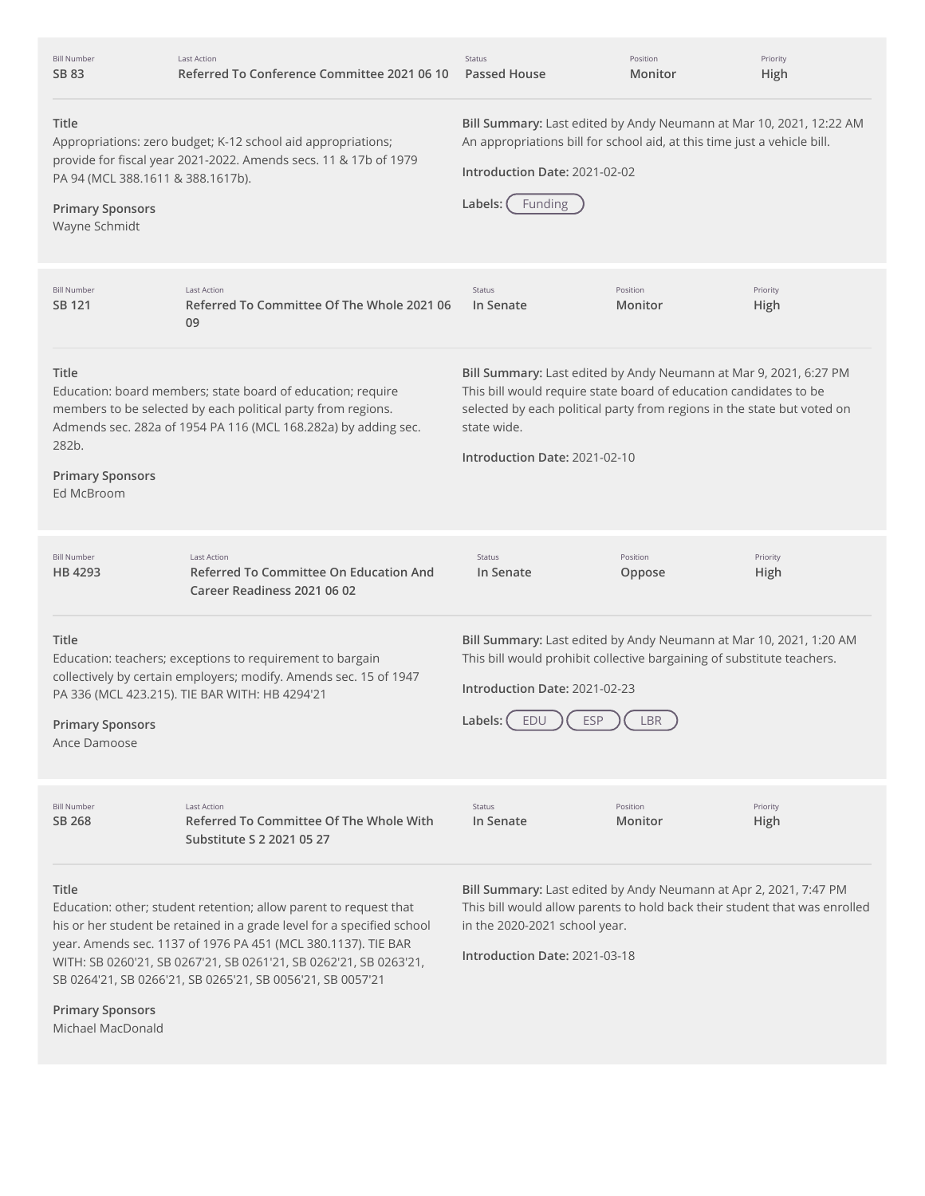| Bill Number | Last Action | Status | Position | Priority |
| --- | --- | --- | --- | --- |
| SB 83 | Referred To Conference Committee 2021 06 10 | Passed House | Monitor | High |

**Title**
Appropriations: zero budget; K-12 school aid appropriations; provide for fiscal year 2021-2022. Amends secs. 11 & 17b of 1979 PA 94 (MCL 388.1611 & 388.1617b).

**Primary Sponsors**
Wayne Schmidt

**Bill Summary:** Last edited by Andy Neumann at Mar 10, 2021, 12:22 AM
An appropriations bill for school aid, at this time just a vehicle bill.

**Introduction Date:** 2021-02-02

**Labels:** Funding

---

| Bill Number | Last Action | Status | Position | Priority |
| --- | --- | --- | --- | --- |
| SB 121 | Referred To Committee Of The Whole 2021 06 09 | In Senate | Monitor | High |

**Title**
Education: board members; state board of education; require members to be selected by each political party from regions. Admends sec. 282a of 1954 PA 116 (MCL 168.282a) by adding sec. 282b.

**Primary Sponsors**
Ed McBroom

**Bill Summary:** Last edited by Andy Neumann at Mar 9, 2021, 6:27 PM
This bill would require state board of education candidates to be selected by each political party from regions in the state but voted on state wide.

**Introduction Date:** 2021-02-10

---

| Bill Number | Last Action | Status | Position | Priority |
| --- | --- | --- | --- | --- |
| HB 4293 | Referred To Committee On Education And Career Readiness 2021 06 02 | In Senate | Oppose | High |

**Title**
Education: teachers; exceptions to requirement to bargain collectively by certain employers; modify. Amends sec. 15 of 1947 PA 336 (MCL 423.215). TIE BAR WITH: HB 4294'21

**Primary Sponsors**
Ance Damoose

**Bill Summary:** Last edited by Andy Neumann at Mar 10, 2021, 1:20 AM
This bill would prohibit collective bargaining of substitute teachers.

**Introduction Date:** 2021-02-23

**Labels:** EDU ESP LBR

---

| Bill Number | Last Action | Status | Position | Priority |
| --- | --- | --- | --- | --- |
| SB 268 | Referred To Committee Of The Whole With Substitute S 2 2021 05 27 | In Senate | Monitor | High |

**Title**
Education: other; student retention; allow parent to request that his or her student be retained in a grade level for a specified school year. Amends sec. 1137 of 1976 PA 451 (MCL 380.1137). TIE BAR WITH: SB 0260'21, SB 0267'21, SB 0261'21, SB 0262'21, SB 0263'21, SB 0264'21, SB 0266'21, SB 0265'21, SB 0056'21, SB 0057'21

**Primary Sponsors**
Michael MacDonald

**Bill Summary:** Last edited by Andy Neumann at Apr 2, 2021, 7:47 PM
This bill would allow parents to hold back their student that was enrolled in the 2020-2021 school year.

**Introduction Date:** 2021-03-18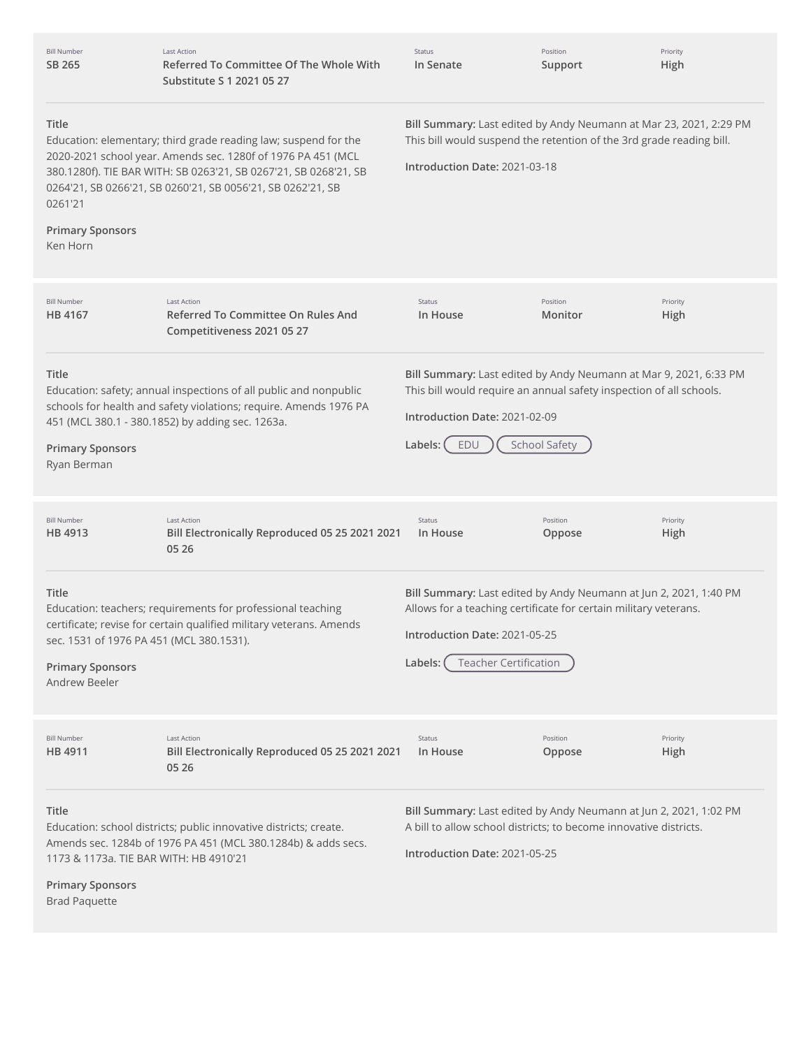| Bill Number | Last Action | Status | Position | Priority |
|---|---|---|---|---|
| SB 265 | Referred To Committee Of The Whole With Substitute S 1 2021 05 27 | In Senate | Support | High |

**Title**
Education: elementary; third grade reading law; suspend for the 2020-2021 school year. Amends sec. 1280f of 1976 PA 451 (MCL 380.1280f). TIE BAR WITH: SB 0263'21, SB 0267'21, SB 0268'21, SB 0264'21, SB 0266'21, SB 0260'21, SB 0056'21, SB 0262'21, SB 0261'21

**Primary Sponsors**
Ken Horn

**Bill Summary:** Last edited by Andy Neumann at Mar 23, 2021, 2:29 PM
This bill would suspend the retention of the 3rd grade reading bill.

**Introduction Date:** 2021-03-18

---

| Bill Number | Last Action | Status | Position | Priority |
|---|---|---|---|---|
| HB 4167 | Referred To Committee On Rules And Competitiveness 2021 05 27 | In House | Monitor | High |

**Title**
Education: safety; annual inspections of all public and nonpublic schools for health and safety violations; require. Amends 1976 PA 451 (MCL 380.1 - 380.1852) by adding sec. 1263a.

**Primary Sponsors**
Ryan Berman

**Bill Summary:** Last edited by Andy Neumann at Mar 9, 2021, 6:33 PM
This bill would require an annual safety inspection of all schools.

**Introduction Date:** 2021-02-09

**Labels:** EDU, School Safety

---

| Bill Number | Last Action | Status | Position | Priority |
|---|---|---|---|---|
| HB 4913 | Bill Electronically Reproduced 05 25 2021 2021 05 26 | In House | Oppose | High |

**Title**
Education: teachers; requirements for professional teaching certificate; revise for certain qualified military veterans. Amends sec. 1531 of 1976 PA 451 (MCL 380.1531).

**Primary Sponsors**
Andrew Beeler

**Bill Summary:** Last edited by Andy Neumann at Jun 2, 2021, 1:40 PM
Allows for a teaching certificate for certain military veterans.

**Introduction Date:** 2021-05-25

**Labels:** Teacher Certification

---

| Bill Number | Last Action | Status | Position | Priority |
|---|---|---|---|---|
| HB 4911 | Bill Electronically Reproduced 05 25 2021 2021 05 26 | In House | Oppose | High |

**Title**
Education: school districts; public innovative districts; create. Amends sec. 1284b of 1976 PA 451 (MCL 380.1284b) & adds secs. 1173 & 1173a. TIE BAR WITH: HB 4910'21

**Primary Sponsors**
Brad Paquette

**Bill Summary:** Last edited by Andy Neumann at Jun 2, 2021, 1:02 PM
A bill to allow school districts; to become innovative districts.

**Introduction Date:** 2021-05-25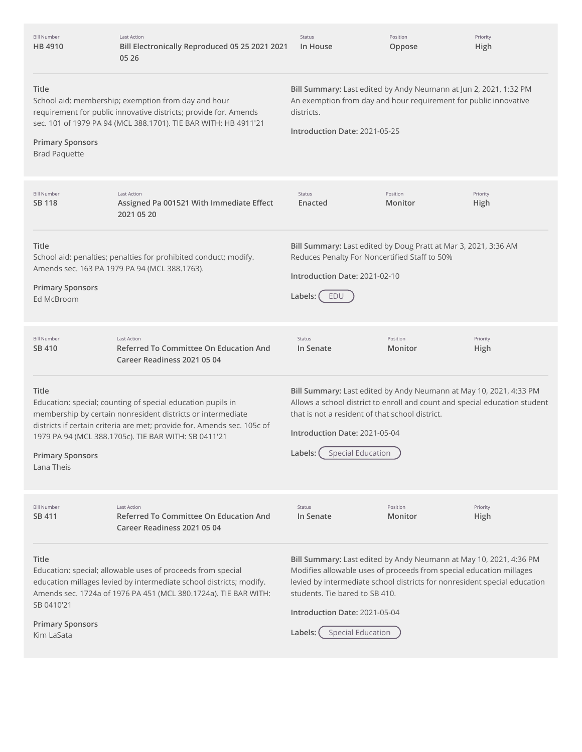| Bill Number | Last Action | Status | Position | Priority |
| --- | --- | --- | --- | --- |
| HB 4910 | Bill Electronically Reproduced 05 25 2021 2021 05 26 | In House | Oppose | High |

**Title**
School aid: membership; exemption from day and hour requirement for public innovative districts; provide for. Amends sec. 101 of 1979 PA 94 (MCL 388.1701). TIE BAR WITH: HB 4911'21

**Primary Sponsors**
Brad Paquette

**Bill Summary:** Last edited by Andy Neumann at Jun 2, 2021, 1:32 PM
An exemption from day and hour requirement for public innovative districts.

**Introduction Date:** 2021-05-25

---

| Bill Number | Last Action | Status | Position | Priority |
| --- | --- | --- | --- | --- |
| SB 118 | Assigned Pa 001521 With Immediate Effect 2021 05 20 | Enacted | Monitor | High |

**Title**
School aid: penalties; penalties for prohibited conduct; modify. Amends sec. 163 PA 1979 PA 94 (MCL 388.1763).

**Primary Sponsors**
Ed McBroom

**Bill Summary:** Last edited by Doug Pratt at Mar 3, 2021, 3:36 AM
Reduces Penalty For Noncertified Staff to 50%

**Introduction Date:** 2021-02-10

**Labels:** EDU

---

| Bill Number | Last Action | Status | Position | Priority |
| --- | --- | --- | --- | --- |
| SB 410 | Referred To Committee On Education And Career Readiness 2021 05 04 | In Senate | Monitor | High |

**Title**
Education: special; counting of special education pupils in membership by certain nonresident districts or intermediate districts if certain criteria are met; provide for. Amends sec. 105c of 1979 PA 94 (MCL 388.1705c). TIE BAR WITH: SB 0411'21

**Primary Sponsors**
Lana Theis

**Bill Summary:** Last edited by Andy Neumann at May 10, 2021, 4:33 PM
Allows a school district to enroll and count and special education student that is not a resident of that school district.

**Introduction Date:** 2021-05-04

**Labels:** Special Education

---

| Bill Number | Last Action | Status | Position | Priority |
| --- | --- | --- | --- | --- |
| SB 411 | Referred To Committee On Education And Career Readiness 2021 05 04 | In Senate | Monitor | High |

**Title**
Education: special; allowable uses of proceeds from special education millages levied by intermediate school districts; modify. Amends sec. 1724a of 1976 PA 451 (MCL 380.1724a). TIE BAR WITH: SB 0410'21

**Primary Sponsors**
Kim LaSata

**Bill Summary:** Last edited by Andy Neumann at May 10, 2021, 4:36 PM
Modifies allowable uses of proceeds from special education millages levied by intermediate school districts for nonresident special education students. Tie bared to SB 410.

**Introduction Date:** 2021-05-04

**Labels:** Special Education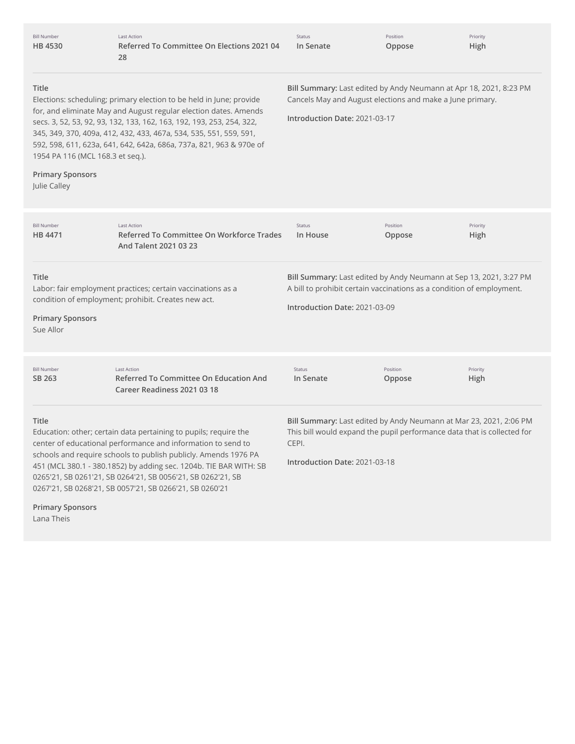| Bill Number | Last Action | Status | Position | Priority |
| --- | --- | --- | --- | --- |
| HB 4530 | Referred To Committee On Elections 2021 04 28 | In Senate | Oppose | High |

**Title**

Elections: scheduling; primary election to be held in June; provide for, and eliminate May and August regular election dates. Amends secs. 3, 52, 53, 92, 93, 132, 133, 162, 163, 192, 193, 253, 254, 322, 345, 349, 370, 409a, 412, 432, 433, 467a, 534, 535, 551, 559, 591, 592, 598, 611, 623a, 641, 642, 642a, 686a, 737a, 821, 963 & 970e of 1954 PA 116 (MCL 168.3 et seq.).

**Primary Sponsors**

Julie Calley

**Bill Summary:** Last edited by Andy Neumann at Apr 18, 2021, 8:23 PM
Cancels May and August elections and make a June primary.

**Introduction Date:** 2021-03-17

| Bill Number | Last Action | Status | Position | Priority |
| --- | --- | --- | --- | --- |
| HB 4471 | Referred To Committee On Workforce Trades And Talent 2021 03 23 | In House | Oppose | High |

**Title**

Labor: fair employment practices; certain vaccinations as a condition of employment; prohibit. Creates new act.

**Primary Sponsors**

Sue Allor

**Bill Summary:** Last edited by Andy Neumann at Sep 13, 2021, 3:27 PM
A bill to prohibit certain vaccinations as a condition of employment.

**Introduction Date:** 2021-03-09

| Bill Number | Last Action | Status | Position | Priority |
| --- | --- | --- | --- | --- |
| SB 263 | Referred To Committee On Education And Career Readiness 2021 03 18 | In Senate | Oppose | High |

**Title**

Education: other; certain data pertaining to pupils; require the center of educational performance and information to send to schools and require schools to publish publicly. Amends 1976 PA 451 (MCL 380.1 - 380.1852) by adding sec. 1204b. TIE BAR WITH: SB 0265'21, SB 0261'21, SB 0264'21, SB 0056'21, SB 0262'21, SB 0267'21, SB 0268'21, SB 0057'21, SB 0266'21, SB 0260'21

**Primary Sponsors**

Lana Theis

**Bill Summary:** Last edited by Andy Neumann at Mar 23, 2021, 2:06 PM
This bill would expand the pupil performance data that is collected for CEPI.

**Introduction Date:** 2021-03-18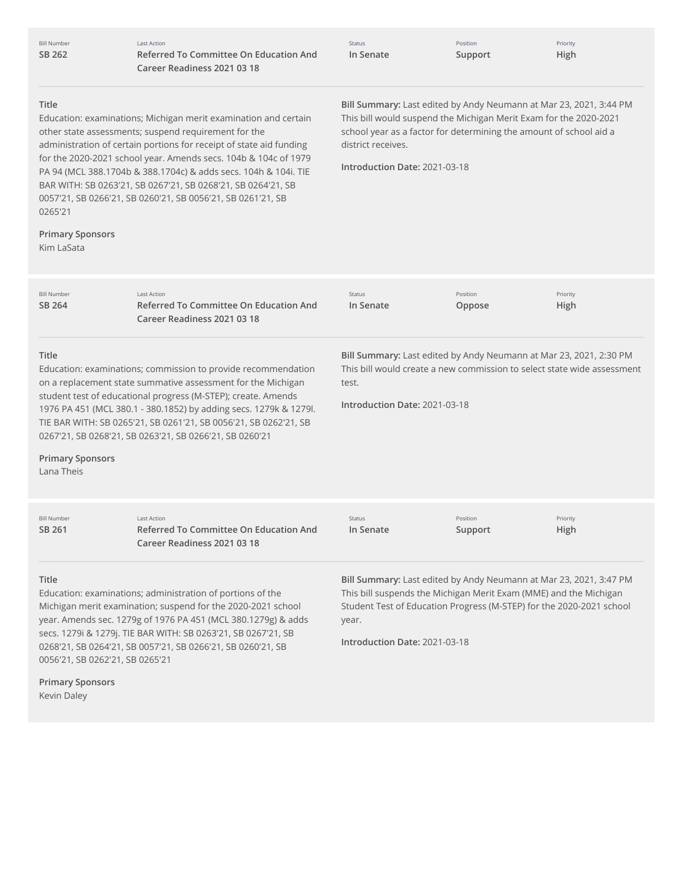| Bill Number | Last Action | Status | Position | Priority |
| --- | --- | --- | --- | --- |
| SB 262 | Referred To Committee On Education And Career Readiness 2021 03 18 | In Senate | Support | High |

**Title**

Education: examinations; Michigan merit examination and certain other state assessments; suspend requirement for the administration of certain portions for receipt of state aid funding for the 2020-2021 school year. Amends secs. 104b & 104c of 1979 PA 94 (MCL 388.1704b & 388.1704c) & adds secs. 104h & 104i. TIE BAR WITH: SB 0263'21, SB 0267'21, SB 0268'21, SB 0264'21, SB 0057'21, SB 0266'21, SB 0260'21, SB 0056'21, SB 0261'21, SB 0265'21

**Primary Sponsors**

Kim LaSata

**Bill Summary:** Last edited by Andy Neumann at Mar 23, 2021, 3:44 PM
This bill would suspend the Michigan Merit Exam for the 2020-2021 school year as a factor for determining the amount of school aid a district receives.

**Introduction Date:** 2021-03-18

| Bill Number | Last Action | Status | Position | Priority |
| --- | --- | --- | --- | --- |
| SB 264 | Referred To Committee On Education And Career Readiness 2021 03 18 | In Senate | Oppose | High |

**Title**

Education: examinations; commission to provide recommendation on a replacement state summative assessment for the Michigan student test of educational progress (M-STEP); create. Amends 1976 PA 451 (MCL 380.1 - 380.1852) by adding secs. 1279k & 1279l. TIE BAR WITH: SB 0265'21, SB 0261'21, SB 0056'21, SB 0262'21, SB 0267'21, SB 0268'21, SB 0263'21, SB 0266'21, SB 0260'21

**Primary Sponsors**

Lana Theis

**Bill Summary:** Last edited by Andy Neumann at Mar 23, 2021, 2:30 PM
This bill would create a new commission to select state wide assessment test.

**Introduction Date:** 2021-03-18

| Bill Number | Last Action | Status | Position | Priority |
| --- | --- | --- | --- | --- |
| SB 261 | Referred To Committee On Education And Career Readiness 2021 03 18 | In Senate | Support | High |

**Title**

Education: examinations; administration of portions of the Michigan merit examination; suspend for the 2020-2021 school year. Amends sec. 1279g of 1976 PA 451 (MCL 380.1279g) & adds secs. 1279i & 1279j. TIE BAR WITH: SB 0263'21, SB 0267'21, SB 0268'21, SB 0264'21, SB 0057'21, SB 0266'21, SB 0260'21, SB 0056'21, SB 0262'21, SB 0265'21

**Primary Sponsors**

Kevin Daley

**Bill Summary:** Last edited by Andy Neumann at Mar 23, 2021, 3:47 PM
This bill suspends the Michigan Merit Exam (MME) and the Michigan Student Test of Education Progress (M-STEP) for the 2020-2021 school year.

**Introduction Date:** 2021-03-18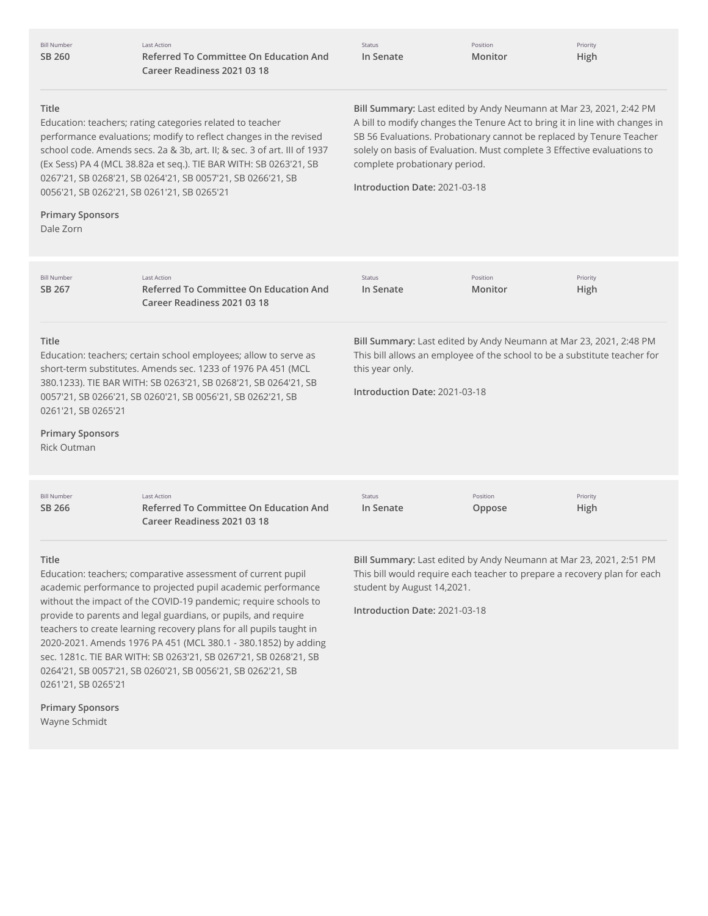| Bill Number | Last Action | Status | Position | Priority |
| --- | --- | --- | --- | --- |
| **SB 260** | **Referred To Committee On Education And Career Readiness 2021 03 18** | **In Senate** | **Monitor** | **High** |

**Title**

Education: teachers; rating categories related to teacher performance evaluations; modify to reflect changes in the revised school code. Amends secs. 2a & 3b, art. II; & sec. 3 of art. III of 1937 (Ex Sess) PA 4 (MCL 38.82a et seq.). TIE BAR WITH: SB 0263'21, SB 0267'21, SB 0268'21, SB 0264'21, SB 0057'21, SB 0266'21, SB 0056'21, SB 0262'21, SB 0261'21, SB 0265'21

**Primary Sponsors**

Dale Zorn

**Bill Summary:** Last edited by Andy Neumann at Mar 23, 2021, 2:42 PM
A bill to modify changes the Tenure Act to bring it in line with changes in SB 56 Evaluations. Probationary cannot be replaced by Tenure Teacher solely on basis of Evaluation. Must complete 3 Effective evaluations to complete probationary period.

**Introduction Date:** 2021-03-18

| Bill Number | Last Action | Status | Position | Priority |
| --- | --- | --- | --- | --- |
| **SB 267** | **Referred To Committee On Education And Career Readiness 2021 03 18** | **In Senate** | **Monitor** | **High** |

**Title**

Education: teachers; certain school employees; allow to serve as short-term substitutes. Amends sec. 1233 of 1976 PA 451 (MCL 380.1233). TIE BAR WITH: SB 0263'21, SB 0268'21, SB 0264'21, SB 0057'21, SB 0266'21, SB 0260'21, SB 0056'21, SB 0262'21, SB 0261'21, SB 0265'21

**Primary Sponsors**

Rick Outman

**Bill Summary:** Last edited by Andy Neumann at Mar 23, 2021, 2:48 PM
This bill allows an employee of the school to be a substitute teacher for this year only.

**Introduction Date:** 2021-03-18

| Bill Number | Last Action | Status | Position | Priority |
| --- | --- | --- | --- | --- |
| **SB 266** | **Referred To Committee On Education And Career Readiness 2021 03 18** | **In Senate** | **Oppose** | **High** |

**Title**

Education: teachers; comparative assessment of current pupil academic performance to projected pupil academic performance without the impact of the COVID-19 pandemic; require schools to provide to parents and legal guardians, or pupils, and require teachers to create learning recovery plans for all pupils taught in 2020-2021. Amends 1976 PA 451 (MCL 380.1 - 380.1852) by adding sec. 1281c. TIE BAR WITH: SB 0263'21, SB 0267'21, SB 0268'21, SB 0264'21, SB 0057'21, SB 0260'21, SB 0056'21, SB 0262'21, SB 0261'21, SB 0265'21

**Primary Sponsors**

Wayne Schmidt

**Bill Summary:** Last edited by Andy Neumann at Mar 23, 2021, 2:51 PM
This bill would require each teacher to prepare a recovery plan for each student by August 14,2021.

**Introduction Date:** 2021-03-18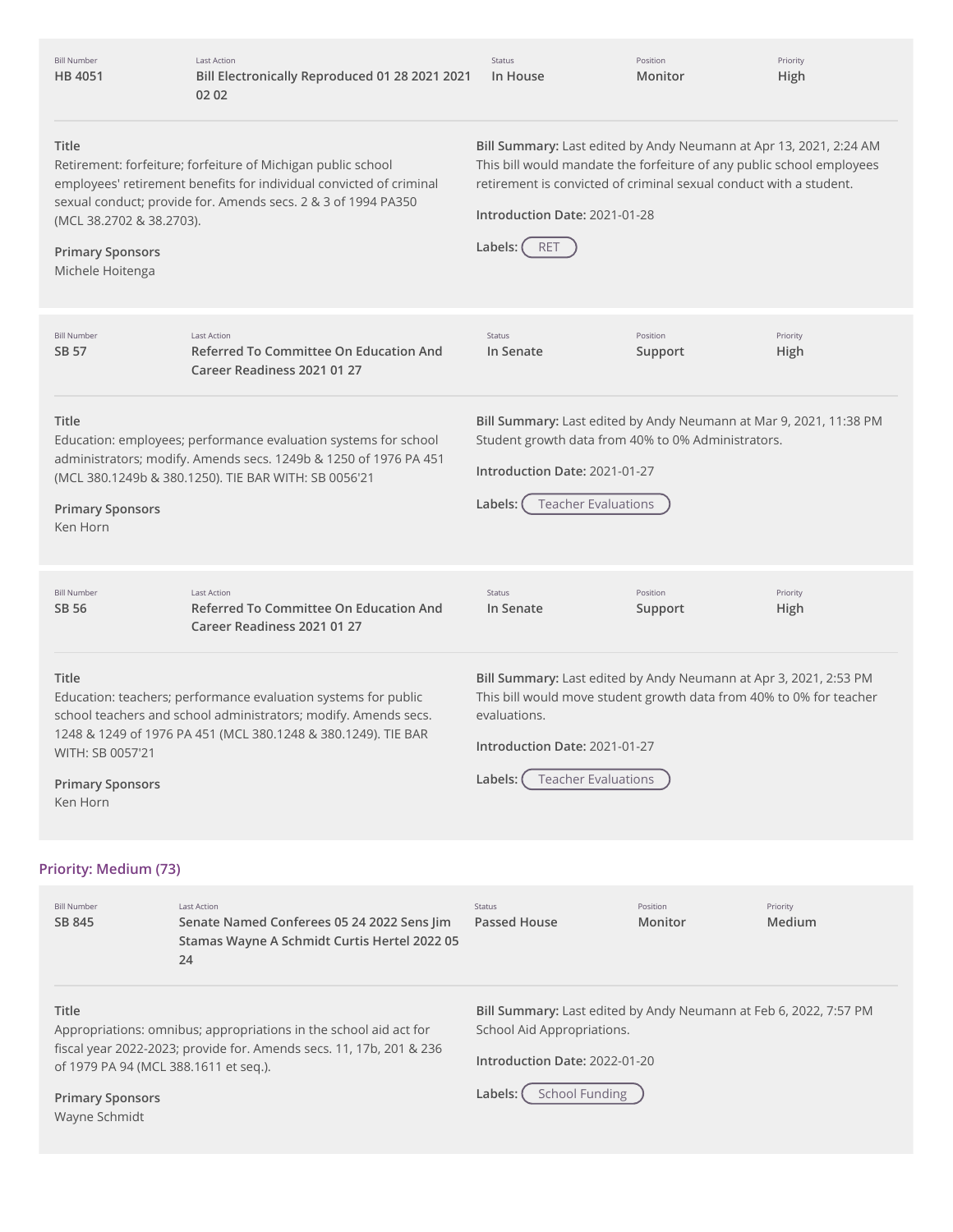| Bill Number | Last Action | Status | Position | Priority |
|---|---|---|---|---|
| **HB 4051** | **Bill Electronically Reproduced 01 28 2021 2021 02 02** | **In House** | **Monitor** | **High** |

**Title**
Retirement: forfeiture; forfeiture of Michigan public school employees' retirement benefits for individual convicted of criminal sexual conduct; provide for. Amends secs. 2 & 3 of 1994 PA350 (MCL 38.2702 & 38.2703).

**Primary Sponsors**
Michele Hoitenga

**Bill Summary:** Last edited by Andy Neumann at Apr 13, 2021, 2:24 AM
This bill would mandate the forfeiture of any public school employees retirement is convicted of criminal sexual conduct with a student.

**Introduction Date:** 2021-01-28

**Labels:** RET

---

| Bill Number | Last Action | Status | Position | Priority |
|---|---|---|---|---|
| **SB 57** | **Referred To Committee On Education And Career Readiness 2021 01 27** | **In Senate** | **Support** | **High** |

**Title**
Education: employees; performance evaluation systems for school administrators; modify. Amends secs. 1249b & 1250 of 1976 PA 451 (MCL 380.1249b & 380.1250). TIE BAR WITH: SB 0056'21

**Primary Sponsors**
Ken Horn

**Bill Summary:** Last edited by Andy Neumann at Mar 9, 2021, 11:38 PM
Student growth data from 40% to 0% Administrators.

**Introduction Date:** 2021-01-27

**Labels:** Teacher Evaluations

---

| Bill Number | Last Action | Status | Position | Priority |
|---|---|---|---|---|
| **SB 56** | **Referred To Committee On Education And Career Readiness 2021 01 27** | **In Senate** | **Support** | **High** |

**Title**
Education: teachers; performance evaluation systems for public school teachers and school administrators; modify. Amends secs. 1248 & 1249 of 1976 PA 451 (MCL 380.1248 & 380.1249). TIE BAR WITH: SB 0057'21

**Primary Sponsors**
Ken Horn

**Bill Summary:** Last edited by Andy Neumann at Apr 3, 2021, 2:53 PM
This bill would move student growth data from 40% to 0% for teacher evaluations.

**Introduction Date:** 2021-01-27

**Labels:** Teacher Evaluations

## Priority: Medium (73)

| Bill Number | Last Action | Status | Position | Priority |
|---|---|---|---|---|
| **SB 845** | **Senate Named Conferees 05 24 2022 Sens Jim Stamas Wayne A Schmidt Curtis Hertel 2022 05 24** | **Passed House** | **Monitor** | **Medium** |

**Title**
Appropriations: omnibus; appropriations in the school aid act for fiscal year 2022-2023; provide for. Amends secs. 11, 17b, 201 & 236 of 1979 PA 94 (MCL 388.1611 et seq.).

**Primary Sponsors**
Wayne Schmidt

**Bill Summary:** Last edited by Andy Neumann at Feb 6, 2022, 7:57 PM
School Aid Appropriations.

**Introduction Date:** 2022-01-20

**Labels:** School Funding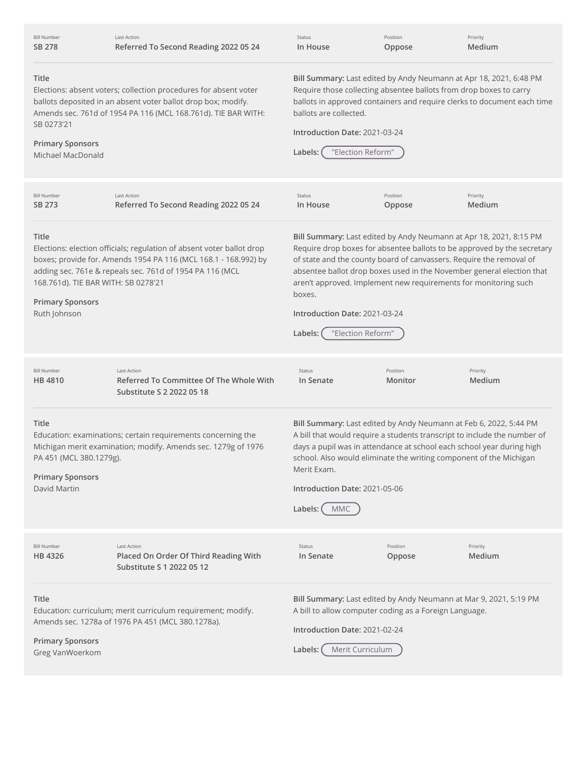| Bill Number | Last Action | Status | Position | Priority |
| --- | --- | --- | --- | --- |
| SB 278 | Referred To Second Reading 2022 05 24 | In House | Oppose | Medium |

**Title**
Elections: absent voters; collection procedures for absent voter ballots deposited in an absent voter ballot drop box; modify. Amends sec. 761d of 1954 PA 116 (MCL 168.761d). TIE BAR WITH: SB 0273'21

**Primary Sponsors**
Michael MacDonald

**Bill Summary:** Last edited by Andy Neumann at Apr 18, 2021, 6:48 PM
Require those collecting absentee ballots from drop boxes to carry ballots in approved containers and require clerks to document each time ballots are collected.

**Introduction Date:** 2021-03-24

**Labels:** "Election Reform"

---

| Bill Number | Last Action | Status | Position | Priority |
| --- | --- | --- | --- | --- |
| SB 273 | Referred To Second Reading 2022 05 24 | In House | Oppose | Medium |

**Title**
Elections: election officials; regulation of absent voter ballot drop boxes; provide for. Amends 1954 PA 116 (MCL 168.1 - 168.992) by adding sec. 761e & repeals sec. 761d of 1954 PA 116 (MCL 168.761d). TIE BAR WITH: SB 0278'21

**Primary Sponsors**
Ruth Johnson

**Bill Summary:** Last edited by Andy Neumann at Apr 18, 2021, 8:15 PM
Require drop boxes for absentee ballots to be approved by the secretary of state and the county board of canvassers. Require the removal of absentee ballot drop boxes used in the November general election that aren't approved. Implement new requirements for monitoring such boxes.

**Introduction Date:** 2021-03-24

**Labels:** "Election Reform"

---

| Bill Number | Last Action | Status | Position | Priority |
| --- | --- | --- | --- | --- |
| HB 4810 | Referred To Committee Of The Whole With Substitute S 2 2022 05 18 | In Senate | Monitor | Medium |

**Title**
Education: examinations; certain requirements concerning the Michigan merit examination; modify. Amends sec. 1279g of 1976 PA 451 (MCL 380.1279g).

**Primary Sponsors**
David Martin

**Bill Summary:** Last edited by Andy Neumann at Feb 6, 2022, 5:44 PM
A bill that would require a students transcript to include the number of days a pupil was in attendance at school each school year during high school. Also would eliminate the writing component of the Michigan Merit Exam.

**Introduction Date:** 2021-05-06

**Labels:** MMC

---

| Bill Number | Last Action | Status | Position | Priority |
| --- | --- | --- | --- | --- |
| HB 4326 | Placed On Order Of Third Reading With Substitute S 1 2022 05 12 | In Senate | Oppose | Medium |

**Title**
Education: curriculum; merit curriculum requirement; modify. Amends sec. 1278a of 1976 PA 451 (MCL 380.1278a).

**Primary Sponsors**
Greg VanWoerkom

**Bill Summary:** Last edited by Andy Neumann at Mar 9, 2021, 5:19 PM
A bill to allow computer coding as a Foreign Language.

**Introduction Date:** 2021-02-24

**Labels:** Merit Curriculum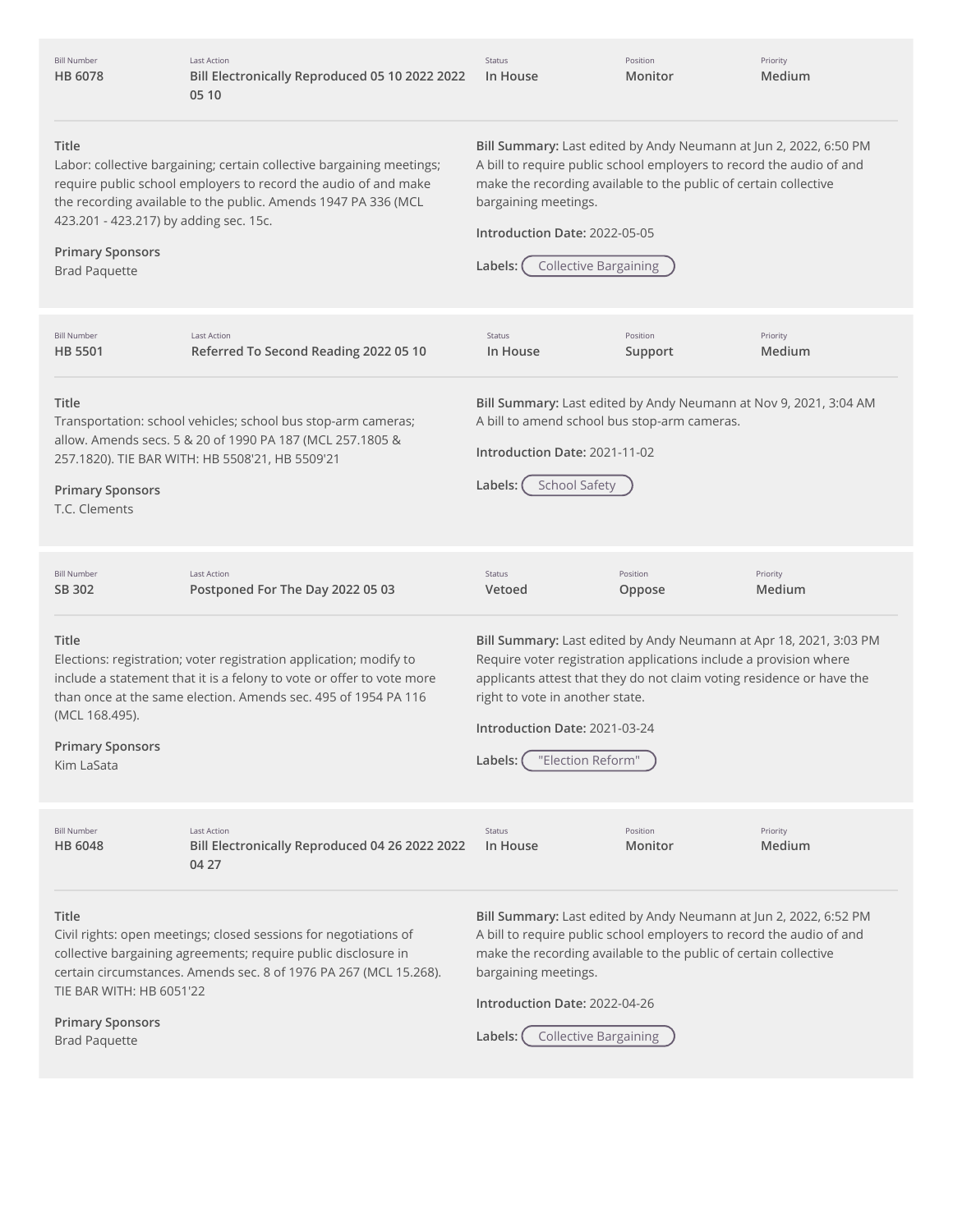| Bill Number | Last Action | Status | Position | Priority |
|---|---|---|---|---|
| HB 6078 | Bill Electronically Reproduced 05 10 2022 2022 05 10 | In House | Monitor | Medium |

**Title**
Labor: collective bargaining; certain collective bargaining meetings; require public school employers to record the audio of and make the recording available to the public. Amends 1947 PA 336 (MCL 423.201 - 423.217) by adding sec. 15c.

**Primary Sponsors**
Brad Paquette

**Bill Summary:** Last edited by Andy Neumann at Jun 2, 2022, 6:50 PM
A bill to require public school employers to record the audio of and make the recording available to the public of certain collective bargaining meetings.

**Introduction Date:** 2022-05-05

**Labels:** Collective Bargaining

---

| Bill Number | Last Action | Status | Position | Priority |
|---|---|---|---|---|
| HB 5501 | Referred To Second Reading 2022 05 10 | In House | Support | Medium |

**Title**
Transportation: school vehicles; school bus stop-arm cameras; allow. Amends secs. 5 & 20 of 1990 PA 187 (MCL 257.1805 & 257.1820). TIE BAR WITH: HB 5508'21, HB 5509'21

**Primary Sponsors**
T.C. Clements

**Bill Summary:** Last edited by Andy Neumann at Nov 9, 2021, 3:04 AM
A bill to amend school bus stop-arm cameras.

**Introduction Date:** 2021-11-02

**Labels:** School Safety

---

| Bill Number | Last Action | Status | Position | Priority |
|---|---|---|---|---|
| SB 302 | Postponed For The Day 2022 05 03 | Vetoed | Oppose | Medium |

**Title**
Elections: registration; voter registration application; modify to include a statement that it is a felony to vote or offer to vote more than once at the same election. Amends sec. 495 of 1954 PA 116 (MCL 168.495).

**Primary Sponsors**
Kim LaSata

**Bill Summary:** Last edited by Andy Neumann at Apr 18, 2021, 3:03 PM
Require voter registration applications include a provision where applicants attest that they do not claim voting residence or have the right to vote in another state.

**Introduction Date:** 2021-03-24

**Labels:** "Election Reform"

---

| Bill Number | Last Action | Status | Position | Priority |
|---|---|---|---|---|
| HB 6048 | Bill Electronically Reproduced 04 26 2022 2022 04 27 | In House | Monitor | Medium |

**Title**
Civil rights: open meetings; closed sessions for negotiations of collective bargaining agreements; require public disclosure in certain circumstances. Amends sec. 8 of 1976 PA 267 (MCL 15.268). TIE BAR WITH: HB 6051'22

**Primary Sponsors**
Brad Paquette

**Bill Summary:** Last edited by Andy Neumann at Jun 2, 2022, 6:52 PM
A bill to require public school employers to record the audio of and make the recording available to the public of certain collective bargaining meetings.

**Introduction Date:** 2022-04-26

**Labels:** Collective Bargaining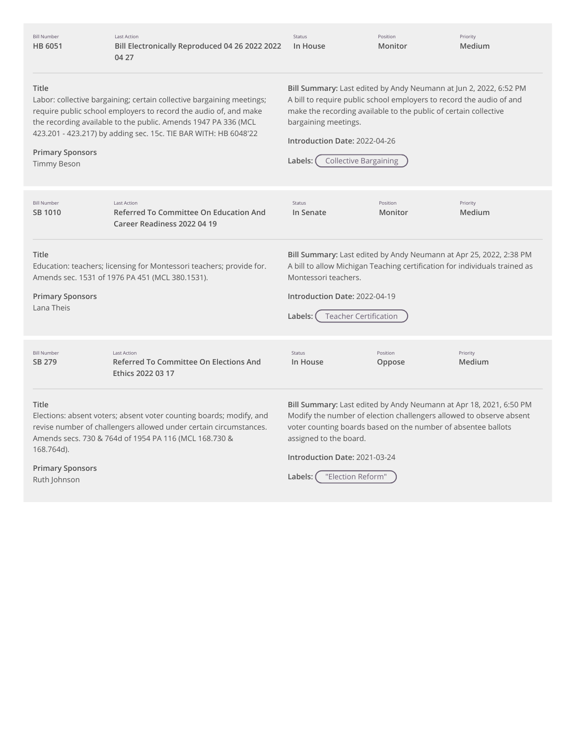| Bill Number | Last Action | Status | Position | Priority |
| --- | --- | --- | --- | --- |
| **HB 6051** | **Bill Electronically Reproduced 04 26 2022 2022 04 27** | **In House** | **Monitor** | **Medium** |

**Title**
Labor: collective bargaining; certain collective bargaining meetings; require public school employers to record the audio of, and make the recording available to the public. Amends 1947 PA 336 (MCL 423.201 - 423.217) by adding sec. 15c. TIE BAR WITH: HB 6048'22

**Primary Sponsors**
Timmy Beson

**Bill Summary:** Last edited by Andy Neumann at Jun 2, 2022, 6:52 PM
A bill to require public school employers to record the audio of and make the recording available to the public of certain collective bargaining meetings.

**Introduction Date:** 2022-04-26

**Labels:** Collective Bargaining

| Bill Number | Last Action | Status | Position | Priority |
| --- | --- | --- | --- | --- |
| **SB 1010** | **Referred To Committee On Education And Career Readiness 2022 04 19** | **In Senate** | **Monitor** | **Medium** |

**Title**
Education: teachers; licensing for Montessori teachers; provide for. Amends sec. 1531 of 1976 PA 451 (MCL 380.1531).

**Primary Sponsors**
Lana Theis

**Bill Summary:** Last edited by Andy Neumann at Apr 25, 2022, 2:38 PM
A bill to allow Michigan Teaching certification for individuals trained as Montessori teachers.

**Introduction Date:** 2022-04-19

**Labels:** Teacher Certification

| Bill Number | Last Action | Status | Position | Priority |
| --- | --- | --- | --- | --- |
| **SB 279** | **Referred To Committee On Elections And Ethics 2022 03 17** | **In House** | **Oppose** | **Medium** |

**Title**
Elections: absent voters; absent voter counting boards; modify, and revise number of challengers allowed under certain circumstances. Amends secs. 730 & 764d of 1954 PA 116 (MCL 168.730 & 168.764d).

**Primary Sponsors**
Ruth Johnson

**Bill Summary:** Last edited by Andy Neumann at Apr 18, 2021, 6:50 PM
Modify the number of election challengers allowed to observe absent voter counting boards based on the number of absentee ballots assigned to the board.

**Introduction Date:** 2021-03-24

**Labels:** "Election Reform"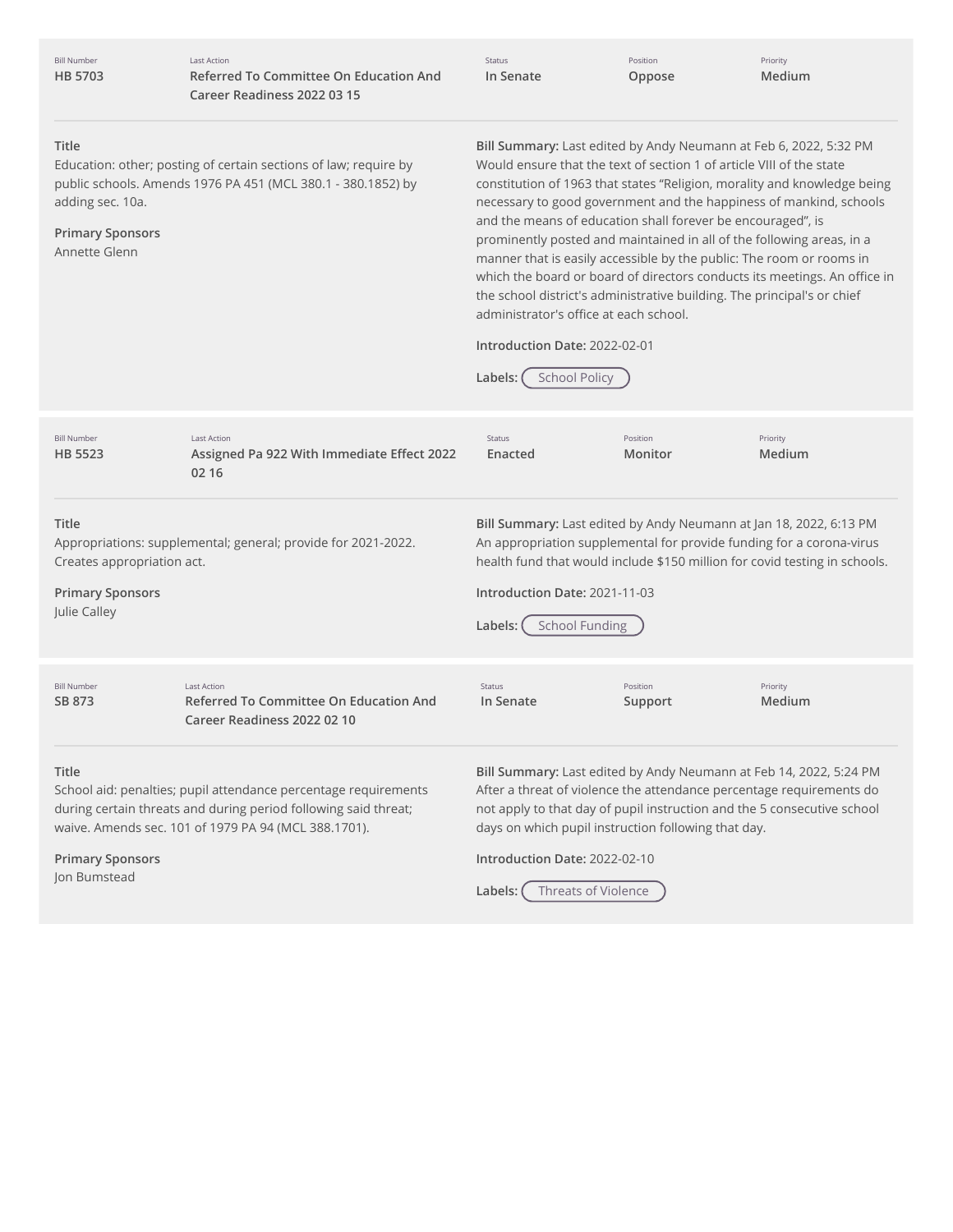| Bill Number | Last Action | Status | Position | Priority |
|---|---|---|---|---|
| HB 5703 | Referred To Committee On Education And Career Readiness 2022 03 15 | In Senate | Oppose | Medium |

**Title**
Education: other; posting of certain sections of law; require by public schools. Amends 1976 PA 451 (MCL 380.1 - 380.1852) by adding sec. 10a.

**Primary Sponsors**
Annette Glenn

**Bill Summary:** Last edited by Andy Neumann at Feb 6, 2022, 5:32 PM
Would ensure that the text of section 1 of article VIII of the state constitution of 1963 that states “Religion, morality and knowledge being necessary to good government and the happiness of mankind, schools and the means of education shall forever be encouraged”, is prominently posted and maintained in all of the following areas, in a manner that is easily accessible by the public: The room or rooms in which the board or board of directors conducts its meetings. An office in the school district's administrative building. The principal's or chief administrator's office at each school.

**Introduction Date:** 2022-02-01

**Labels:** School Policy

---

| Bill Number | Last Action | Status | Position | Priority |
|---|---|---|---|---|
| HB 5523 | Assigned Pa 922 With Immediate Effect 2022 02 16 | Enacted | Monitor | Medium |

**Title**
Appropriations: supplemental; general; provide for 2021-2022. Creates appropriation act.

**Primary Sponsors**
Julie Calley

**Bill Summary:** Last edited by Andy Neumann at Jan 18, 2022, 6:13 PM
An appropriation supplemental for provide funding for a corona-virus health fund that would include $150 million for covid testing in schools.

**Introduction Date:** 2021-11-03

**Labels:** School Funding

---

| Bill Number | Last Action | Status | Position | Priority |
|---|---|---|---|---|
| SB 873 | Referred To Committee On Education And Career Readiness 2022 02 10 | In Senate | Support | Medium |

**Title**
School aid: penalties; pupil attendance percentage requirements during certain threats and during period following said threat; waive. Amends sec. 101 of 1979 PA 94 (MCL 388.1701).

**Primary Sponsors**
Jon Bumstead

**Bill Summary:** Last edited by Andy Neumann at Feb 14, 2022, 5:24 PM
After a threat of violence the attendance percentage requirements do not apply to that day of pupil instruction and the 5 consecutive school days on which pupil instruction following that day.

**Introduction Date:** 2022-02-10

**Labels:** Threats of Violence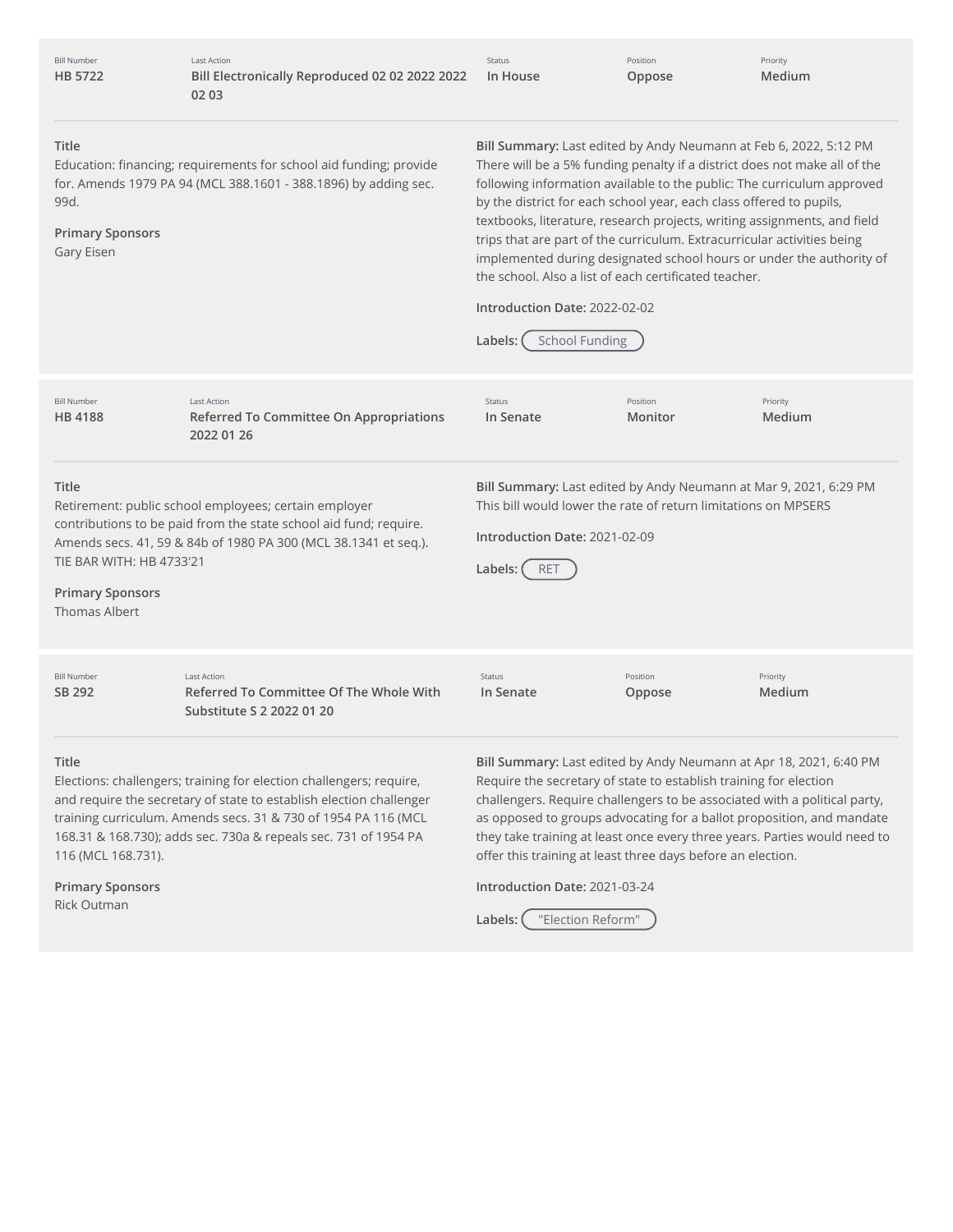| Bill Number | Last Action | Status | Position | Priority |
|---|---|---|---|---|
| **HB 5722** | **Bill Electronically Reproduced 02 02 2022 2022 02 03** | **In House** | **Oppose** | **Medium** |

**Title**

Education: financing; requirements for school aid funding; provide for. Amends 1979 PA 94 (MCL 388.1601 - 388.1896) by adding sec. 99d.

**Primary Sponsors**

Gary Eisen

**Bill Summary:** Last edited by Andy Neumann at Feb 6, 2022, 5:12 PM
There will be a 5% funding penalty if a district does not make all of the following information available to the public: The curriculum approved by the district for each school year, each class offered to pupils, textbooks, literature, research projects, writing assignments, and field trips that are part of the curriculum. Extracurricular activities being implemented during designated school hours or under the authority of the school. Also a list of each certificated teacher.

**Introduction Date:** 2022-02-02

**Labels:** School Funding

---

| Bill Number | Last Action | Status | Position | Priority |
|---|---|---|---|---|
| **HB 4188** | **Referred To Committee On Appropriations 2022 01 26** | **In Senate** | **Monitor** | **Medium** |

**Title**

Retirement: public school employees; certain employer contributions to be paid from the state school aid fund; require. Amends secs. 41, 59 & 84b of 1980 PA 300 (MCL 38.1341 et seq.). TIE BAR WITH: HB 4733'21

**Primary Sponsors**

Thomas Albert

**Bill Summary:** Last edited by Andy Neumann at Mar 9, 2021, 6:29 PM
This bill would lower the rate of return limitations on MPSERS

**Introduction Date:** 2021-02-09

**Labels:** RET

---

| Bill Number | Last Action | Status | Position | Priority |
|---|---|---|---|---|
| **SB 292** | **Referred To Committee Of The Whole With Substitute S 2 2022 01 20** | **In Senate** | **Oppose** | **Medium** |

**Title**

Elections: challengers; training for election challengers; require, and require the secretary of state to establish election challenger training curriculum. Amends secs. 31 & 730 of 1954 PA 116 (MCL 168.31 & 168.730); adds sec. 730a & repeals sec. 731 of 1954 PA 116 (MCL 168.731).

**Primary Sponsors**

Rick Outman

**Bill Summary:** Last edited by Andy Neumann at Apr 18, 2021, 6:40 PM
Require the secretary of state to establish training for election challengers. Require challengers to be associated with a political party, as opposed to groups advocating for a ballot proposition, and mandate they take training at least once every three years. Parties would need to offer this training at least three days before an election.

**Introduction Date:** 2021-03-24

**Labels:** "Election Reform"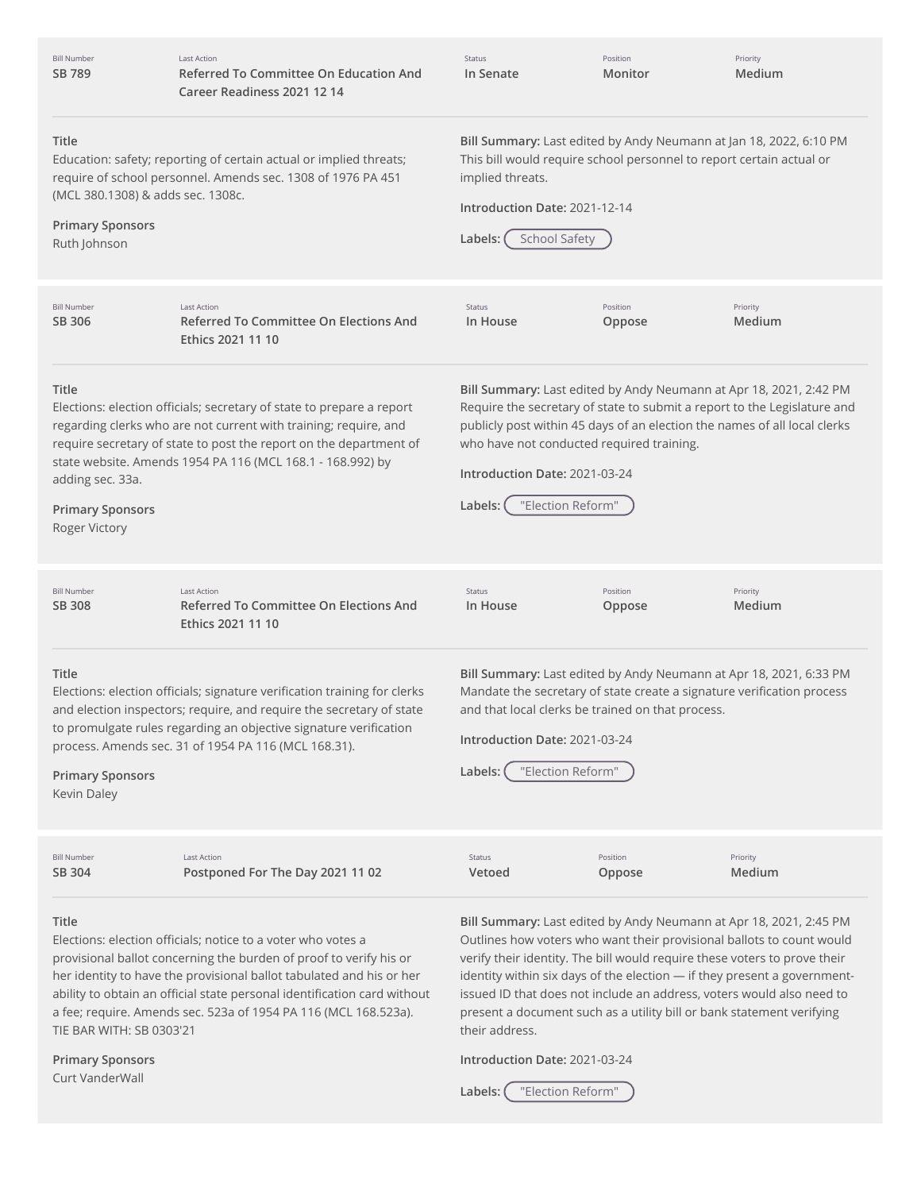| Bill Number | Last Action | Status | Position | Priority |
|---|---|---|---|---|
| SB 789 | Referred To Committee On Education And Career Readiness 2021 12 14 | In Senate | Monitor | Medium |

**Title**
Education: safety; reporting of certain actual or implied threats; require of school personnel. Amends sec. 1308 of 1976 PA 451 (MCL 380.1308) & adds sec. 1308c.

**Primary Sponsors**
Ruth Johnson

**Bill Summary:** Last edited by Andy Neumann at Jan 18, 2022, 6:10 PM
This bill would require school personnel to report certain actual or implied threats.

**Introduction Date:** 2021-12-14

**Labels:** School Safety

| Bill Number | Last Action | Status | Position | Priority |
|---|---|---|---|---|
| SB 306 | Referred To Committee On Elections And Ethics 2021 11 10 | In House | Oppose | Medium |

**Title**
Elections: election officials; secretary of state to prepare a report regarding clerks who are not current with training; require, and require secretary of state to post the report on the department of state website. Amends 1954 PA 116 (MCL 168.1 - 168.992) by adding sec. 33a.

**Primary Sponsors**
Roger Victory

**Bill Summary:** Last edited by Andy Neumann at Apr 18, 2021, 2:42 PM
Require the secretary of state to submit a report to the Legislature and publicly post within 45 days of an election the names of all local clerks who have not conducted required training.

**Introduction Date:** 2021-03-24

**Labels:** "Election Reform"

| Bill Number | Last Action | Status | Position | Priority |
|---|---|---|---|---|
| SB 308 | Referred To Committee On Elections And Ethics 2021 11 10 | In House | Oppose | Medium |

**Title**
Elections: election officials; signature verification training for clerks and election inspectors; require, and require the secretary of state to promulgate rules regarding an objective signature verification process. Amends sec. 31 of 1954 PA 116 (MCL 168.31).

**Primary Sponsors**
Kevin Daley

**Bill Summary:** Last edited by Andy Neumann at Apr 18, 2021, 6:33 PM
Mandate the secretary of state create a signature verification process and that local clerks be trained on that process.

**Introduction Date:** 2021-03-24

**Labels:** "Election Reform"

| Bill Number | Last Action | Status | Position | Priority |
|---|---|---|---|---|
| SB 304 | Postponed For The Day 2021 11 02 | Vetoed | Oppose | Medium |

**Title**
Elections: election officials; notice to a voter who votes a provisional ballot concerning the burden of proof to verify his or her identity to have the provisional ballot tabulated and his or her ability to obtain an official state personal identification card without a fee; require. Amends sec. 523a of 1954 PA 116 (MCL 168.523a). TIE BAR WITH: SB 0303'21

**Primary Sponsors**
Curt VanderWall

**Bill Summary:** Last edited by Andy Neumann at Apr 18, 2021, 2:45 PM
Outlines how voters who want their provisional ballots to count would verify their identity. The bill would require these voters to prove their identity within six days of the election — if they present a government-issued ID that does not include an address, voters would also need to present a document such as a utility bill or bank statement verifying their address.

**Introduction Date:** 2021-03-24

**Labels:** "Election Reform"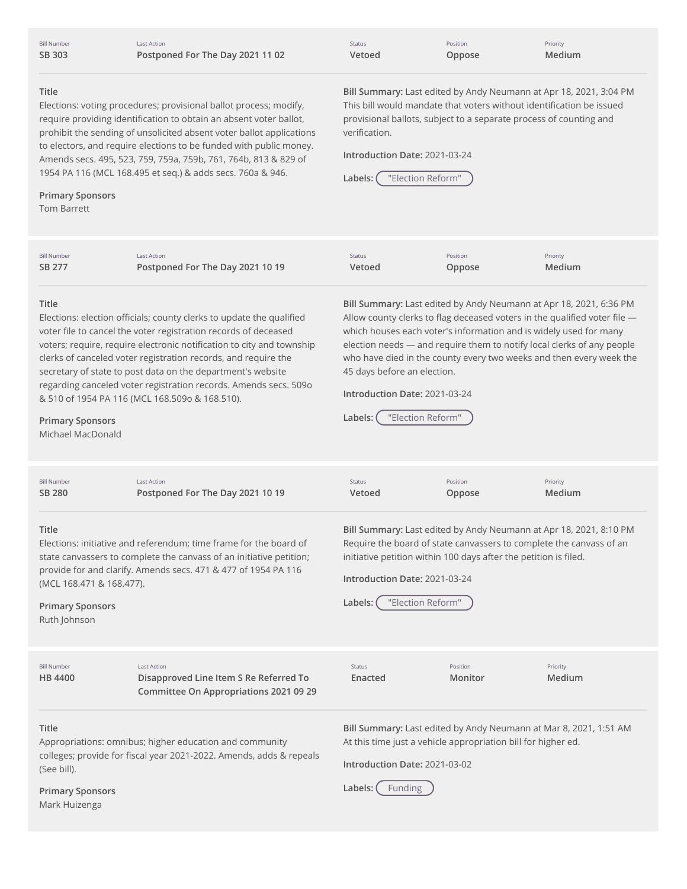| Bill Number | Last Action | Status | Position | Priority |
|---|---|---|---|---|
| SB 303 | Postponed For The Day 2021 11 02 | Vetoed | Oppose | Medium |

**Title**
Elections: voting procedures; provisional ballot process; modify, require providing identification to obtain an absent voter ballot, prohibit the sending of unsolicited absent voter ballot applications to electors, and require elections to be funded with public money. Amends secs. 495, 523, 759, 759a, 759b, 761, 764b, 813 & 829 of 1954 PA 116 (MCL 168.495 et seq.) & adds secs. 760a & 946.

**Primary Sponsors**
Tom Barrett

**Bill Summary:** Last edited by Andy Neumann at Apr 18, 2021, 3:04 PM
This bill would mandate that voters without identification be issued provisional ballots, subject to a separate process of counting and verification.

**Introduction Date:** 2021-03-24

**Labels:** "Election Reform"

---

| Bill Number | Last Action | Status | Position | Priority |
|---|---|---|---|---|
| SB 277 | Postponed For The Day 2021 10 19 | Vetoed | Oppose | Medium |

**Title**
Elections: election officials; county clerks to update the qualified voter file to cancel the voter registration records of deceased voters; require, require electronic notification to city and township clerks of canceled voter registration records, and require the secretary of state to post data on the department's website regarding canceled voter registration records. Amends secs. 509o & 510 of 1954 PA 116 (MCL 168.509o & 168.510).

**Primary Sponsors**
Michael MacDonald

**Bill Summary:** Last edited by Andy Neumann at Apr 18, 2021, 6:36 PM
Allow county clerks to flag deceased voters in the qualified voter file — which houses each voter's information and is widely used for many election needs — and require them to notify local clerks of any people who have died in the county every two weeks and then every week the 45 days before an election.

**Introduction Date:** 2021-03-24

**Labels:** "Election Reform"

---

| Bill Number | Last Action | Status | Position | Priority |
|---|---|---|---|---|
| SB 280 | Postponed For The Day 2021 10 19 | Vetoed | Oppose | Medium |

**Title**
Elections: initiative and referendum; time frame for the board of state canvassers to complete the canvass of an initiative petition; provide for and clarify. Amends secs. 471 & 477 of 1954 PA 116 (MCL 168.471 & 168.477).

**Primary Sponsors**
Ruth Johnson

**Bill Summary:** Last edited by Andy Neumann at Apr 18, 2021, 8:10 PM
Require the board of state canvassers to complete the canvass of an initiative petition within 100 days after the petition is filed.

**Introduction Date:** 2021-03-24

**Labels:** "Election Reform"

---

| Bill Number | Last Action | Status | Position | Priority |
|---|---|---|---|---|
| HB 4400 | Disapproved Line Item S Re Referred To Committee On Appropriations 2021 09 29 | Enacted | Monitor | Medium |

**Title**
Appropriations: omnibus; higher education and community colleges; provide for fiscal year 2021-2022. Amends, adds & repeals (See bill).

**Primary Sponsors**
Mark Huizenga

**Bill Summary:** Last edited by Andy Neumann at Mar 8, 2021, 1:51 AM
At this time just a vehicle appropriation bill for higher ed.

**Introduction Date:** 2021-03-02

**Labels:** Funding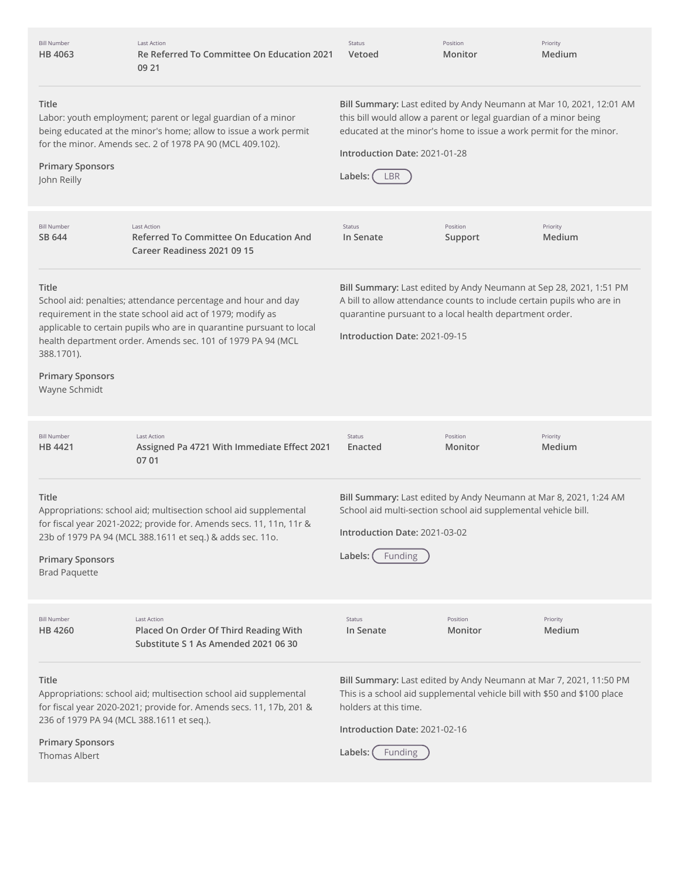| Bill Number | Last Action | Status | Position | Priority |
| --- | --- | --- | --- | --- |
| HB 4063 | Re Referred To Committee On Education 2021 09 21 | Vetoed | Monitor | Medium |

**Title**
Labor: youth employment; parent or legal guardian of a minor being educated at the minor's home; allow to issue a work permit for the minor. Amends sec. 2 of 1978 PA 90 (MCL 409.102).

**Primary Sponsors**
John Reilly

**Bill Summary:** Last edited by Andy Neumann at Mar 10, 2021, 12:01 AM this bill would allow a parent or legal guardian of a minor being educated at the minor's home to issue a work permit for the minor.

**Introduction Date:** 2021-01-28

**Labels:** LBR

---

| Bill Number | Last Action | Status | Position | Priority |
| --- | --- | --- | --- | --- |
| SB 644 | Referred To Committee On Education And Career Readiness 2021 09 15 | In Senate | Support | Medium |

**Title**
School aid: penalties; attendance percentage and hour and day requirement in the state school aid act of 1979; modify as applicable to certain pupils who are in quarantine pursuant to local health department order. Amends sec. 101 of 1979 PA 94 (MCL 388.1701).

**Primary Sponsors**
Wayne Schmidt

**Bill Summary:** Last edited by Andy Neumann at Sep 28, 2021, 1:51 PM A bill to allow attendance counts to include certain pupils who are in quarantine pursuant to a local health department order.

**Introduction Date:** 2021-09-15

---

| Bill Number | Last Action | Status | Position | Priority |
| --- | --- | --- | --- | --- |
| HB 4421 | Assigned Pa 4721 With Immediate Effect 2021 07 01 | Enacted | Monitor | Medium |

**Title**
Appropriations: school aid; multisection school aid supplemental for fiscal year 2021-2022; provide for. Amends secs. 11, 11n, 11r & 23b of 1979 PA 94 (MCL 388.1611 et seq.) & adds sec. 11o.

**Primary Sponsors**
Brad Paquette

**Bill Summary:** Last edited by Andy Neumann at Mar 8, 2021, 1:24 AM School aid multi-section school aid supplemental vehicle bill.

**Introduction Date:** 2021-03-02

**Labels:** Funding

---

| Bill Number | Last Action | Status | Position | Priority |
| --- | --- | --- | --- | --- |
| HB 4260 | Placed On Order Of Third Reading With Substitute S 1 As Amended 2021 06 30 | In Senate | Monitor | Medium |

**Title**
Appropriations: school aid; multisection school aid supplemental for fiscal year 2020-2021; provide for. Amends secs. 11, 17b, 201 & 236 of 1979 PA 94 (MCL 388.1611 et seq.).

**Primary Sponsors**
Thomas Albert

**Bill Summary:** Last edited by Andy Neumann at Mar 7, 2021, 11:50 PM This is a school aid supplemental vehicle bill with $50 and $100 place holders at this time.

**Introduction Date:** 2021-02-16

**Labels:** Funding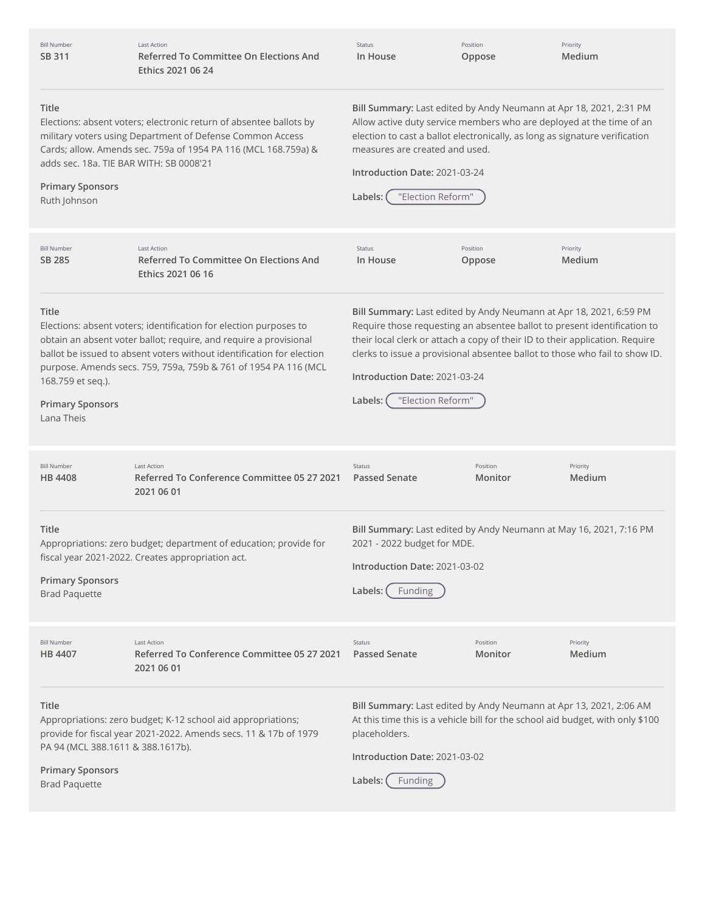| Bill Number | Last Action | Status | Position | Priority |
|---|---|---|---|---|
| SB 311 | Referred To Committee On Elections And Ethics 2021 06 24 | In House | Oppose | Medium |

**Title**
Elections: absent voters; electronic return of absentee ballots by military voters using Department of Defense Common Access Cards; allow. Amends sec. 759a of 1954 PA 116 (MCL 168.759a) & adds sec. 18a. TIE BAR WITH: SB 0008'21

**Primary Sponsors**
Ruth Johnson

**Bill Summary:** Last edited by Andy Neumann at Apr 18, 2021, 2:31 PM
Allow active duty service members who are deployed at the time of an election to cast a ballot electronically, as long as signature verification measures are created and used.

**Introduction Date:** 2021-03-24

**Labels:** "Election Reform"

| Bill Number | Last Action | Status | Position | Priority |
|---|---|---|---|---|
| SB 285 | Referred To Committee On Elections And Ethics 2021 06 16 | In House | Oppose | Medium |

**Title**
Elections: absent voters; identification for election purposes to obtain an absent voter ballot; require, and require a provisional ballot be issued to absent voters without identification for election purpose. Amends secs. 759, 759a, 759b & 761 of 1954 PA 116 (MCL 168.759 et seq.).

**Primary Sponsors**
Lana Theis

**Bill Summary:** Last edited by Andy Neumann at Apr 18, 2021, 6:59 PM
Require those requesting an absentee ballot to present identification to their local clerk or attach a copy of their ID to their application. Require clerks to issue a provisional absentee ballot to those who fail to show ID.

**Introduction Date:** 2021-03-24

**Labels:** "Election Reform"

| Bill Number | Last Action | Status | Position | Priority |
|---|---|---|---|---|
| HB 4408 | Referred To Conference Committee 05 27 2021 2021 06 01 | Passed Senate | Monitor | Medium |

**Title**
Appropriations: zero budget; department of education; provide for fiscal year 2021-2022. Creates appropriation act.

**Primary Sponsors**
Brad Paquette

**Bill Summary:** Last edited by Andy Neumann at May 16, 2021, 7:16 PM
2021 - 2022 budget for MDE.

**Introduction Date:** 2021-03-02

**Labels:** Funding

| Bill Number | Last Action | Status | Position | Priority |
|---|---|---|---|---|
| HB 4407 | Referred To Conference Committee 05 27 2021 2021 06 01 | Passed Senate | Monitor | Medium |

**Title**
Appropriations: zero budget; K-12 school aid appropriations; provide for fiscal year 2021-2022. Amends secs. 11 & 17b of 1979 PA 94 (MCL 388.1611 & 388.1617b).

**Primary Sponsors**
Brad Paquette

**Bill Summary:** Last edited by Andy Neumann at Apr 13, 2021, 2:06 AM
At this time this is a vehicle bill for the school aid budget, with only $100 placeholders.

**Introduction Date:** 2021-03-02

**Labels:** Funding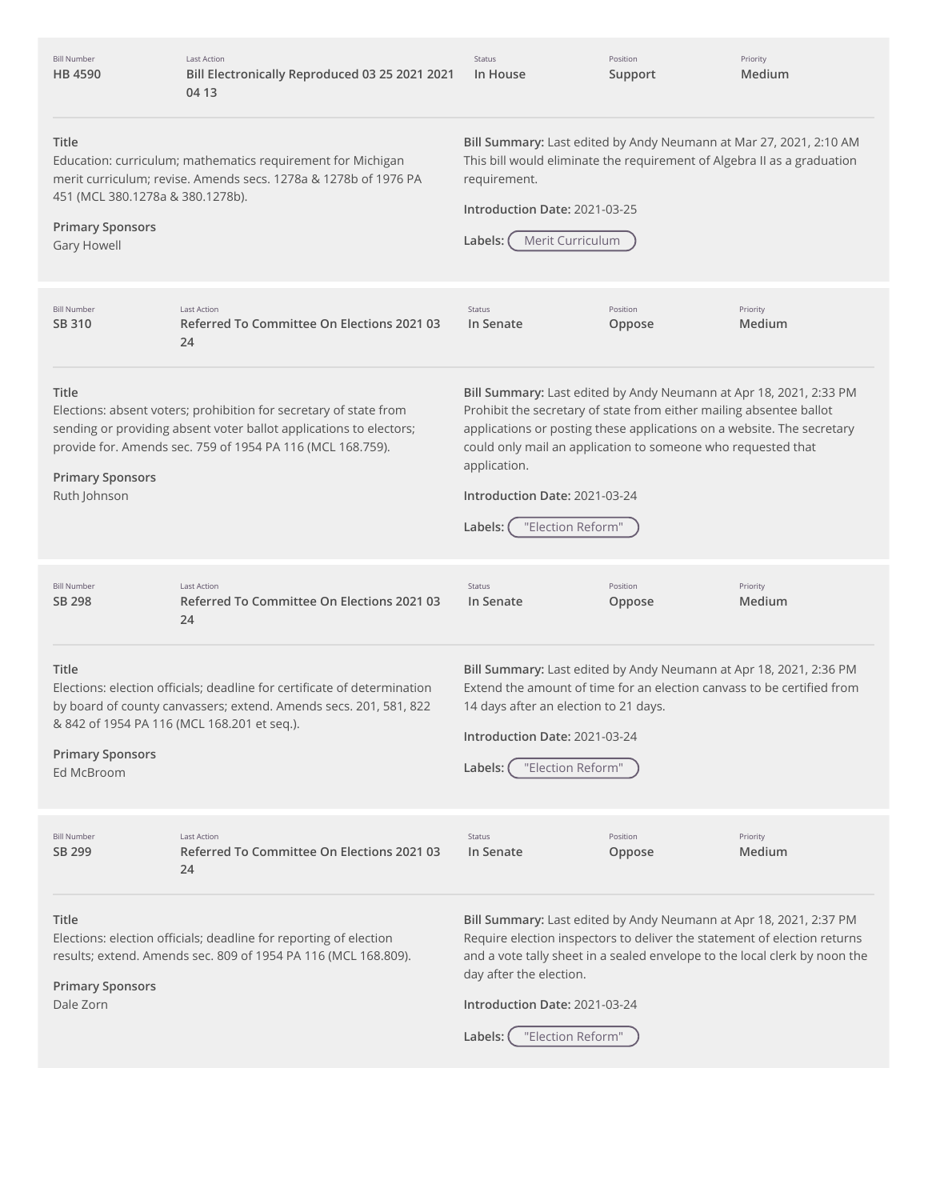| Bill Number | Last Action | Status | Position | Priority |
|---|---|---|---|---|
| HB 4590 | Bill Electronically Reproduced 03 25 2021 2021 04 13 | In House | Support | Medium |

**Title**
Education: curriculum; mathematics requirement for Michigan merit curriculum; revise. Amends secs. 1278a & 1278b of 1976 PA 451 (MCL 380.1278a & 380.1278b).

**Primary Sponsors**
Gary Howell

**Bill Summary:** Last edited by Andy Neumann at Mar 27, 2021, 2:10 AM
This bill would eliminate the requirement of Algebra II as a graduation requirement.

**Introduction Date:** 2021-03-25

**Labels:** Merit Curriculum

---

| Bill Number | Last Action | Status | Position | Priority |
|---|---|---|---|---|
| SB 310 | Referred To Committee On Elections 2021 03 24 | In Senate | Oppose | Medium |

**Title**
Elections: absent voters; prohibition for secretary of state from sending or providing absent voter ballot applications to electors; provide for. Amends sec. 759 of 1954 PA 116 (MCL 168.759).

**Primary Sponsors**
Ruth Johnson

**Bill Summary:** Last edited by Andy Neumann at Apr 18, 2021, 2:33 PM
Prohibit the secretary of state from either mailing absentee ballot applications or posting these applications on a website. The secretary could only mail an application to someone who requested that application.

**Introduction Date:** 2021-03-24

**Labels:** "Election Reform"

---

| Bill Number | Last Action | Status | Position | Priority |
|---|---|---|---|---|
| SB 298 | Referred To Committee On Elections 2021 03 24 | In Senate | Oppose | Medium |

**Title**
Elections: election officials; deadline for certificate of determination by board of county canvassers; extend. Amends secs. 201, 581, 822 & 842 of 1954 PA 116 (MCL 168.201 et seq.).

**Primary Sponsors**
Ed McBroom

**Bill Summary:** Last edited by Andy Neumann at Apr 18, 2021, 2:36 PM
Extend the amount of time for an election canvass to be certified from 14 days after an election to 21 days.

**Introduction Date:** 2021-03-24

**Labels:** "Election Reform"

---

| Bill Number | Last Action | Status | Position | Priority |
|---|---|---|---|---|
| SB 299 | Referred To Committee On Elections 2021 03 24 | In Senate | Oppose | Medium |

**Title**
Elections: election officials; deadline for reporting of election results; extend. Amends sec. 809 of 1954 PA 116 (MCL 168.809).

**Primary Sponsors**
Dale Zorn

**Bill Summary:** Last edited by Andy Neumann at Apr 18, 2021, 2:37 PM
Require election inspectors to deliver the statement of election returns and a vote tally sheet in a sealed envelope to the local clerk by noon the day after the election.

**Introduction Date:** 2021-03-24

**Labels:** "Election Reform"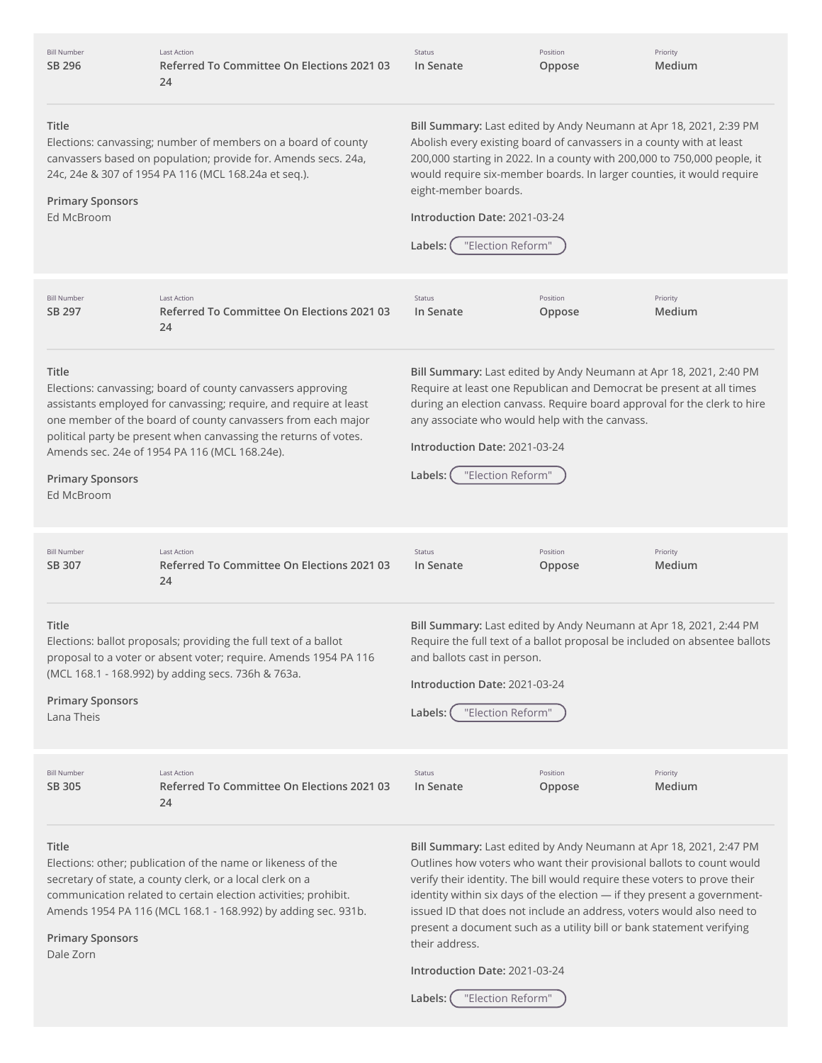| Bill Number | Last Action | Status | Position | Priority |
| --- | --- | --- | --- | --- |
| SB 296 | Referred To Committee On Elections 2021 03 24 | In Senate | Oppose | Medium |

**Title**
Elections: canvassing; number of members on a board of county canvassers based on population; provide for. Amends secs. 24a, 24c, 24e & 307 of 1954 PA 116 (MCL 168.24a et seq.).

**Primary Sponsors**
Ed McBroom

**Bill Summary:** Last edited by Andy Neumann at Apr 18, 2021, 2:39 PM
Abolish every existing board of canvassers in a county with at least 200,000 starting in 2022. In a county with 200,000 to 750,000 people, it would require six-member boards. In larger counties, it would require eight-member boards.

**Introduction Date:** 2021-03-24

**Labels:** "Election Reform"

---

| Bill Number | Last Action | Status | Position | Priority |
| --- | --- | --- | --- | --- |
| SB 297 | Referred To Committee On Elections 2021 03 24 | In Senate | Oppose | Medium |

**Title**
Elections: canvassing; board of county canvassers approving assistants employed for canvassing; require, and require at least one member of the board of county canvassers from each major political party be present when canvassing the returns of votes. Amends sec. 24e of 1954 PA 116 (MCL 168.24e).

**Primary Sponsors**
Ed McBroom

**Bill Summary:** Last edited by Andy Neumann at Apr 18, 2021, 2:40 PM
Require at least one Republican and Democrat be present at all times during an election canvass. Require board approval for the clerk to hire any associate who would help with the canvass.

**Introduction Date:** 2021-03-24

**Labels:** "Election Reform"

---

| Bill Number | Last Action | Status | Position | Priority |
| --- | --- | --- | --- | --- |
| SB 307 | Referred To Committee On Elections 2021 03 24 | In Senate | Oppose | Medium |

**Title**
Elections: ballot proposals; providing the full text of a ballot proposal to a voter or absent voter; require. Amends 1954 PA 116 (MCL 168.1 - 168.992) by adding secs. 736h & 763a.

**Primary Sponsors**
Lana Theis

**Bill Summary:** Last edited by Andy Neumann at Apr 18, 2021, 2:44 PM
Require the full text of a ballot proposal be included on absentee ballots and ballots cast in person.

**Introduction Date:** 2021-03-24

**Labels:** "Election Reform"

---

| Bill Number | Last Action | Status | Position | Priority |
| --- | --- | --- | --- | --- |
| SB 305 | Referred To Committee On Elections 2021 03 24 | In Senate | Oppose | Medium |

**Title**
Elections: other; publication of the name or likeness of the secretary of state, a county clerk, or a local clerk on a communication related to certain election activities; prohibit. Amends 1954 PA 116 (MCL 168.1 - 168.992) by adding sec. 931b.

**Primary Sponsors**
Dale Zorn

**Bill Summary:** Last edited by Andy Neumann at Apr 18, 2021, 2:47 PM
Outlines how voters who want their provisional ballots to count would verify their identity. The bill would require these voters to prove their identity within six days of the election — if they present a government-issued ID that does not include an address, voters would also need to present a document such as a utility bill or bank statement verifying their address.

**Introduction Date:** 2021-03-24

**Labels:** "Election Reform"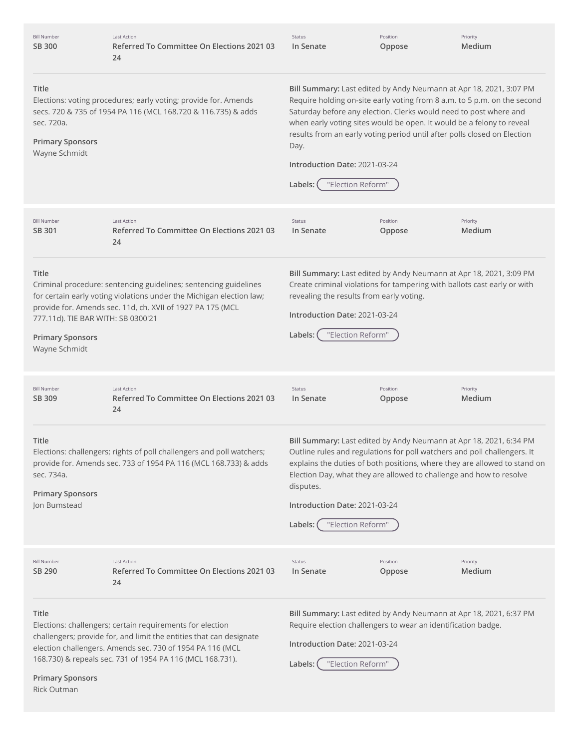| Bill Number | Last Action | Status | Position | Priority |
| --- | --- | --- | --- | --- |
| SB 300 | Referred To Committee On Elections 2021 03 24 | In Senate | Oppose | Medium |

**Title**
Elections: voting procedures; early voting; provide for. Amends secs. 720 & 735 of 1954 PA 116 (MCL 168.720 & 116.735) & adds sec. 720a.

**Primary Sponsors**
Wayne Schmidt

**Bill Summary:** Last edited by Andy Neumann at Apr 18, 2021, 3:07 PM
Require holding on-site early voting from 8 a.m. to 5 p.m. on the second Saturday before any election. Clerks would need to post where and when early voting sites would be open. It would be a felony to reveal results from an early voting period until after polls closed on Election Day.

**Introduction Date:** 2021-03-24

**Labels:** "Election Reform"

---

| Bill Number | Last Action | Status | Position | Priority |
| --- | --- | --- | --- | --- |
| SB 301 | Referred To Committee On Elections 2021 03 24 | In Senate | Oppose | Medium |

**Title**
Criminal procedure: sentencing guidelines; sentencing guidelines for certain early voting violations under the Michigan election law; provide for. Amends sec. 11d, ch. XVII of 1927 PA 175 (MCL 777.11d). TIE BAR WITH: SB 0300'21

**Primary Sponsors**
Wayne Schmidt

**Bill Summary:** Last edited by Andy Neumann at Apr 18, 2021, 3:09 PM
Create criminal violations for tampering with ballots cast early or with revealing the results from early voting.

**Introduction Date:** 2021-03-24

**Labels:** "Election Reform"

---

| Bill Number | Last Action | Status | Position | Priority |
| --- | --- | --- | --- | --- |
| SB 309 | Referred To Committee On Elections 2021 03 24 | In Senate | Oppose | Medium |

**Title**
Elections: challengers; rights of poll challengers and poll watchers; provide for. Amends sec. 733 of 1954 PA 116 (MCL 168.733) & adds sec. 734a.

**Primary Sponsors**
Jon Bumstead

**Bill Summary:** Last edited by Andy Neumann at Apr 18, 2021, 6:34 PM
Outline rules and regulations for poll watchers and poll challengers. It explains the duties of both positions, where they are allowed to stand on Election Day, what they are allowed to challenge and how to resolve disputes.

**Introduction Date:** 2021-03-24

**Labels:** "Election Reform"

---

| Bill Number | Last Action | Status | Position | Priority |
| --- | --- | --- | --- | --- |
| SB 290 | Referred To Committee On Elections 2021 03 24 | In Senate | Oppose | Medium |

**Title**
Elections: challengers; certain requirements for election challengers; provide for, and limit the entities that can designate election challengers. Amends sec. 730 of 1954 PA 116 (MCL 168.730) & repeals sec. 731 of 1954 PA 116 (MCL 168.731).

**Primary Sponsors**
Rick Outman

**Bill Summary:** Last edited by Andy Neumann at Apr 18, 2021, 6:37 PM
Require election challengers to wear an identification badge.

**Introduction Date:** 2021-03-24

**Labels:** "Election Reform"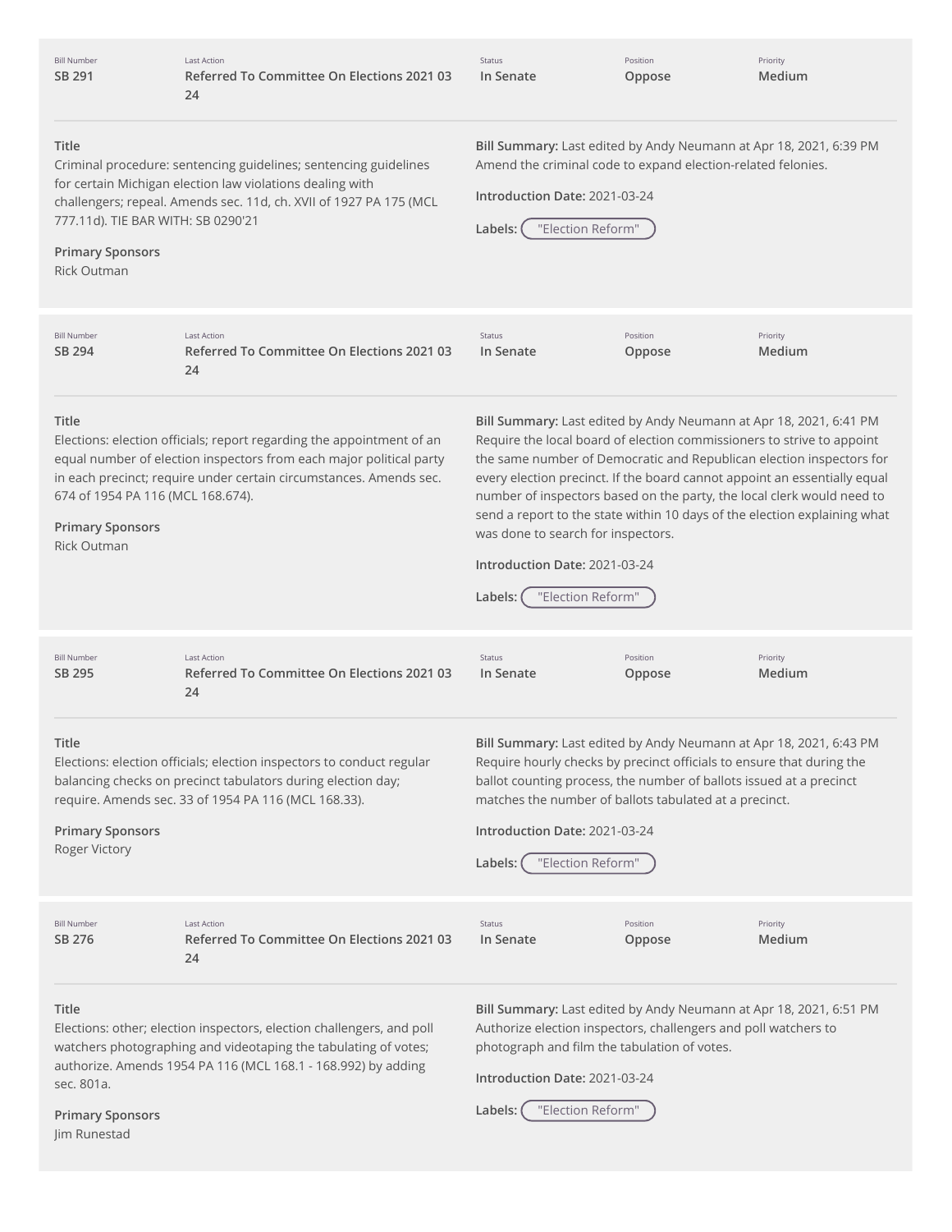| Bill Number | Last Action | Status | Position | Priority |
|---|---|---|---|---|
| SB 291 | Referred To Committee On Elections 2021 03 24 | In Senate | Oppose | Medium |

**Title**
Criminal procedure: sentencing guidelines; sentencing guidelines for certain Michigan election law violations dealing with challengers; repeal. Amends sec. 11d, ch. XVII of 1927 PA 175 (MCL 777.11d). TIE BAR WITH: SB 0290'21

**Primary Sponsors**
Rick Outman

**Bill Summary:** Last edited by Andy Neumann at Apr 18, 2021, 6:39 PM
Amend the criminal code to expand election-related felonies.

**Introduction Date:** 2021-03-24

**Labels:** "Election Reform"

---

| Bill Number | Last Action | Status | Position | Priority |
|---|---|---|---|---|
| SB 294 | Referred To Committee On Elections 2021 03 24 | In Senate | Oppose | Medium |

**Title**
Elections: election officials; report regarding the appointment of an equal number of election inspectors from each major political party in each precinct; require under certain circumstances. Amends sec. 674 of 1954 PA 116 (MCL 168.674).

**Primary Sponsors**
Rick Outman

**Bill Summary:** Last edited by Andy Neumann at Apr 18, 2021, 6:41 PM
Require the local board of election commissioners to strive to appoint the same number of Democratic and Republican election inspectors for every election precinct. If the board cannot appoint an essentially equal number of inspectors based on the party, the local clerk would need to send a report to the state within 10 days of the election explaining what was done to search for inspectors.

**Introduction Date:** 2021-03-24

**Labels:** "Election Reform"

---

| Bill Number | Last Action | Status | Position | Priority |
|---|---|---|---|---|
| SB 295 | Referred To Committee On Elections 2021 03 24 | In Senate | Oppose | Medium |

**Title**
Elections: election officials; election inspectors to conduct regular balancing checks on precinct tabulators during election day; require. Amends sec. 33 of 1954 PA 116 (MCL 168.33).

**Primary Sponsors**
Roger Victory

**Bill Summary:** Last edited by Andy Neumann at Apr 18, 2021, 6:43 PM
Require hourly checks by precinct officials to ensure that during the ballot counting process, the number of ballots issued at a precinct matches the number of ballots tabulated at a precinct.

**Introduction Date:** 2021-03-24

**Labels:** "Election Reform"

---

| Bill Number | Last Action | Status | Position | Priority |
|---|---|---|---|---|
| SB 276 | Referred To Committee On Elections 2021 03 24 | In Senate | Oppose | Medium |

**Title**
Elections: other; election inspectors, election challengers, and poll watchers photographing and videotaping the tabulating of votes; authorize. Amends 1954 PA 116 (MCL 168.1 - 168.992) by adding sec. 801a.

**Primary Sponsors**
Jim Runestad

**Bill Summary:** Last edited by Andy Neumann at Apr 18, 2021, 6:51 PM
Authorize election inspectors, challengers and poll watchers to photograph and film the tabulation of votes.

**Introduction Date:** 2021-03-24

**Labels:** "Election Reform"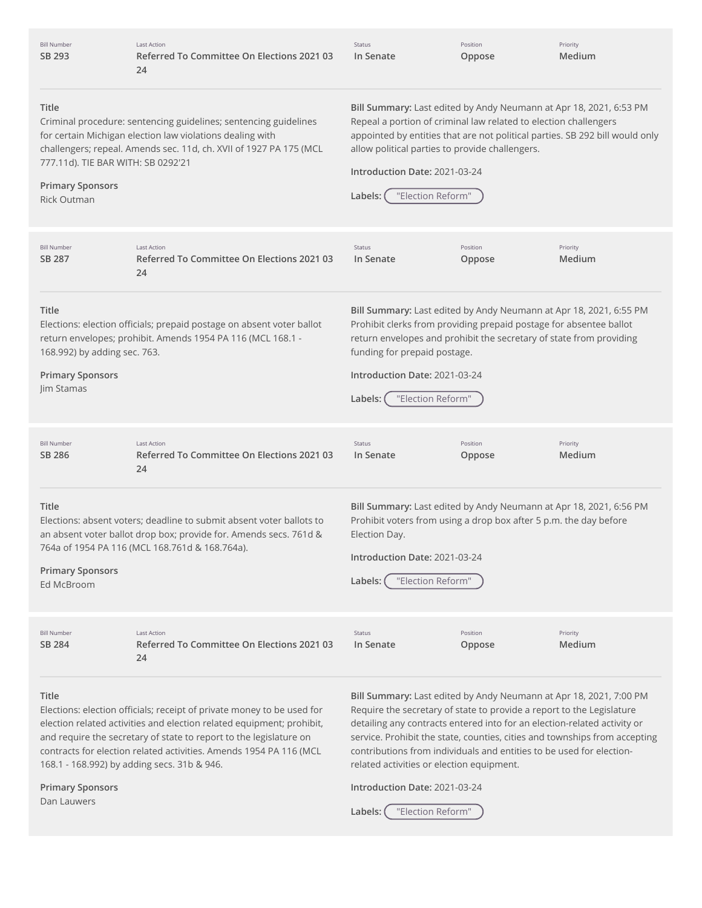| Bill Number | Last Action | Status | Position | Priority |
|---|---|---|---|---|
| SB 293 | Referred To Committee On Elections 2021 03 24 | In Senate | Oppose | Medium |

**Title**
Criminal procedure: sentencing guidelines; sentencing guidelines for certain Michigan election law violations dealing with challengers; repeal. Amends sec. 11d, ch. XVII of 1927 PA 175 (MCL 777.11d). TIE BAR WITH: SB 0292'21

**Primary Sponsors**
Rick Outman

**Bill Summary:** Last edited by Andy Neumann at Apr 18, 2021, 6:53 PM
Repeal a portion of criminal law related to election challengers appointed by entities that are not political parties. SB 292 bill would only allow political parties to provide challengers.

**Introduction Date:** 2021-03-24

**Labels:** "Election Reform"

| Bill Number | Last Action | Status | Position | Priority |
|---|---|---|---|---|
| SB 287 | Referred To Committee On Elections 2021 03 24 | In Senate | Oppose | Medium |

**Title**
Elections: election officials; prepaid postage on absent voter ballot return envelopes; prohibit. Amends 1954 PA 116 (MCL 168.1 - 168.992) by adding sec. 763.

**Primary Sponsors**
Jim Stamas

**Bill Summary:** Last edited by Andy Neumann at Apr 18, 2021, 6:55 PM
Prohibit clerks from providing prepaid postage for absentee ballot return envelopes and prohibit the secretary of state from providing funding for prepaid postage.

**Introduction Date:** 2021-03-24

**Labels:** "Election Reform"

| Bill Number | Last Action | Status | Position | Priority |
|---|---|---|---|---|
| SB 286 | Referred To Committee On Elections 2021 03 24 | In Senate | Oppose | Medium |

**Title**
Elections: absent voters; deadline to submit absent voter ballots to an absent voter ballot drop box; provide for. Amends secs. 761d & 764a of 1954 PA 116 (MCL 168.761d & 168.764a).

**Primary Sponsors**
Ed McBroom

**Bill Summary:** Last edited by Andy Neumann at Apr 18, 2021, 6:56 PM
Prohibit voters from using a drop box after 5 p.m. the day before Election Day.

**Introduction Date:** 2021-03-24

**Labels:** "Election Reform"

| Bill Number | Last Action | Status | Position | Priority |
|---|---|---|---|---|
| SB 284 | Referred To Committee On Elections 2021 03 24 | In Senate | Oppose | Medium |

**Title**
Elections: election officials; receipt of private money to be used for election related activities and election related equipment; prohibit, and require the secretary of state to report to the legislature on contracts for election related activities. Amends 1954 PA 116 (MCL 168.1 - 168.992) by adding secs. 31b & 946.

**Primary Sponsors**
Dan Lauwers

**Bill Summary:** Last edited by Andy Neumann at Apr 18, 2021, 7:00 PM
Require the secretary of state to provide a report to the Legislature detailing any contracts entered into for an election-related activity or service. Prohibit the state, counties, cities and townships from accepting contributions from individuals and entities to be used for election-related activities or election equipment.

**Introduction Date:** 2021-03-24

**Labels:** "Election Reform"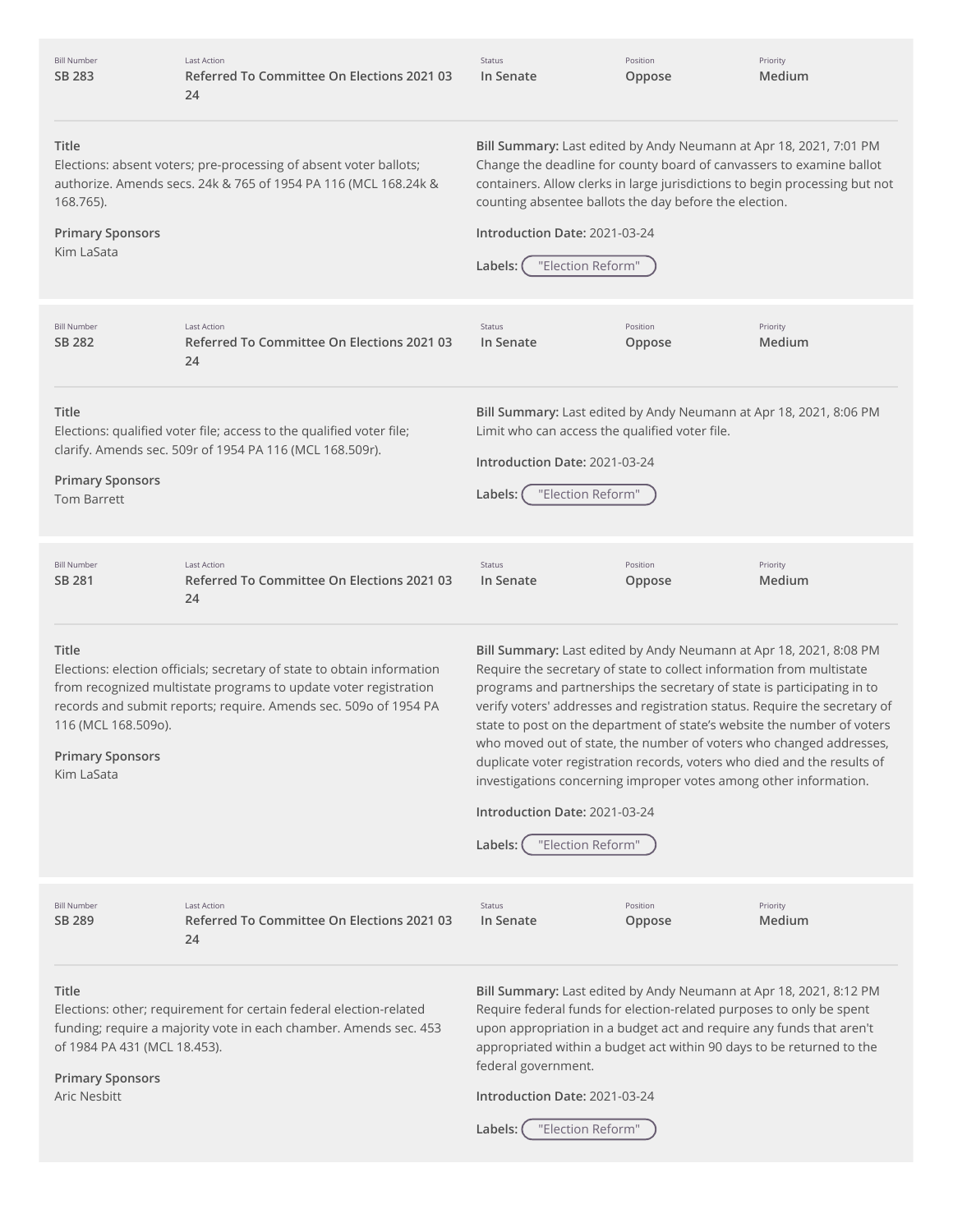| Bill Number | Last Action | Status | Position | Priority |
|---|---|---|---|---|
| SB 283 | Referred To Committee On Elections 2021 03 24 | In Senate | Oppose | Medium |

**Title**
Elections: absent voters; pre-processing of absent voter ballots; authorize. Amends secs. 24k & 765 of 1954 PA 116 (MCL 168.24k & 168.765).

**Primary Sponsors**
Kim LaSata

**Bill Summary:** Last edited by Andy Neumann at Apr 18, 2021, 7:01 PM
Change the deadline for county board of canvassers to examine ballot containers. Allow clerks in large jurisdictions to begin processing but not counting absentee ballots the day before the election.

**Introduction Date:** 2021-03-24

**Labels:** "Election Reform"

---

| Bill Number | Last Action | Status | Position | Priority |
|---|---|---|---|---|
| SB 282 | Referred To Committee On Elections 2021 03 24 | In Senate | Oppose | Medium |

**Title**
Elections: qualified voter file; access to the qualified voter file; clarify. Amends sec. 509r of 1954 PA 116 (MCL 168.509r).

**Primary Sponsors**
Tom Barrett

**Bill Summary:** Last edited by Andy Neumann at Apr 18, 2021, 8:06 PM
Limit who can access the qualified voter file.

**Introduction Date:** 2021-03-24

**Labels:** "Election Reform"

---

| Bill Number | Last Action | Status | Position | Priority |
|---|---|---|---|---|
| SB 281 | Referred To Committee On Elections 2021 03 24 | In Senate | Oppose | Medium |

**Title**
Elections: election officials; secretary of state to obtain information from recognized multistate programs to update voter registration records and submit reports; require. Amends sec. 509o of 1954 PA 116 (MCL 168.509o).

**Primary Sponsors**
Kim LaSata

**Bill Summary:** Last edited by Andy Neumann at Apr 18, 2021, 8:08 PM
Require the secretary of state to collect information from multistate programs and partnerships the secretary of state is participating in to verify voters' addresses and registration status. Require the secretary of state to post on the department of state's website the number of voters who moved out of state, the number of voters who changed addresses, duplicate voter registration records, voters who died and the results of investigations concerning improper votes among other information.

**Introduction Date:** 2021-03-24

**Labels:** "Election Reform"

---

| Bill Number | Last Action | Status | Position | Priority |
|---|---|---|---|---|
| SB 289 | Referred To Committee On Elections 2021 03 24 | In Senate | Oppose | Medium |

**Title**
Elections: other; requirement for certain federal election-related funding; require a majority vote in each chamber. Amends sec. 453 of 1984 PA 431 (MCL 18.453).

**Primary Sponsors**
Aric Nesbitt

**Bill Summary:** Last edited by Andy Neumann at Apr 18, 2021, 8:12 PM
Require federal funds for election-related purposes to only be spent upon appropriation in a budget act and require any funds that aren't appropriated within a budget act within 90 days to be returned to the federal government.

**Introduction Date:** 2021-03-24

**Labels:** "Election Reform"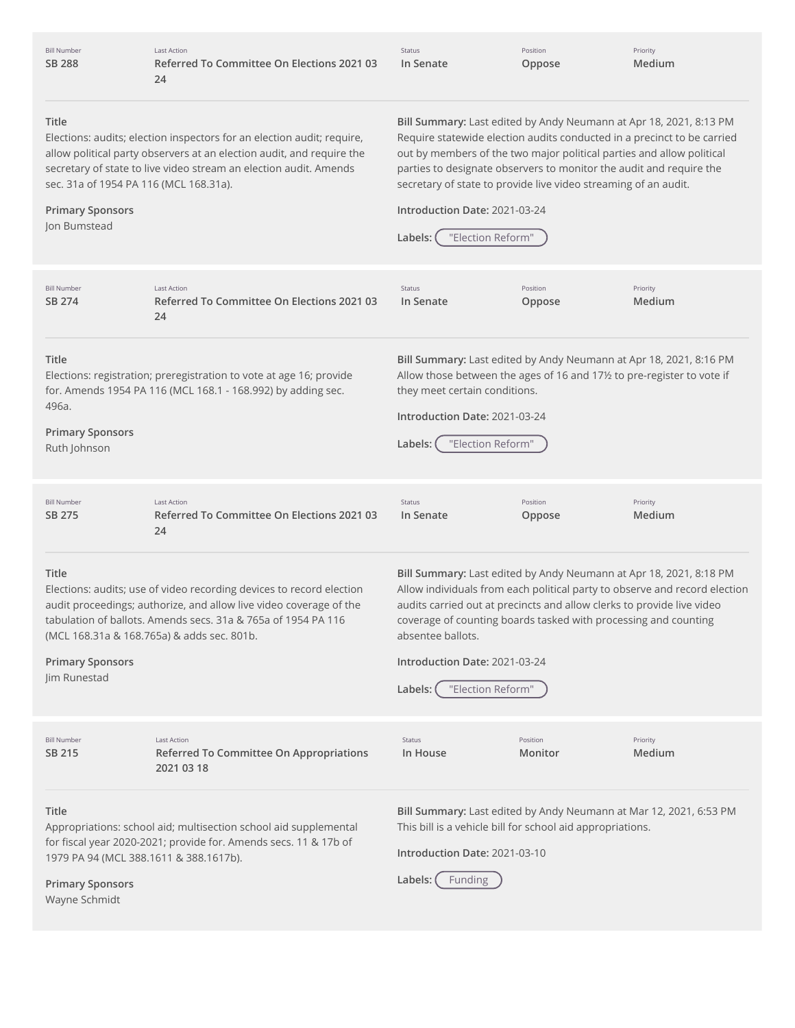| Bill Number | Last Action | Status | Position | Priority |
|---|---|---|---|---|
| **SB 288** | **Referred To Committee On Elections 2021 03 24** | **In Senate** | **Oppose** | **Medium** |

**Title**
Elections: audits; election inspectors for an election audit; require, allow political party observers at an election audit, and require the secretary of state to live video stream an election audit. Amends sec. 31a of 1954 PA 116 (MCL 168.31a).

**Primary Sponsors**
Jon Bumstead

**Bill Summary:** Last edited by Andy Neumann at Apr 18, 2021, 8:13 PM
Require statewide election audits conducted in a precinct to be carried out by members of the two major political parties and allow political parties to designate observers to monitor the audit and require the secretary of state to provide live video streaming of an audit.

**Introduction Date:** 2021-03-24

**Labels:** "Election Reform"

---

| Bill Number | Last Action | Status | Position | Priority |
|---|---|---|---|---|
| **SB 274** | **Referred To Committee On Elections 2021 03 24** | **In Senate** | **Oppose** | **Medium** |

**Title**
Elections: registration; preregistration to vote at age 16; provide for. Amends 1954 PA 116 (MCL 168.1 - 168.992) by adding sec. 496a.

**Primary Sponsors**
Ruth Johnson

**Bill Summary:** Last edited by Andy Neumann at Apr 18, 2021, 8:16 PM
Allow those between the ages of 16 and 17½ to pre-register to vote if they meet certain conditions.

**Introduction Date:** 2021-03-24

**Labels:** "Election Reform"

---

| Bill Number | Last Action | Status | Position | Priority |
|---|---|---|---|---|
| **SB 275** | **Referred To Committee On Elections 2021 03 24** | **In Senate** | **Oppose** | **Medium** |

**Title**
Elections: audits; use of video recording devices to record election audit proceedings; authorize, and allow live video coverage of the tabulation of ballots. Amends secs. 31a & 765a of 1954 PA 116 (MCL 168.31a & 168.765a) & adds sec. 801b.

**Primary Sponsors**
Jim Runestad

**Bill Summary:** Last edited by Andy Neumann at Apr 18, 2021, 8:18 PM
Allow individuals from each political party to observe and record election audits carried out at precincts and allow clerks to provide live video coverage of counting boards tasked with processing and counting absentee ballots.

**Introduction Date:** 2021-03-24

**Labels:** "Election Reform"

---

| Bill Number | Last Action | Status | Position | Priority |
|---|---|---|---|---|
| **SB 215** | **Referred To Committee On Appropriations 2021 03 18** | **In House** | **Monitor** | **Medium** |

**Title**
Appropriations: school aid; multisection school aid supplemental for fiscal year 2020-2021; provide for. Amends secs. 11 & 17b of 1979 PA 94 (MCL 388.1611 & 388.1617b).

**Primary Sponsors**
Wayne Schmidt

**Bill Summary:** Last edited by Andy Neumann at Mar 12, 2021, 6:53 PM
This bill is a vehicle bill for school aid appropriations.

**Introduction Date:** 2021-03-10

**Labels:** Funding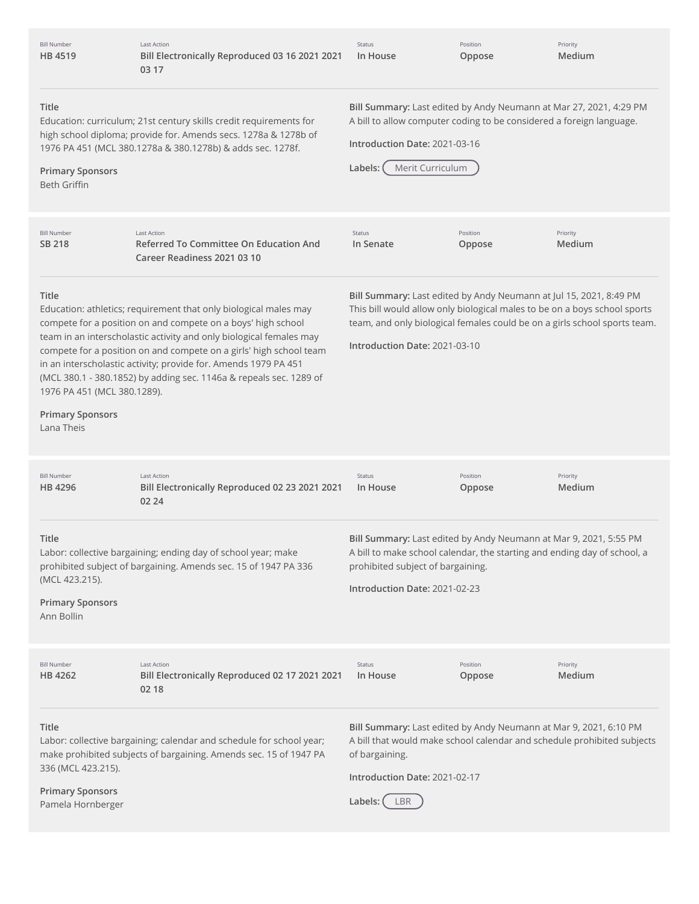| Bill Number | Last Action | Status | Position | Priority |
| --- | --- | --- | --- | --- |
| **HB 4519** | **Bill Electronically Reproduced 03 16 2021 2021 03 17** | **In House** | **Oppose** | **Medium** |

**Title**
Education: curriculum; 21st century skills credit requirements for high school diploma; provide for. Amends secs. 1278a & 1278b of 1976 PA 451 (MCL 380.1278a & 380.1278b) & adds sec. 1278f.

**Primary Sponsors**
Beth Griffin

**Bill Summary:** Last edited by Andy Neumann at Mar 27, 2021, 4:29 PM
A bill to allow computer coding to be considered a foreign language.

**Introduction Date:** 2021-03-16

**Labels:** Merit Curriculum

---

| Bill Number | Last Action | Status | Position | Priority |
| --- | --- | --- | --- | --- |
| **SB 218** | **Referred To Committee On Education And Career Readiness 2021 03 10** | **In Senate** | **Oppose** | **Medium** |

**Title**
Education: athletics; requirement that only biological males may compete for a position on and compete on a boys' high school team in an interscholastic activity and only biological females may compete for a position on and compete on a girls' high school team in an interscholastic activity; provide for. Amends 1979 PA 451 (MCL 380.1 - 380.1852) by adding sec. 1146a & repeals sec. 1289 of 1976 PA 451 (MCL 380.1289).

**Primary Sponsors**
Lana Theis

**Bill Summary:** Last edited by Andy Neumann at Jul 15, 2021, 8:49 PM
This bill would allow only biological males to be on a boys school sports team, and only biological females could be on a girls school sports team.

**Introduction Date:** 2021-03-10

---

| Bill Number | Last Action | Status | Position | Priority |
| --- | --- | --- | --- | --- |
| **HB 4296** | **Bill Electronically Reproduced 02 23 2021 2021 02 24** | **In House** | **Oppose** | **Medium** |

**Title**
Labor: collective bargaining; ending day of school year; make prohibited subject of bargaining. Amends sec. 15 of 1947 PA 336 (MCL 423.215).

**Primary Sponsors**
Ann Bollin

**Bill Summary:** Last edited by Andy Neumann at Mar 9, 2021, 5:55 PM
A bill to make school calendar, the starting and ending day of school, a prohibited subject of bargaining.

**Introduction Date:** 2021-02-23

---

| Bill Number | Last Action | Status | Position | Priority |
| --- | --- | --- | --- | --- |
| **HB 4262** | **Bill Electronically Reproduced 02 17 2021 2021 02 18** | **In House** | **Oppose** | **Medium** |

**Title**
Labor: collective bargaining; calendar and schedule for school year; make prohibited subjects of bargaining. Amends sec. 15 of 1947 PA 336 (MCL 423.215).

**Primary Sponsors**
Pamela Hornberger

**Bill Summary:** Last edited by Andy Neumann at Mar 9, 2021, 6:10 PM
A bill that would make school calendar and schedule prohibited subjects of bargaining.

**Introduction Date:** 2021-02-17

**Labels:** LBR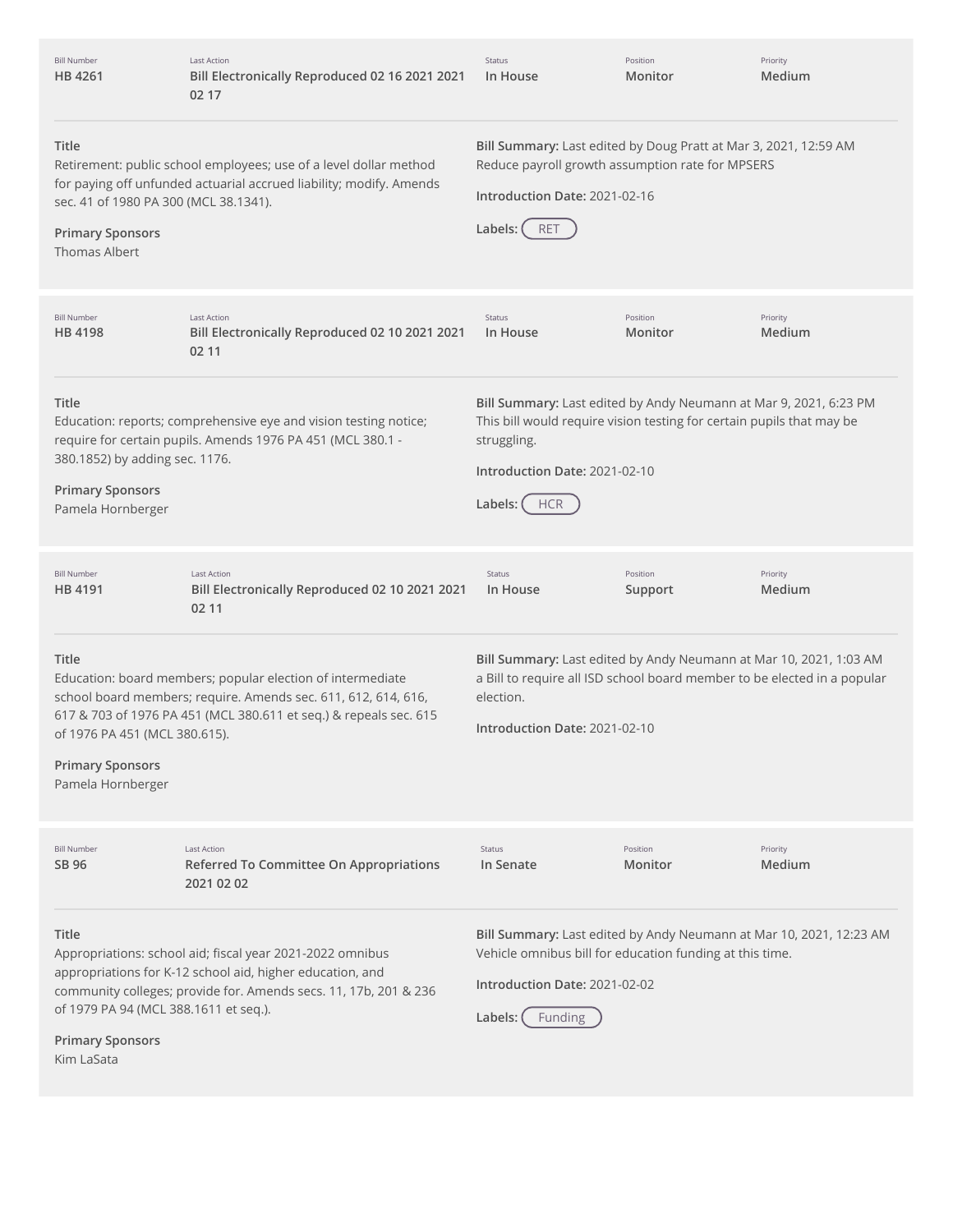| Bill Number | Last Action | Status | Position | Priority |
| --- | --- | --- | --- | --- |
| HB 4261 | Bill Electronically Reproduced 02 16 2021 2021 02 17 | In House | Monitor | Medium |

**Title**
Retirement: public school employees; use of a level dollar method for paying off unfunded actuarial accrued liability; modify. Amends sec. 41 of 1980 PA 300 (MCL 38.1341).

**Primary Sponsors**
Thomas Albert

**Bill Summary:** Last edited by Doug Pratt at Mar 3, 2021, 12:59 AM
Reduce payroll growth assumption rate for MPSERS

**Introduction Date:** 2021-02-16

**Labels:** RET

---

| Bill Number | Last Action | Status | Position | Priority |
| --- | --- | --- | --- | --- |
| HB 4198 | Bill Electronically Reproduced 02 10 2021 2021 02 11 | In House | Monitor | Medium |

**Title**
Education: reports; comprehensive eye and vision testing notice; require for certain pupils. Amends 1976 PA 451 (MCL 380.1 - 380.1852) by adding sec. 1176.

**Primary Sponsors**
Pamela Hornberger

**Bill Summary:** Last edited by Andy Neumann at Mar 9, 2021, 6:23 PM
This bill would require vision testing for certain pupils that may be struggling.

**Introduction Date:** 2021-02-10

**Labels:** HCR

---

| Bill Number | Last Action | Status | Position | Priority |
| --- | --- | --- | --- | --- |
| HB 4191 | Bill Electronically Reproduced 02 10 2021 2021 02 11 | In House | Support | Medium |

**Title**
Education: board members; popular election of intermediate school board members; require. Amends sec. 611, 612, 614, 616, 617 & 703 of 1976 PA 451 (MCL 380.611 et seq.) & repeals sec. 615 of 1976 PA 451 (MCL 380.615).

**Primary Sponsors**
Pamela Hornberger

**Bill Summary:** Last edited by Andy Neumann at Mar 10, 2021, 1:03 AM
a Bill to require all ISD school board member to be elected in a popular election.

**Introduction Date:** 2021-02-10

---

| Bill Number | Last Action | Status | Position | Priority |
| --- | --- | --- | --- | --- |
| SB 96 | Referred To Committee On Appropriations 2021 02 02 | In Senate | Monitor | Medium |

**Title**
Appropriations: school aid; fiscal year 2021-2022 omnibus appropriations for K-12 school aid, higher education, and community colleges; provide for. Amends secs. 11, 17b, 201 & 236 of 1979 PA 94 (MCL 388.1611 et seq.).

**Primary Sponsors**
Kim LaSata

**Bill Summary:** Last edited by Andy Neumann at Mar 10, 2021, 12:23 AM
Vehicle omnibus bill for education funding at this time.

**Introduction Date:** 2021-02-02

**Labels:** Funding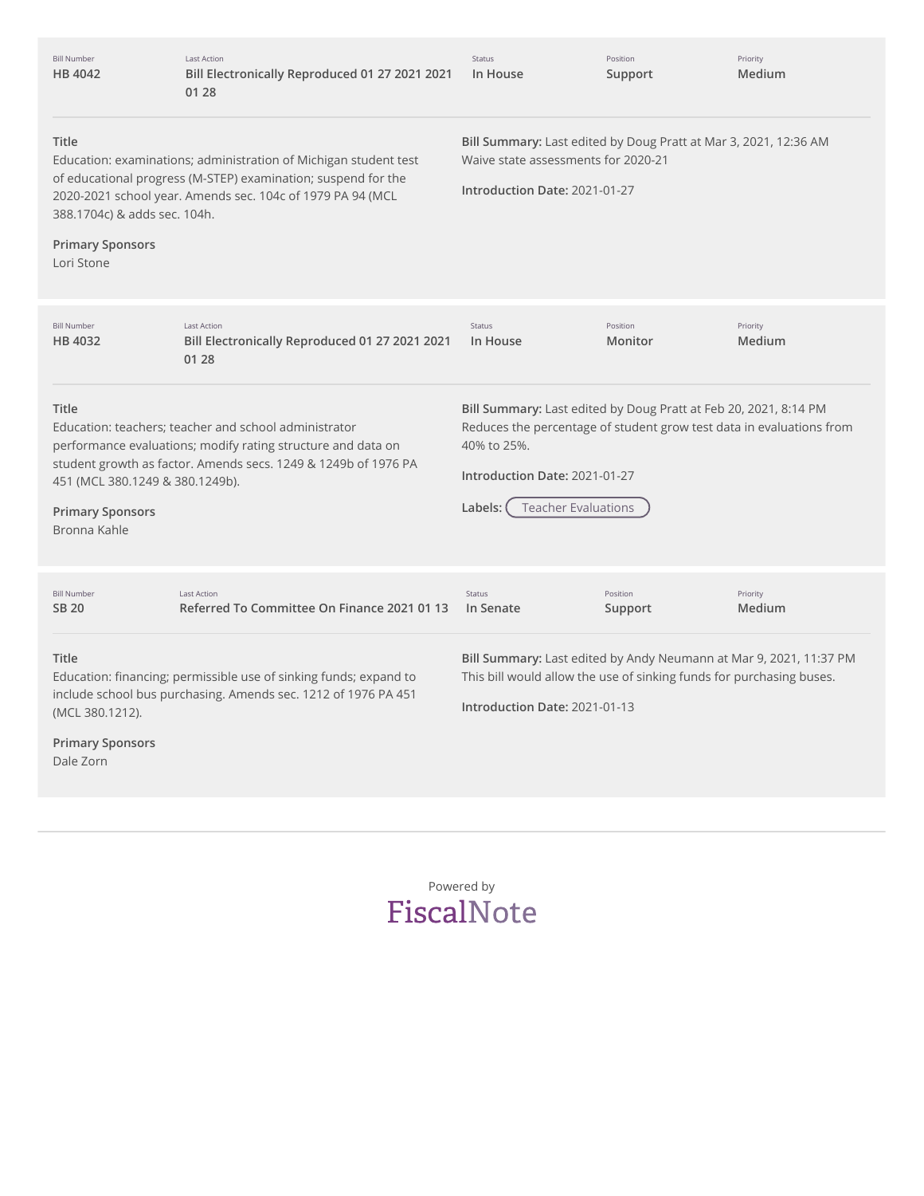| Bill Number | Last Action | Status | Position | Priority |
|---|---|---|---|---|
| HB 4042 | Bill Electronically Reproduced 01 27 2021 2021 01 28 | In House | Support | Medium |

**Title**
Education: examinations; administration of Michigan student test of educational progress (M-STEP) examination; suspend for the 2020-2021 school year. Amends sec. 104c of 1979 PA 94 (MCL 388.1704c) & adds sec. 104h.

**Primary Sponsors**
Lori Stone

**Bill Summary:** Last edited by Doug Pratt at Mar 3, 2021, 12:36 AM
Waive state assessments for 2020-21

**Introduction Date:** 2021-01-27

| Bill Number | Last Action | Status | Position | Priority |
|---|---|---|---|---|
| HB 4032 | Bill Electronically Reproduced 01 27 2021 2021 01 28 | In House | Monitor | Medium |

**Title**
Education: teachers; teacher and school administrator performance evaluations; modify rating structure and data on student growth as factor. Amends secs. 1249 & 1249b of 1976 PA 451 (MCL 380.1249 & 380.1249b).

**Primary Sponsors**
Bronna Kahle

**Bill Summary:** Last edited by Doug Pratt at Feb 20, 2021, 8:14 PM
Reduces the percentage of student grow test data in evaluations from 40% to 25%.

**Introduction Date:** 2021-01-27

**Labels:** Teacher Evaluations

| Bill Number | Last Action | Status | Position | Priority |
|---|---|---|---|---|
| SB 20 | Referred To Committee On Finance 2021 01 13 | In Senate | Support | Medium |

**Title**
Education: financing; permissible use of sinking funds; expand to include school bus purchasing. Amends sec. 1212 of 1976 PA 451 (MCL 380.1212).

**Primary Sponsors**
Dale Zorn

**Bill Summary:** Last edited by Andy Neumann at Mar 9, 2021, 11:37 PM
This bill would allow the use of sinking funds for purchasing buses.

**Introduction Date:** 2021-01-13

Powered by
FiscalNote